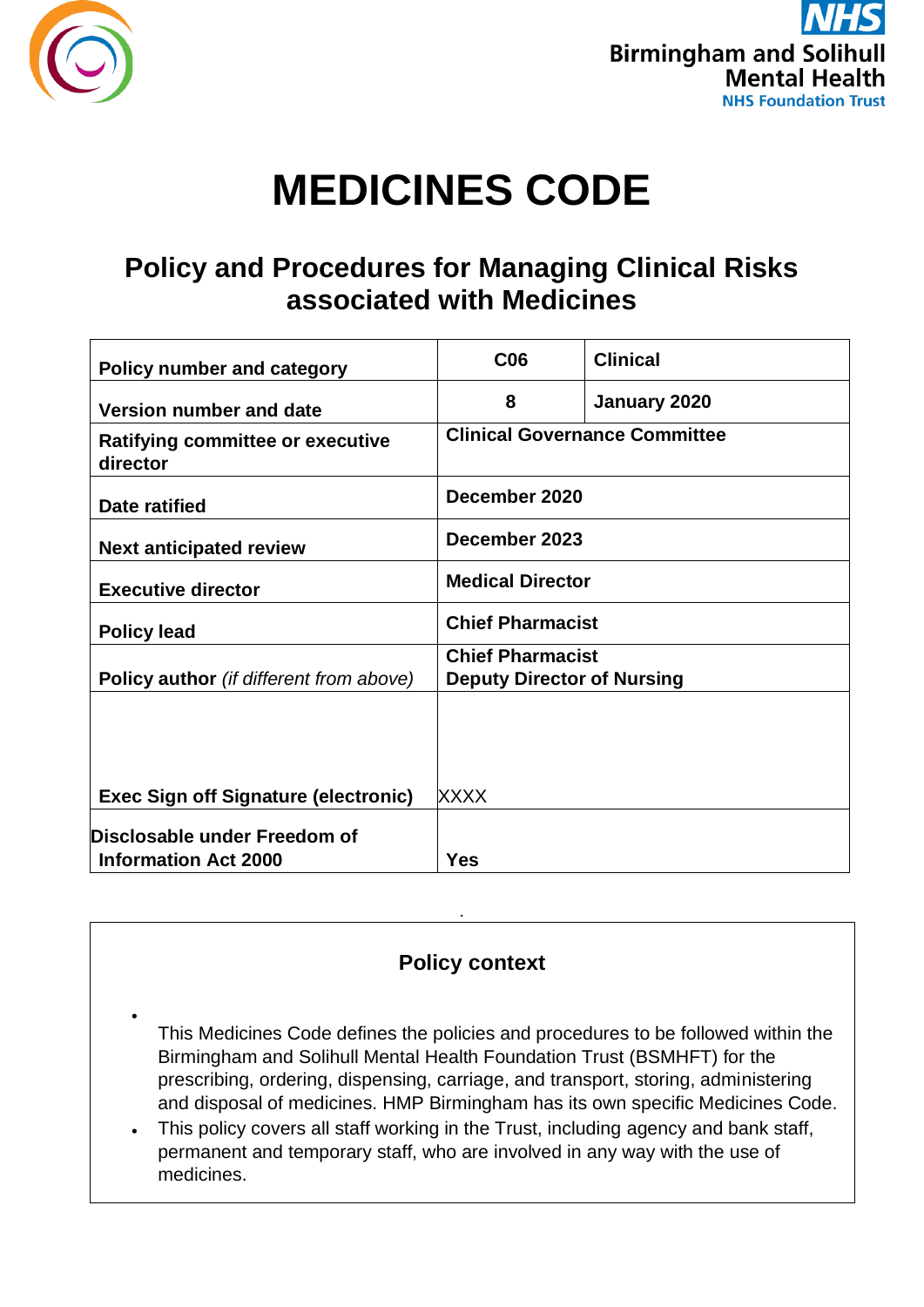Birmingham and Solihull Mental Health NHS Foundation Trust

# MEDICINES CODE

## Policy and Procedures for Managing Clinical Risks associated with Medicines

| | | |
|---|---|---|
| **Policy number and category** | **C06** | **Clinical** |
| **Version number and date** | **8** | **January 2020** |
| **Ratifying committee or executive director** | **Clinical Governance Committee** | |
| **Date ratified** | **December 2020** | |
| **Next anticipated review** | **December 2023** | |
| **Executive director** | **Medical Director** | |
| **Policy lead** | **Chief Pharmacist** | |
| **Policy author** *(if different from above)* | **Chief Pharmacist**<br>**Deputy Director of Nursing** | |
| **Exec Sign off Signature (electronic)** | XXXX | |
| **Disclosable under Freedom of Information Act 2000** | **Yes** | |

### Policy context

- This Medicines Code defines the policies and procedures to be followed within the Birmingham and Solihull Mental Health Foundation Trust (BSMHFT) for the prescribing, ordering, dispensing, carriage, and transport, storing, administering and disposal of medicines. HMP Birmingham has its own specific Medicines Code.
- This policy covers all staff working in the Trust, including agency and bank staff, permanent and temporary staff, who are involved in any way with the use of medicines.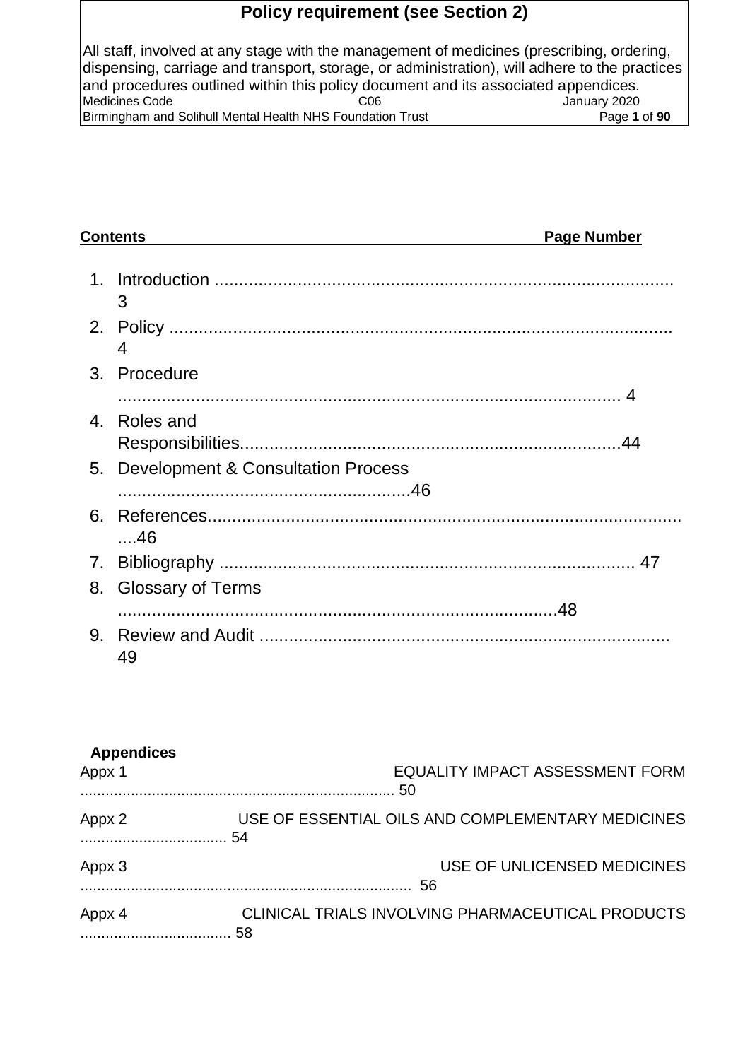## Policy requirement (see Section 2)

All staff, involved at any stage with the management of medicines (prescribing, ordering, dispensing, carriage and transport, storage, or administration), will adhere to the practices and procedures outlined within this policy document and its associated appendices.

| Contents | Page Number |
|---|---|
| 1. Introduction | 3 |
| 2. Policy | 4 |
| 3. Procedure | 4 |
| 4. Roles and Responsibilities | 44 |
| 5. Development & Consultation Process | 46 |
| 6. References | 46 |
| 7. Bibliography | 47 |
| 8. Glossary of Terms | 48 |
| 9. Review and Audit | 49 |

**Appendices**

| Appx | Title | Page |
|---|---|---|
| Appx 1 | EQUALITY IMPACT ASSESSMENT FORM | 50 |
| Appx 2 | USE OF ESSENTIAL OILS AND COMPLEMENTARY MEDICINES | 54 |
| Appx 3 | USE OF UNLICENSED MEDICINES | 56 |
| Appx 4 | CLINICAL TRIALS INVOLVING PHARMACEUTICAL PRODUCTS | 58 |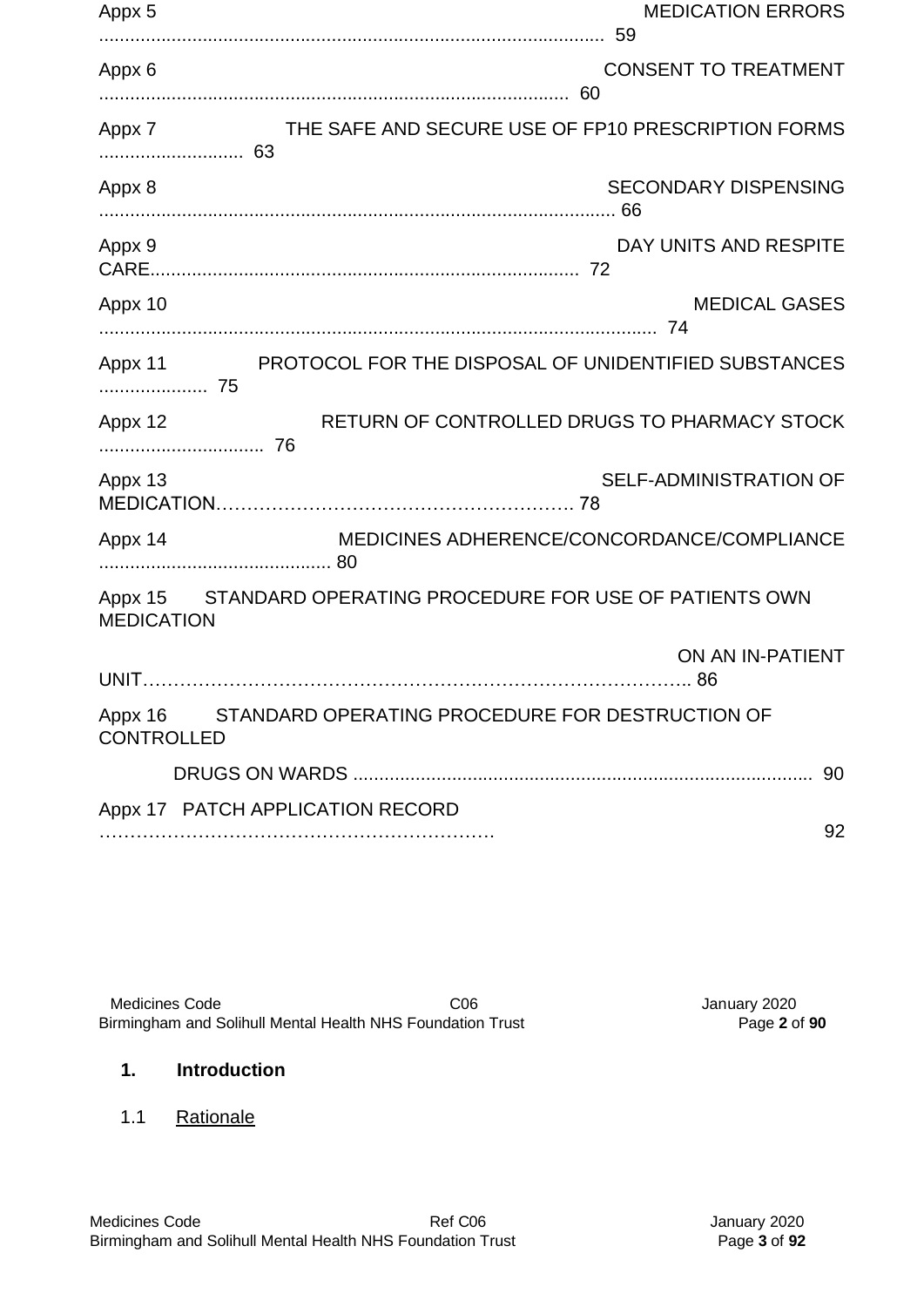Appx 5 MEDICATION ERRORS ........................................................................................ 59

Appx 6 CONSENT TO TREATMENT ........................................................................................ 60

Appx 7 THE SAFE AND SECURE USE OF FP10 PRESCRIPTION FORMS ............................ 63

Appx 8 SECONDARY DISPENSING ........................................................................................ 66

Appx 9 DAY UNITS AND RESPITE CARE........................................................................ 72

Appx 10 MEDICAL GASES ........................................................................................ 74

Appx 11 PROTOCOL FOR THE DISPOSAL OF UNIDENTIFIED SUBSTANCES ..................... 75

Appx 12 RETURN OF CONTROLLED DRUGS TO PHARMACY STOCK ................................ 76

Appx 13 SELF-ADMINISTRATION OF MEDICATION………………………………………………. 78

Appx 14 MEDICINES ADHERENCE/CONCORDANCE/COMPLIANCE ............................................ 80

Appx 15 STANDARD OPERATING PROCEDURE FOR USE OF PATIENTS OWN MEDICATION ON AN IN-PATIENT UNIT…………………………………………………………………………….. 86

Appx 16 STANDARD OPERATING PROCEDURE FOR DESTRUCTION OF CONTROLLED DRUGS ON WARDS ........................................................................................ 90

Appx 17 PATCH APPLICATION RECORD ………………………………………………………. 92

## 1. Introduction

### 1.1 Rationale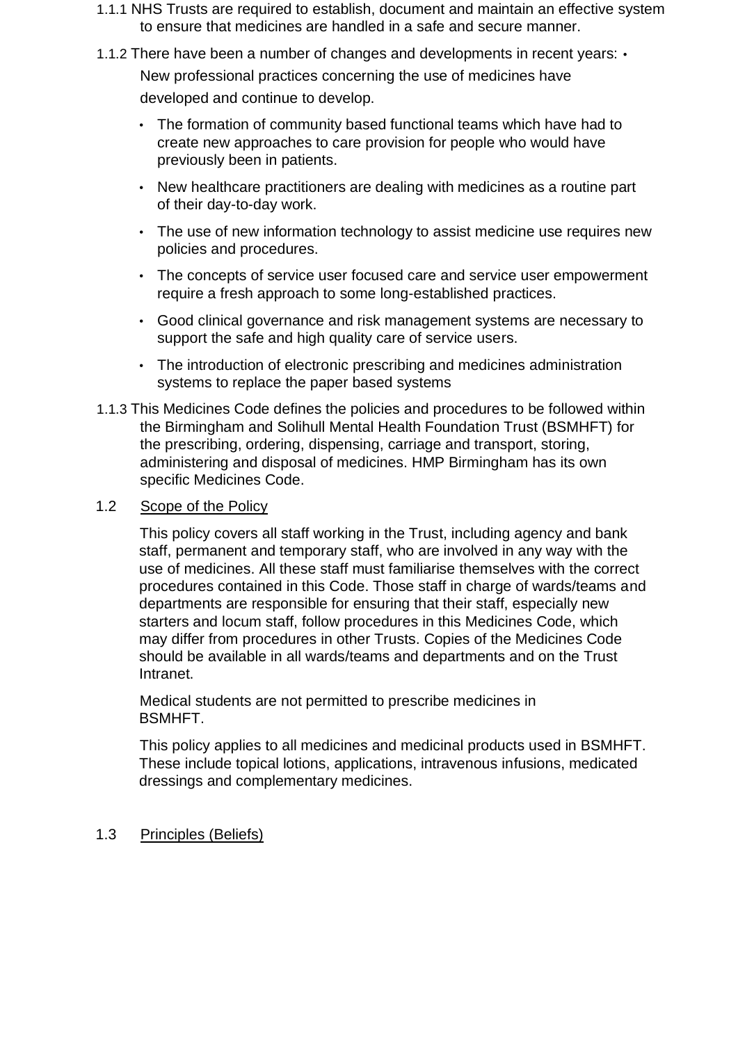1.1.1 NHS Trusts are required to establish, document and maintain an effective system to ensure that medicines are handled in a safe and secure manner.

1.1.2 There have been a number of changes and developments in recent years:

- New professional practices concerning the use of medicines have developed and continue to develop.
- The formation of community based functional teams which have had to create new approaches to care provision for people who would have previously been in patients.
- New healthcare practitioners are dealing with medicines as a routine part of their day-to-day work.
- The use of new information technology to assist medicine use requires new policies and procedures.
- The concepts of service user focused care and service user empowerment require a fresh approach to some long-established practices.
- Good clinical governance and risk management systems are necessary to support the safe and high quality care of service users.
- The introduction of electronic prescribing and medicines administration systems to replace the paper based systems

1.1.3 This Medicines Code defines the policies and procedures to be followed within the Birmingham and Solihull Mental Health Foundation Trust (BSMHFT) for the prescribing, ordering, dispensing, carriage and transport, storing, administering and disposal of medicines. HMP Birmingham has its own specific Medicines Code.

## 1.2 Scope of the Policy

This policy covers all staff working in the Trust, including agency and bank staff, permanent and temporary staff, who are involved in any way with the use of medicines. All these staff must familiarise themselves with the correct procedures contained in this Code. Those staff in charge of wards/teams and departments are responsible for ensuring that their staff, especially new starters and locum staff, follow procedures in this Medicines Code, which may differ from procedures in other Trusts. Copies of the Medicines Code should be available in all wards/teams and departments and on the Trust Intranet.

Medical students are not permitted to prescribe medicines in BSMHFT.

This policy applies to all medicines and medicinal products used in BSMHFT. These include topical lotions, applications, intravenous infusions, medicated dressings and complementary medicines.

## 1.3 Principles (Beliefs)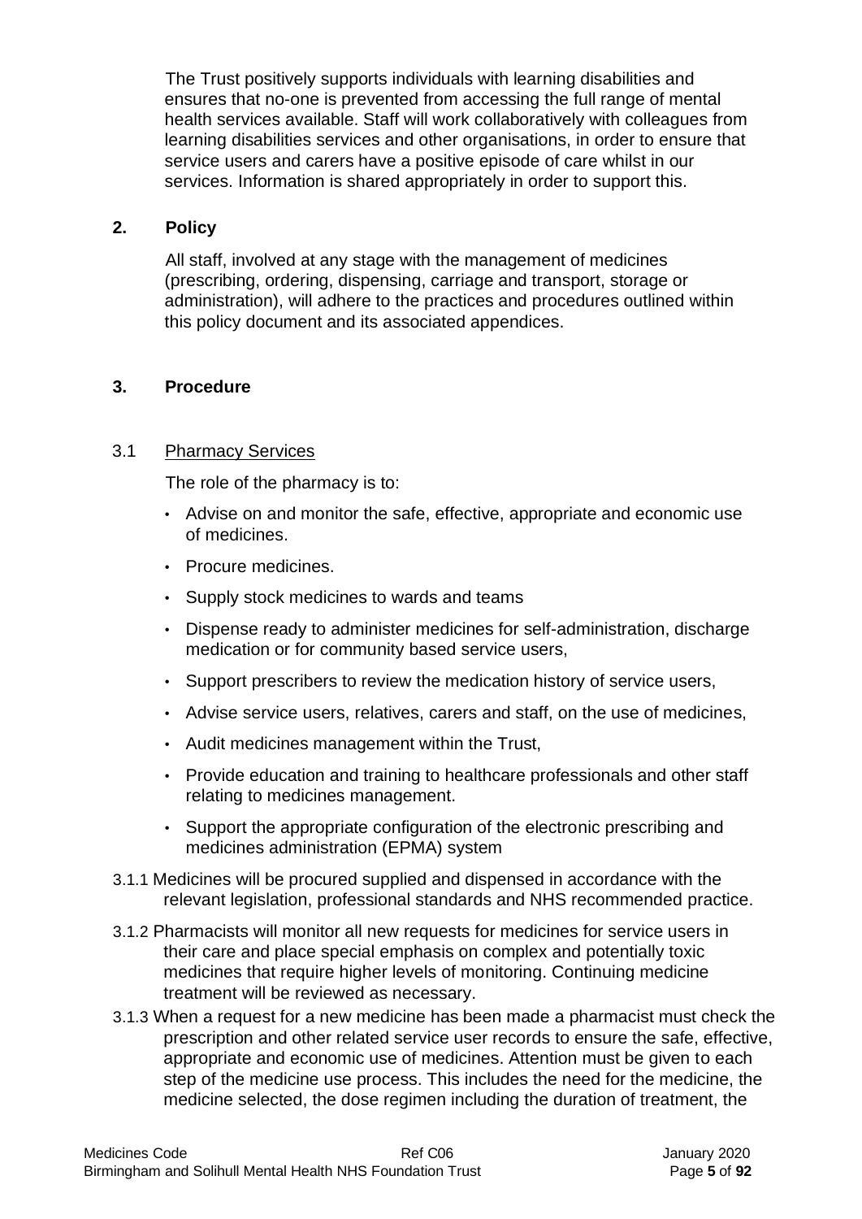The Trust positively supports individuals with learning disabilities and ensures that no-one is prevented from accessing the full range of mental health services available. Staff will work collaboratively with colleagues from learning disabilities services and other organisations, in order to ensure that service users and carers have a positive episode of care whilst in our services. Information is shared appropriately in order to support this.

## 2. Policy

All staff, involved at any stage with the management of medicines (prescribing, ordering, dispensing, carriage and transport, storage or administration), will adhere to the practices and procedures outlined within this policy document and its associated appendices.

## 3. Procedure

### 3.1 Pharmacy Services

The role of the pharmacy is to:

- Advise on and monitor the safe, effective, appropriate and economic use of medicines.
- Procure medicines.
- Supply stock medicines to wards and teams
- Dispense ready to administer medicines for self-administration, discharge medication or for community based service users,
- Support prescribers to review the medication history of service users,
- Advise service users, relatives, carers and staff, on the use of medicines,
- Audit medicines management within the Trust,
- Provide education and training to healthcare professionals and other staff relating to medicines management.
- Support the appropriate configuration of the electronic prescribing and medicines administration (EPMA) system

3.1.1 Medicines will be procured supplied and dispensed in accordance with the relevant legislation, professional standards and NHS recommended practice.

3.1.2 Pharmacists will monitor all new requests for medicines for service users in their care and place special emphasis on complex and potentially toxic medicines that require higher levels of monitoring. Continuing medicine treatment will be reviewed as necessary.

3.1.3 When a request for a new medicine has been made a pharmacist must check the prescription and other related service user records to ensure the safe, effective, appropriate and economic use of medicines. Attention must be given to each step of the medicine use process. This includes the need for the medicine, the medicine selected, the dose regimen including the duration of treatment, the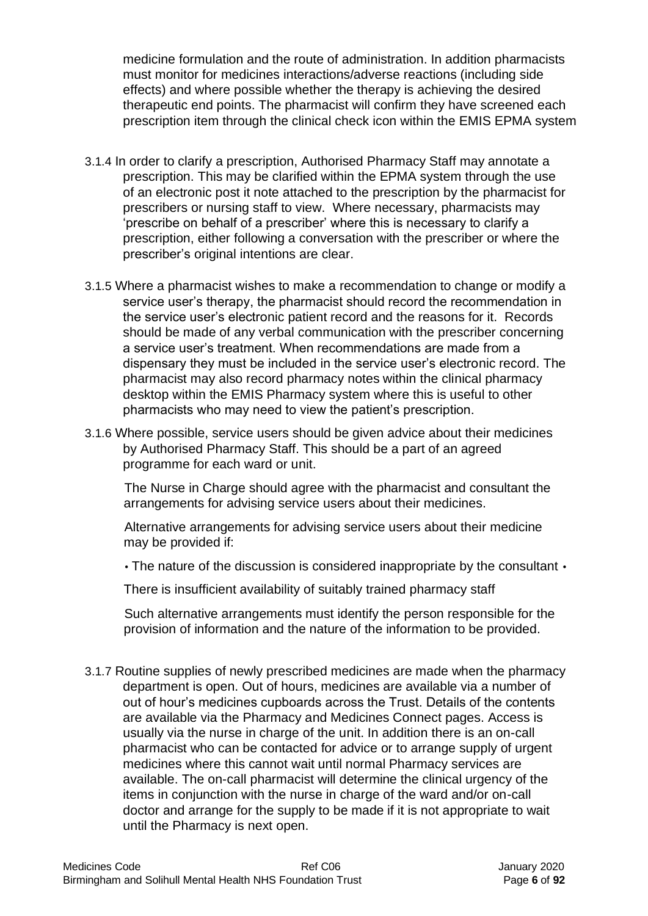medicine formulation and the route of administration. In addition pharmacists must monitor for medicines interactions/adverse reactions (including side effects) and where possible whether the therapy is achieving the desired therapeutic end points. The pharmacist will confirm they have screened each prescription item through the clinical check icon within the EMIS EPMA system

3.1.4 In order to clarify a prescription, Authorised Pharmacy Staff may annotate a prescription. This may be clarified within the EPMA system through the use of an electronic post it note attached to the prescription by the pharmacist for prescribers or nursing staff to view. Where necessary, pharmacists may 'prescribe on behalf of a prescriber' where this is necessary to clarify a prescription, either following a conversation with the prescriber or where the prescriber's original intentions are clear.

3.1.5 Where a pharmacist wishes to make a recommendation to change or modify a service user's therapy, the pharmacist should record the recommendation in the service user's electronic patient record and the reasons for it. Records should be made of any verbal communication with the prescriber concerning a service user's treatment. When recommendations are made from a dispensary they must be included in the service user's electronic record. The pharmacist may also record pharmacy notes within the clinical pharmacy desktop within the EMIS Pharmacy system where this is useful to other pharmacists who may need to view the patient's prescription.

3.1.6 Where possible, service users should be given advice about their medicines by Authorised Pharmacy Staff. This should be a part of an agreed programme for each ward or unit.

The Nurse in Charge should agree with the pharmacist and consultant the arrangements for advising service users about their medicines.

Alternative arrangements for advising service users about their medicine may be provided if:

- The nature of the discussion is considered inappropriate by the consultant
- There is insufficient availability of suitably trained pharmacy staff

Such alternative arrangements must identify the person responsible for the provision of information and the nature of the information to be provided.

3.1.7 Routine supplies of newly prescribed medicines are made when the pharmacy department is open. Out of hours, medicines are available via a number of out of hour's medicines cupboards across the Trust. Details of the contents are available via the Pharmacy and Medicines Connect pages. Access is usually via the nurse in charge of the unit. In addition there is an on-call pharmacist who can be contacted for advice or to arrange supply of urgent medicines where this cannot wait until normal Pharmacy services are available. The on-call pharmacist will determine the clinical urgency of the items in conjunction with the nurse in charge of the ward and/or on-call doctor and arrange for the supply to be made if it is not appropriate to wait until the Pharmacy is next open.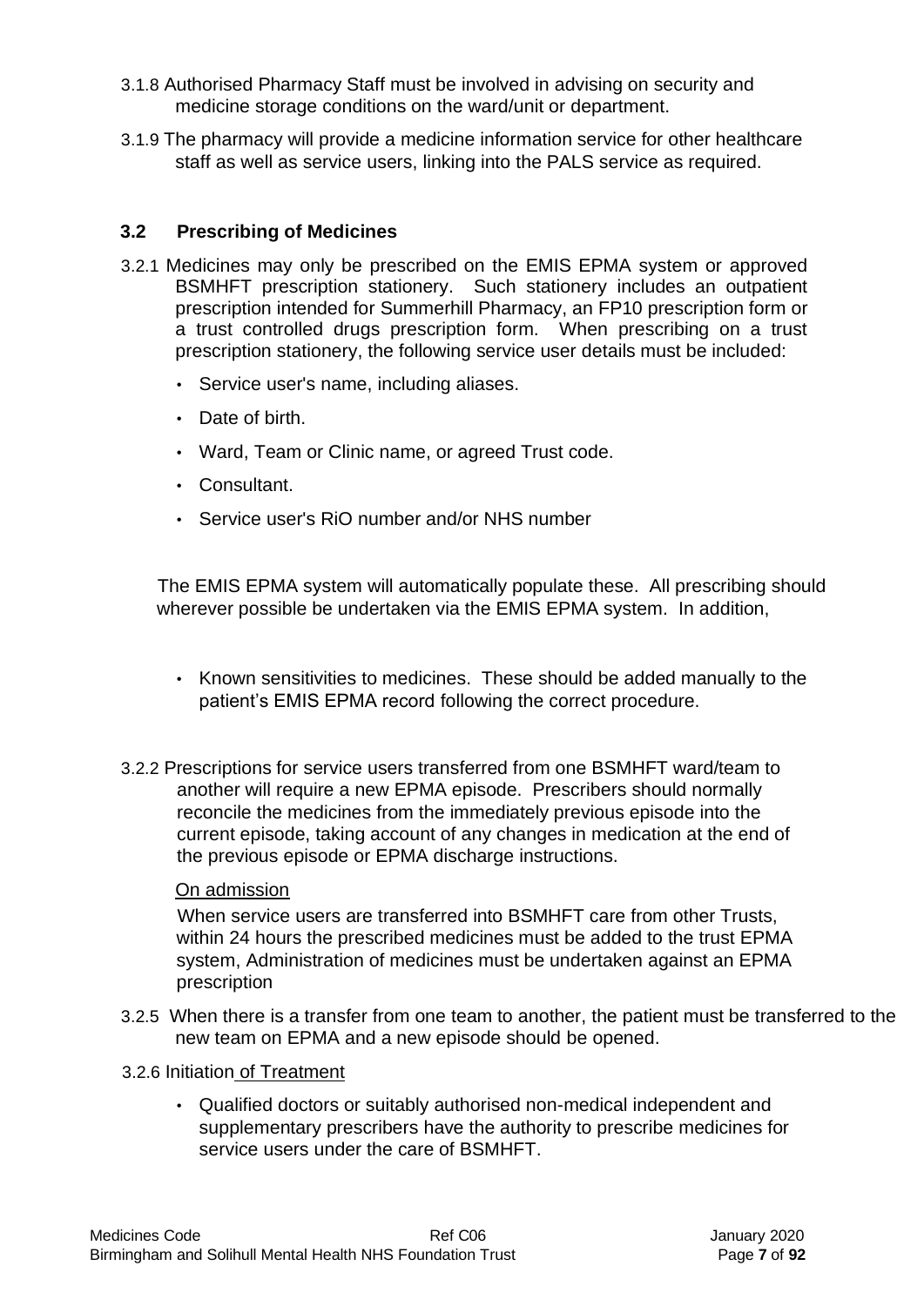3.1.8 Authorised Pharmacy Staff must be involved in advising on security and medicine storage conditions on the ward/unit or department.

3.1.9 The pharmacy will provide a medicine information service for other healthcare staff as well as service users, linking into the PALS service as required.

## 3.2 Prescribing of Medicines

3.2.1 Medicines may only be prescribed on the EMIS EPMA system or approved BSMHFT prescription stationery. Such stationery includes an outpatient prescription intended for Summerhill Pharmacy, an FP10 prescription form or a trust controlled drugs prescription form. When prescribing on a trust prescription stationery, the following service user details must be included:

- Service user's name, including aliases.
- Date of birth.
- Ward, Team or Clinic name, or agreed Trust code.
- Consultant.
- Service user's RiO number and/or NHS number

The EMIS EPMA system will automatically populate these. All prescribing should wherever possible be undertaken via the EMIS EPMA system. In addition,

- Known sensitivities to medicines. These should be added manually to the patient's EMIS EPMA record following the correct procedure.

3.2.2 Prescriptions for service users transferred from one BSMHFT ward/team to another will require a new EPMA episode. Prescribers should normally reconcile the medicines from the immediately previous episode into the current episode, taking account of any changes in medication at the end of the previous episode or EPMA discharge instructions.

On admission

When service users are transferred into BSMHFT care from other Trusts, within 24 hours the prescribed medicines must be added to the trust EPMA system, Administration of medicines must be undertaken against an EPMA prescription

3.2.5 When there is a transfer from one team to another, the patient must be transferred to the new team on EPMA and a new episode should be opened.

3.2.6 Initiation of Treatment

- Qualified doctors or suitably authorised non-medical independent and supplementary prescribers have the authority to prescribe medicines for service users under the care of BSMHFT.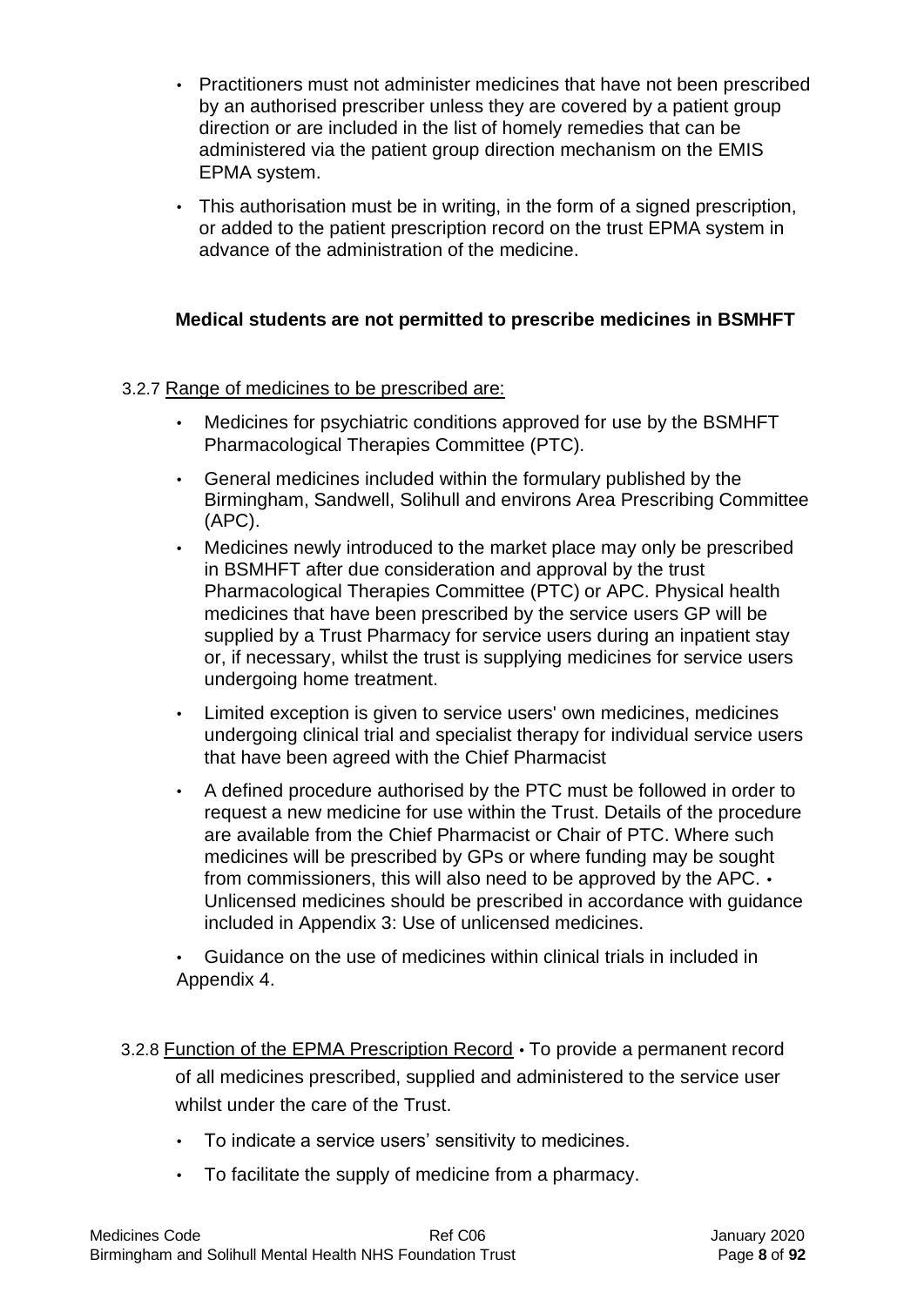- Practitioners must not administer medicines that have not been prescribed by an authorised prescriber unless they are covered by a patient group direction or are included in the list of homely remedies that can be administered via the patient group direction mechanism on the EMIS EPMA system.
- This authorisation must be in writing, in the form of a signed prescription, or added to the patient prescription record on the trust EPMA system in advance of the administration of the medicine.

**Medical students are not permitted to prescribe medicines in BSMHFT**

3.2.7 Range of medicines to be prescribed are:

- Medicines for psychiatric conditions approved for use by the BSMHFT Pharmacological Therapies Committee (PTC).
- General medicines included within the formulary published by the Birmingham, Sandwell, Solihull and environs Area Prescribing Committee (APC).
- Medicines newly introduced to the market place may only be prescribed in BSMHFT after due consideration and approval by the trust Pharmacological Therapies Committee (PTC) or APC. Physical health medicines that have been prescribed by the service users GP will be supplied by a Trust Pharmacy for service users during an inpatient stay or, if necessary, whilst the trust is supplying medicines for service users undergoing home treatment.
- Limited exception is given to service users' own medicines, medicines undergoing clinical trial and specialist therapy for individual service users that have been agreed with the Chief Pharmacist
- A defined procedure authorised by the PTC must be followed in order to request a new medicine for use within the Trust. Details of the procedure are available from the Chief Pharmacist or Chair of PTC. Where such medicines will be prescribed by GPs or where funding may be sought from commissioners, this will also need to be approved by the APC.
- Unlicensed medicines should be prescribed in accordance with guidance included in Appendix 3: Use of unlicensed medicines.
- Guidance on the use of medicines within clinical trials in included in Appendix 4.

3.2.8 Function of the EPMA Prescription Record

- To provide a permanent record of all medicines prescribed, supplied and administered to the service user whilst under the care of the Trust.
- To indicate a service users' sensitivity to medicines.
- To facilitate the supply of medicine from a pharmacy.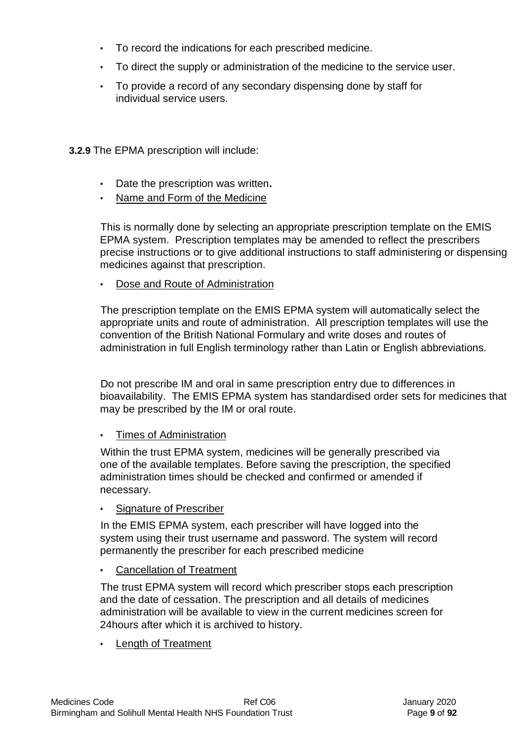- To record the indications for each prescribed medicine.
- To direct the supply or administration of the medicine to the service user.
- To provide a record of any secondary dispensing done by staff for individual service users.

**3.2.9** The EPMA prescription will include:

- Date the prescription was written**.**
- <u>Name and Form of the Medicine</u>

  This is normally done by selecting an appropriate prescription template on the EMIS EPMA system. Prescription templates may be amended to reflect the prescribers precise instructions or to give additional instructions to staff administering or dispensing medicines against that prescription.

- <u>Dose and Route of Administration</u>

  The prescription template on the EMIS EPMA system will automatically select the appropriate units and route of administration. All prescription templates will use the convention of the British National Formulary and write doses and routes of administration in full English terminology rather than Latin or English abbreviations.

  Do not prescribe IM and oral in same prescription entry due to differences in bioavailability. The EMIS EPMA system has standardised order sets for medicines that may be prescribed by the IM or oral route.

- <u>Times of Administration</u>

  Within the trust EPMA system, medicines will be generally prescribed via one of the available templates. Before saving the prescription, the specified administration times should be checked and confirmed or amended if necessary.

- <u>Signature of Prescriber</u>

  In the EMIS EPMA system, each prescriber will have logged into the system using their trust username and password. The system will record permanently the prescriber for each prescribed medicine

- <u>Cancellation of Treatment</u>

  The trust EPMA system will record which prescriber stops each prescription and the date of cessation. The prescription and all details of medicines administration will be available to view in the current medicines screen for 24hours after which it is archived to history.

- <u>Length of Treatment</u>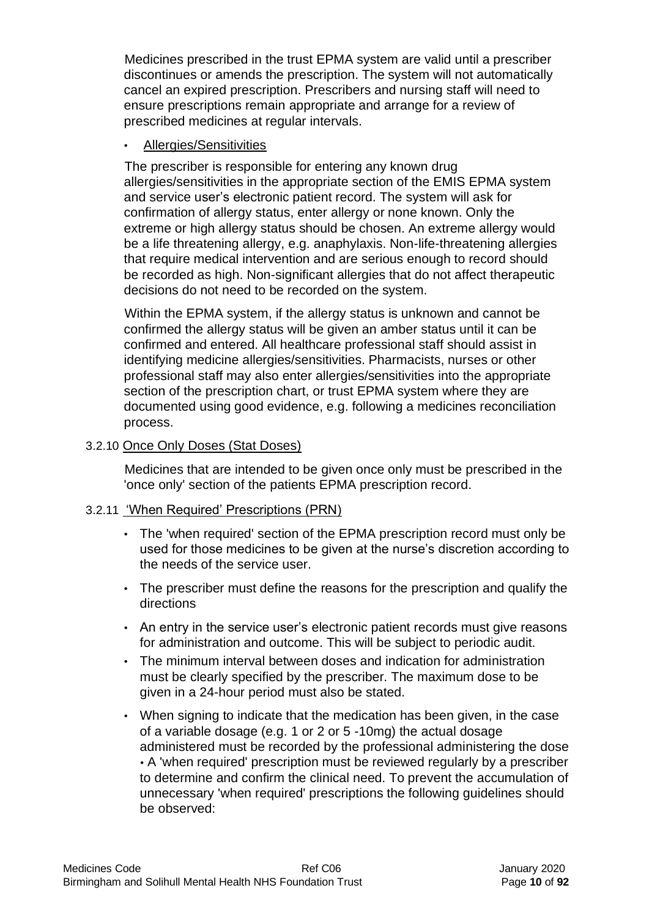Medicines prescribed in the trust EPMA system are valid until a prescriber discontinues or amends the prescription. The system will not automatically cancel an expired prescription. Prescribers and nursing staff will need to ensure prescriptions remain appropriate and arrange for a review of prescribed medicines at regular intervals.

- Allergies/Sensitivities

The prescriber is responsible for entering any known drug allergies/sensitivities in the appropriate section of the EMIS EPMA system and service user's electronic patient record. The system will ask for confirmation of allergy status, enter allergy or none known. Only the extreme or high allergy status should be chosen. An extreme allergy would be a life threatening allergy, e.g. anaphylaxis. Non-life-threatening allergies that require medical intervention and are serious enough to record should be recorded as high. Non-significant allergies that do not affect therapeutic decisions do not need to be recorded on the system.

Within the EPMA system, if the allergy status is unknown and cannot be confirmed the allergy status will be given an amber status until it can be confirmed and entered. All healthcare professional staff should assist in identifying medicine allergies/sensitivities. Pharmacists, nurses or other professional staff may also enter allergies/sensitivities into the appropriate section of the prescription chart, or trust EPMA system where they are documented using good evidence, e.g. following a medicines reconciliation process.

### 3.2.10 Once Only Doses (Stat Doses)

Medicines that are intended to be given once only must be prescribed in the 'once only' section of the patients EPMA prescription record.

### 3.2.11 'When Required' Prescriptions (PRN)

- The 'when required' section of the EPMA prescription record must only be used for those medicines to be given at the nurse's discretion according to the needs of the service user.
- The prescriber must define the reasons for the prescription and qualify the directions
- An entry in the service user's electronic patient records must give reasons for administration and outcome. This will be subject to periodic audit.
- The minimum interval between doses and indication for administration must be clearly specified by the prescriber. The maximum dose to be given in a 24-hour period must also be stated.
- When signing to indicate that the medication has been given, in the case of a variable dosage (e.g. 1 or 2 or 5 -10mg) the actual dosage administered must be recorded by the professional administering the dose • A 'when required' prescription must be reviewed regularly by a prescriber to determine and confirm the clinical need. To prevent the accumulation of unnecessary 'when required' prescriptions the following guidelines should be observed: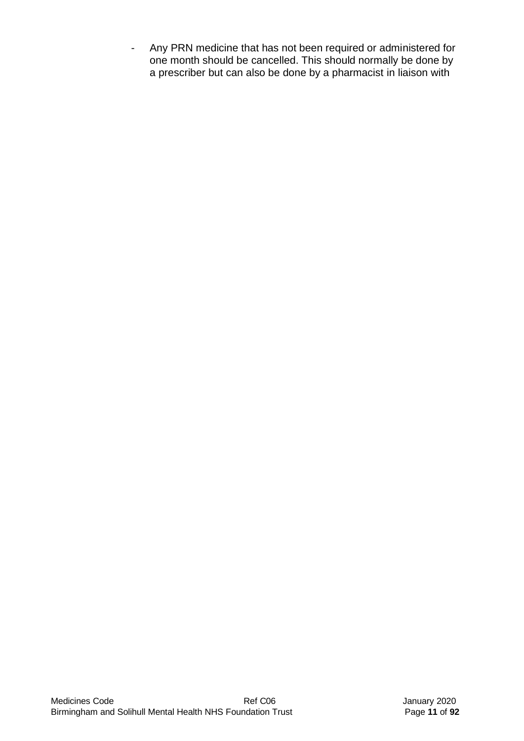- Any PRN medicine that has not been required or administered for one month should be cancelled. This should normally be done by a prescriber but can also be done by a pharmacist in liaison with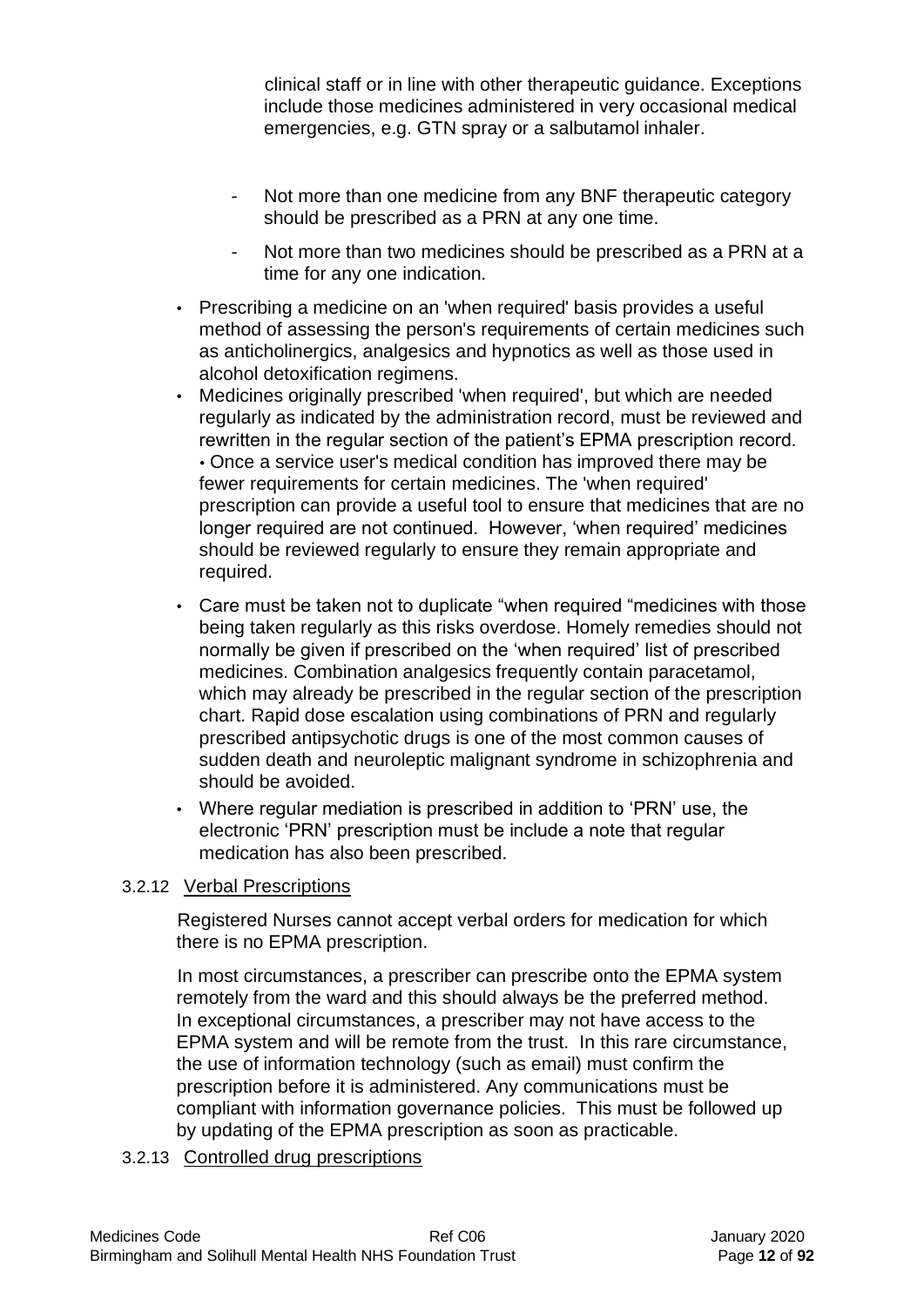clinical staff or in line with other therapeutic guidance. Exceptions include those medicines administered in very occasional medical emergencies, e.g. GTN spray or a salbutamol inhaler.

- Not more than one medicine from any BNF therapeutic category should be prescribed as a PRN at any one time.
- Not more than two medicines should be prescribed as a PRN at a time for any one indication.

- Prescribing a medicine on an 'when required' basis provides a useful method of assessing the person's requirements of certain medicines such as anticholinergics, analgesics and hypnotics as well as those used in alcohol detoxification regimens.
- Medicines originally prescribed 'when required', but which are needed regularly as indicated by the administration record, must be reviewed and rewritten in the regular section of the patient's EPMA prescription record.
- Once a service user's medical condition has improved there may be fewer requirements for certain medicines. The 'when required' prescription can provide a useful tool to ensure that medicines that are no longer required are not continued. However, 'when required' medicines should be reviewed regularly to ensure they remain appropriate and required.
- Care must be taken not to duplicate "when required "medicines with those being taken regularly as this risks overdose. Homely remedies should not normally be given if prescribed on the 'when required' list of prescribed medicines. Combination analgesics frequently contain paracetamol, which may already be prescribed in the regular section of the prescription chart. Rapid dose escalation using combinations of PRN and regularly prescribed antipsychotic drugs is one of the most common causes of sudden death and neuroleptic malignant syndrome in schizophrenia and should be avoided.
- Where regular mediation is prescribed in addition to 'PRN' use, the electronic 'PRN' prescription must be include a note that regular medication has also been prescribed.

### 3.2.12 Verbal Prescriptions

Registered Nurses cannot accept verbal orders for medication for which there is no EPMA prescription.

In most circumstances, a prescriber can prescribe onto the EPMA system remotely from the ward and this should always be the preferred method. In exceptional circumstances, a prescriber may not have access to the EPMA system and will be remote from the trust. In this rare circumstance, the use of information technology (such as email) must confirm the prescription before it is administered. Any communications must be compliant with information governance policies. This must be followed up by updating of the EPMA prescription as soon as practicable.

### 3.2.13 Controlled drug prescriptions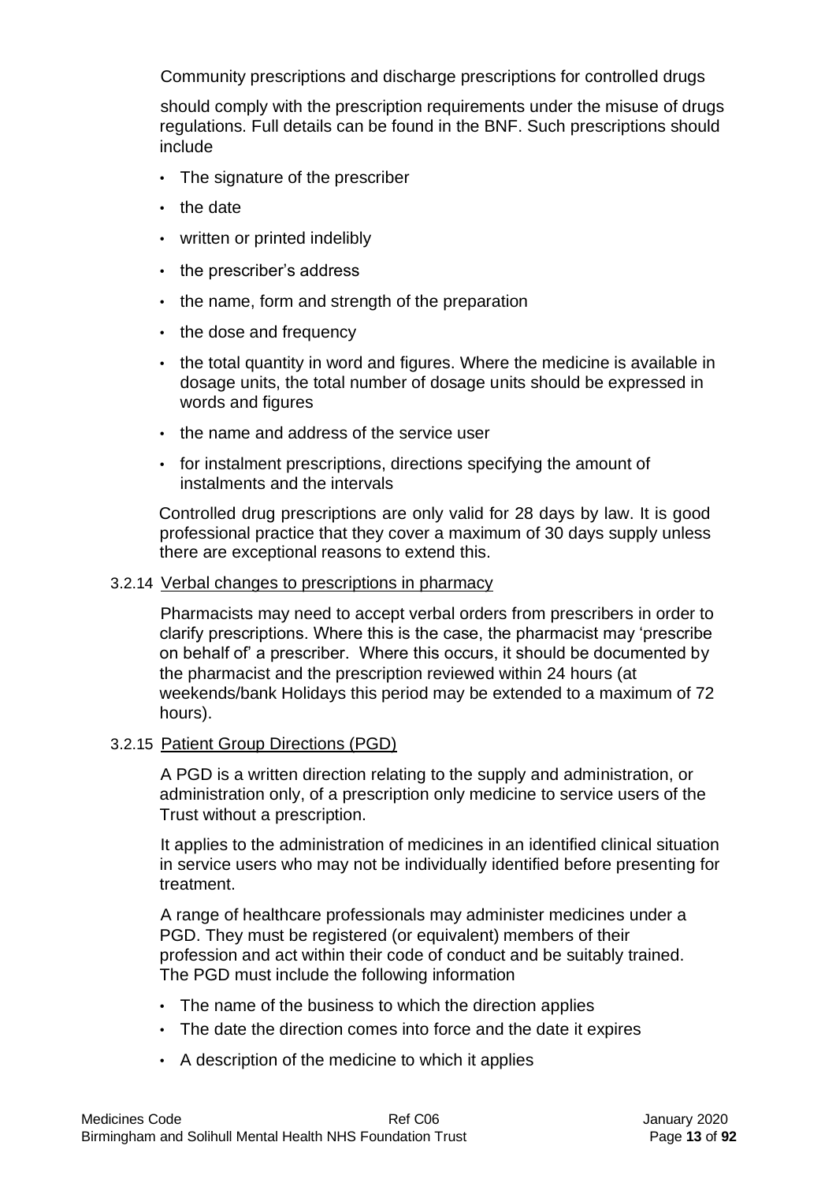Community prescriptions and discharge prescriptions for controlled drugs

should comply with the prescription requirements under the misuse of drugs regulations. Full details can be found in the BNF. Such prescriptions should include

- The signature of the prescriber
- the date
- written or printed indelibly
- the prescriber's address
- the name, form and strength of the preparation
- the dose and frequency
- the total quantity in word and figures. Where the medicine is available in dosage units, the total number of dosage units should be expressed in words and figures
- the name and address of the service user
- for instalment prescriptions, directions specifying the amount of instalments and the intervals

Controlled drug prescriptions are only valid for 28 days by law. It is good professional practice that they cover a maximum of 30 days supply unless there are exceptional reasons to extend this.

#### 3.2.14 Verbal changes to prescriptions in pharmacy

Pharmacists may need to accept verbal orders from prescribers in order to clarify prescriptions. Where this is the case, the pharmacist may 'prescribe on behalf of' a prescriber. Where this occurs, it should be documented by the pharmacist and the prescription reviewed within 24 hours (at weekends/bank Holidays this period may be extended to a maximum of 72 hours).

#### 3.2.15 Patient Group Directions (PGD)

A PGD is a written direction relating to the supply and administration, or administration only, of a prescription only medicine to service users of the Trust without a prescription.

It applies to the administration of medicines in an identified clinical situation in service users who may not be individually identified before presenting for treatment.

A range of healthcare professionals may administer medicines under a PGD. They must be registered (or equivalent) members of their profession and act within their code of conduct and be suitably trained. The PGD must include the following information

- The name of the business to which the direction applies
- The date the direction comes into force and the date it expires
- A description of the medicine to which it applies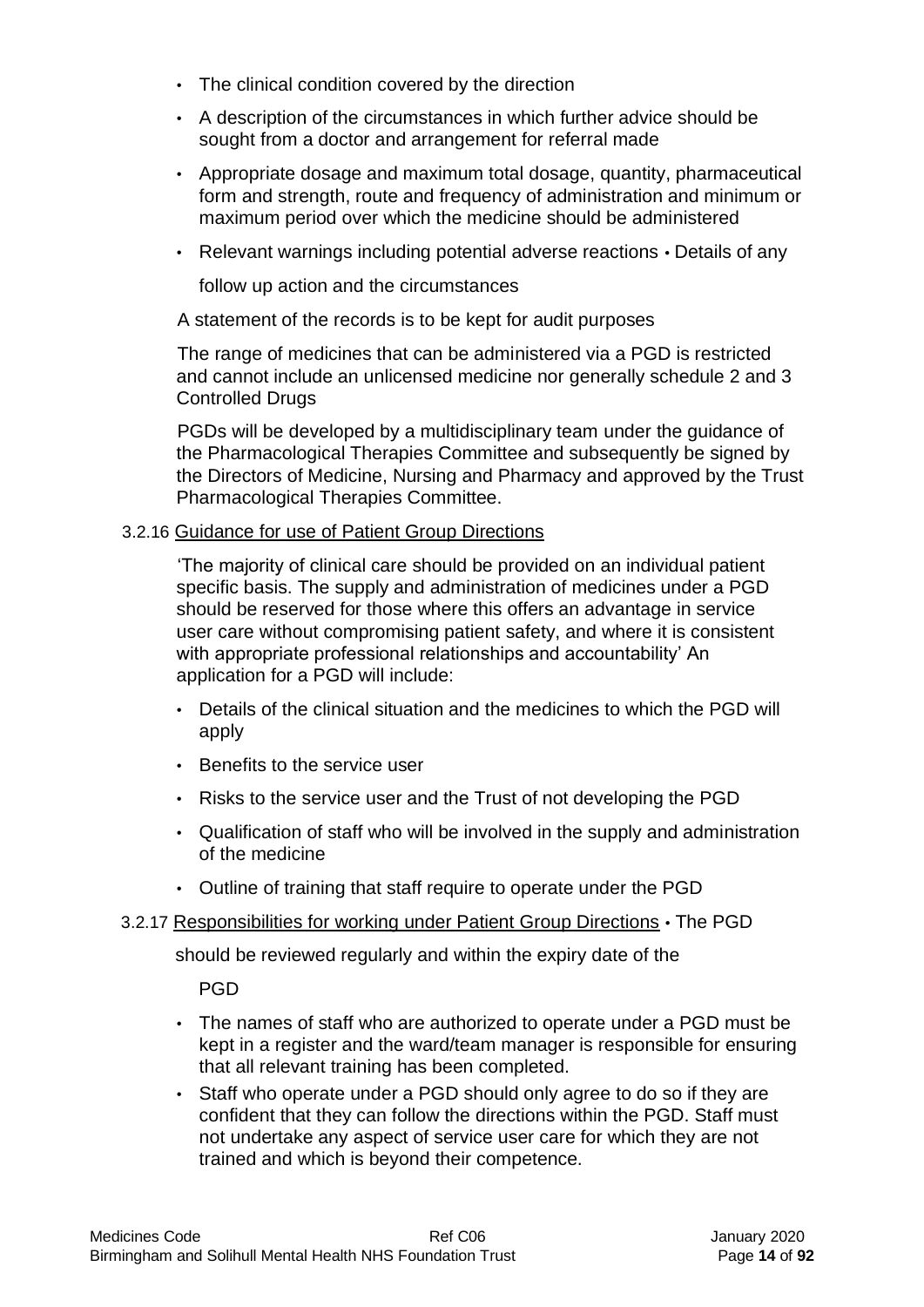- The clinical condition covered by the direction
- A description of the circumstances in which further advice should be sought from a doctor and arrangement for referral made
- Appropriate dosage and maximum total dosage, quantity, pharmaceutical form and strength, route and frequency of administration and minimum or maximum period over which the medicine should be administered
- Relevant warnings including potential adverse reactions • Details of any follow up action and the circumstances

A statement of the records is to be kept for audit purposes

The range of medicines that can be administered via a PGD is restricted and cannot include an unlicensed medicine nor generally schedule 2 and 3 Controlled Drugs

PGDs will be developed by a multidisciplinary team under the guidance of the Pharmacological Therapies Committee and subsequently be signed by the Directors of Medicine, Nursing and Pharmacy and approved by the Trust Pharmacological Therapies Committee.

3.2.16 Guidance for use of Patient Group Directions

'The majority of clinical care should be provided on an individual patient specific basis. The supply and administration of medicines under a PGD should be reserved for those where this offers an advantage in service user care without compromising patient safety, and where it is consistent with appropriate professional relationships and accountability' An application for a PGD will include:

- Details of the clinical situation and the medicines to which the PGD will apply
- Benefits to the service user
- Risks to the service user and the Trust of not developing the PGD
- Qualification of staff who will be involved in the supply and administration of the medicine
- Outline of training that staff require to operate under the PGD

3.2.17 Responsibilities for working under Patient Group Directions • The PGD should be reviewed regularly and within the expiry date of the PGD

- The names of staff who are authorized to operate under a PGD must be kept in a register and the ward/team manager is responsible for ensuring that all relevant training has been completed.
- Staff who operate under a PGD should only agree to do so if they are confident that they can follow the directions within the PGD. Staff must not undertake any aspect of service user care for which they are not trained and which is beyond their competence.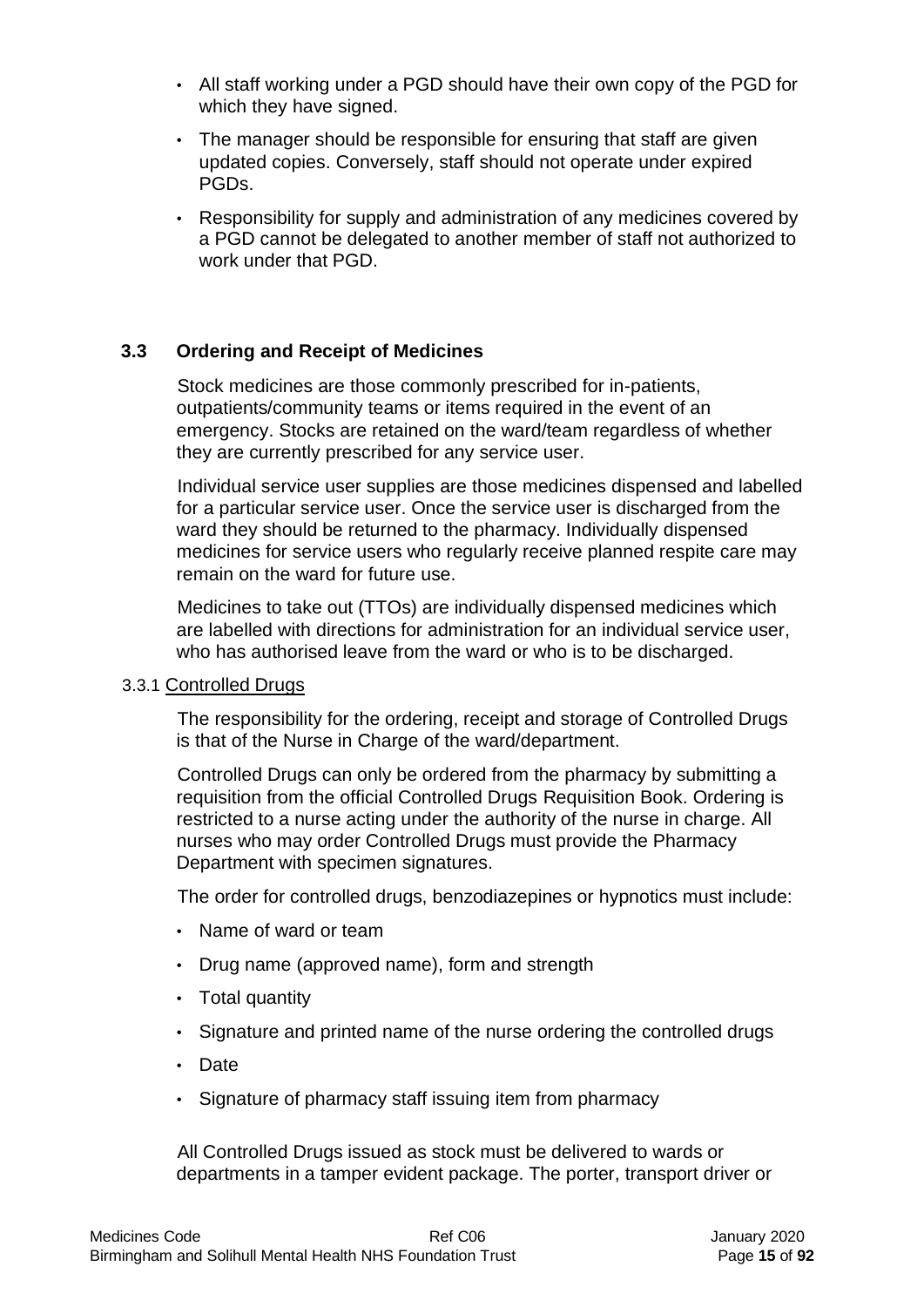- All staff working under a PGD should have their own copy of the PGD for which they have signed.
- The manager should be responsible for ensuring that staff are given updated copies. Conversely, staff should not operate under expired PGDs.
- Responsibility for supply and administration of any medicines covered by a PGD cannot be delegated to another member of staff not authorized to work under that PGD.

## 3.3 Ordering and Receipt of Medicines

Stock medicines are those commonly prescribed for in-patients, outpatients/community teams or items required in the event of an emergency. Stocks are retained on the ward/team regardless of whether they are currently prescribed for any service user.

Individual service user supplies are those medicines dispensed and labelled for a particular service user. Once the service user is discharged from the ward they should be returned to the pharmacy. Individually dispensed medicines for service users who regularly receive planned respite care may remain on the ward for future use.

Medicines to take out (TTOs) are individually dispensed medicines which are labelled with directions for administration for an individual service user, who has authorised leave from the ward or who is to be discharged.

### 3.3.1 Controlled Drugs

The responsibility for the ordering, receipt and storage of Controlled Drugs is that of the Nurse in Charge of the ward/department.

Controlled Drugs can only be ordered from the pharmacy by submitting a requisition from the official Controlled Drugs Requisition Book. Ordering is restricted to a nurse acting under the authority of the nurse in charge. All nurses who may order Controlled Drugs must provide the Pharmacy Department with specimen signatures.

The order for controlled drugs, benzodiazepines or hypnotics must include:

- Name of ward or team
- Drug name (approved name), form and strength
- Total quantity
- Signature and printed name of the nurse ordering the controlled drugs
- Date
- Signature of pharmacy staff issuing item from pharmacy

All Controlled Drugs issued as stock must be delivered to wards or departments in a tamper evident package. The porter, transport driver or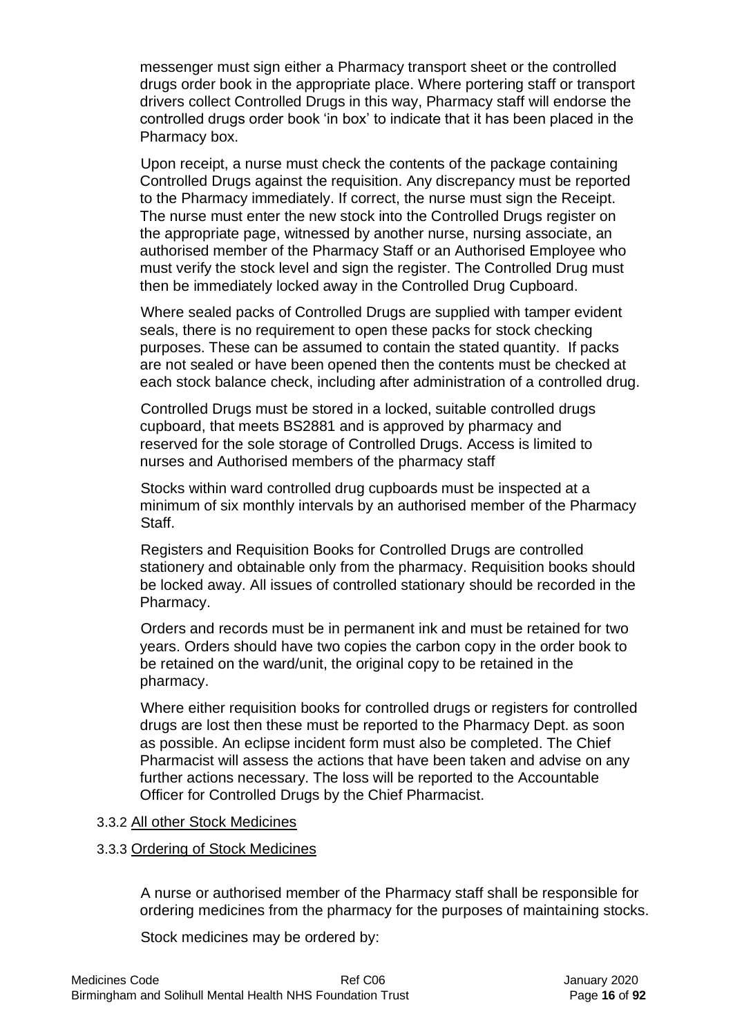messenger must sign either a Pharmacy transport sheet or the controlled drugs order book in the appropriate place. Where portering staff or transport drivers collect Controlled Drugs in this way, Pharmacy staff will endorse the controlled drugs order book 'in box' to indicate that it has been placed in the Pharmacy box.

Upon receipt, a nurse must check the contents of the package containing Controlled Drugs against the requisition. Any discrepancy must be reported to the Pharmacy immediately. If correct, the nurse must sign the Receipt. The nurse must enter the new stock into the Controlled Drugs register on the appropriate page, witnessed by another nurse, nursing associate, an authorised member of the Pharmacy Staff or an Authorised Employee who must verify the stock level and sign the register. The Controlled Drug must then be immediately locked away in the Controlled Drug Cupboard.

Where sealed packs of Controlled Drugs are supplied with tamper evident seals, there is no requirement to open these packs for stock checking purposes. These can be assumed to contain the stated quantity. If packs are not sealed or have been opened then the contents must be checked at each stock balance check, including after administration of a controlled drug.

Controlled Drugs must be stored in a locked, suitable controlled drugs cupboard, that meets BS2881 and is approved by pharmacy and reserved for the sole storage of Controlled Drugs. Access is limited to nurses and Authorised members of the pharmacy staff

Stocks within ward controlled drug cupboards must be inspected at a minimum of six monthly intervals by an authorised member of the Pharmacy Staff.

Registers and Requisition Books for Controlled Drugs are controlled stationery and obtainable only from the pharmacy. Requisition books should be locked away. All issues of controlled stationary should be recorded in the Pharmacy.

Orders and records must be in permanent ink and must be retained for two years. Orders should have two copies the carbon copy in the order book to be retained on the ward/unit, the original copy to be retained in the pharmacy.

Where either requisition books for controlled drugs or registers for controlled drugs are lost then these must be reported to the Pharmacy Dept. as soon as possible. An eclipse incident form must also be completed. The Chief Pharmacist will assess the actions that have been taken and advise on any further actions necessary. The loss will be reported to the Accountable Officer for Controlled Drugs by the Chief Pharmacist.

3.3.2 <u>All other Stock Medicines</u>

3.3.3 <u>Ordering of Stock Medicines</u>

A nurse or authorised member of the Pharmacy staff shall be responsible for ordering medicines from the pharmacy for the purposes of maintaining stocks.

Stock medicines may be ordered by: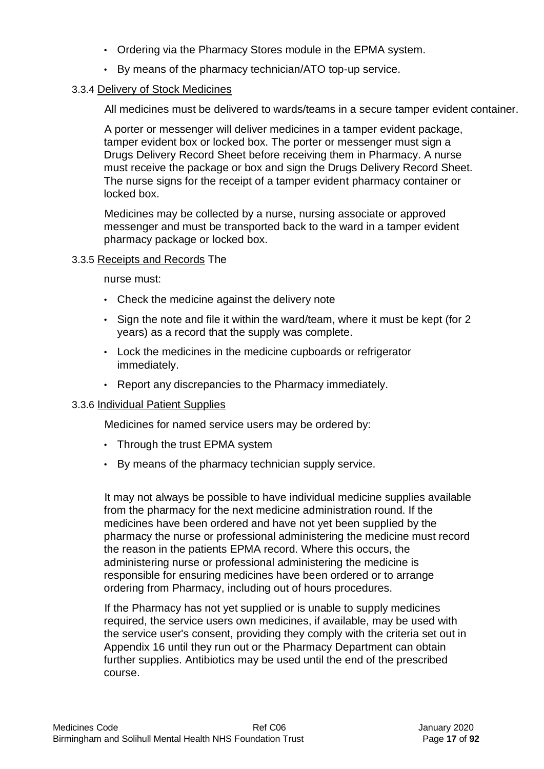- Ordering via the Pharmacy Stores module in the EPMA system.
- By means of the pharmacy technician/ATO top-up service.

3.3.4 Delivery of Stock Medicines

All medicines must be delivered to wards/teams in a secure tamper evident container.

A porter or messenger will deliver medicines in a tamper evident package, tamper evident box or locked box. The porter or messenger must sign a Drugs Delivery Record Sheet before receiving them in Pharmacy. A nurse must receive the package or box and sign the Drugs Delivery Record Sheet. The nurse signs for the receipt of a tamper evident pharmacy container or locked box.

Medicines may be collected by a nurse, nursing associate or approved messenger and must be transported back to the ward in a tamper evident pharmacy package or locked box.

3.3.5 Receipts and Records The

nurse must:

- Check the medicine against the delivery note
- Sign the note and file it within the ward/team, where it must be kept (for 2 years) as a record that the supply was complete.
- Lock the medicines in the medicine cupboards or refrigerator immediately.
- Report any discrepancies to the Pharmacy immediately.

3.3.6 Individual Patient Supplies

Medicines for named service users may be ordered by:

- Through the trust EPMA system
- By means of the pharmacy technician supply service.

It may not always be possible to have individual medicine supplies available from the pharmacy for the next medicine administration round. If the medicines have been ordered and have not yet been supplied by the pharmacy the nurse or professional administering the medicine must record the reason in the patients EPMA record. Where this occurs, the administering nurse or professional administering the medicine is responsible for ensuring medicines have been ordered or to arrange ordering from Pharmacy, including out of hours procedures.

If the Pharmacy has not yet supplied or is unable to supply medicines required, the service users own medicines, if available, may be used with the service user's consent, providing they comply with the criteria set out in Appendix 16 until they run out or the Pharmacy Department can obtain further supplies. Antibiotics may be used until the end of the prescribed course.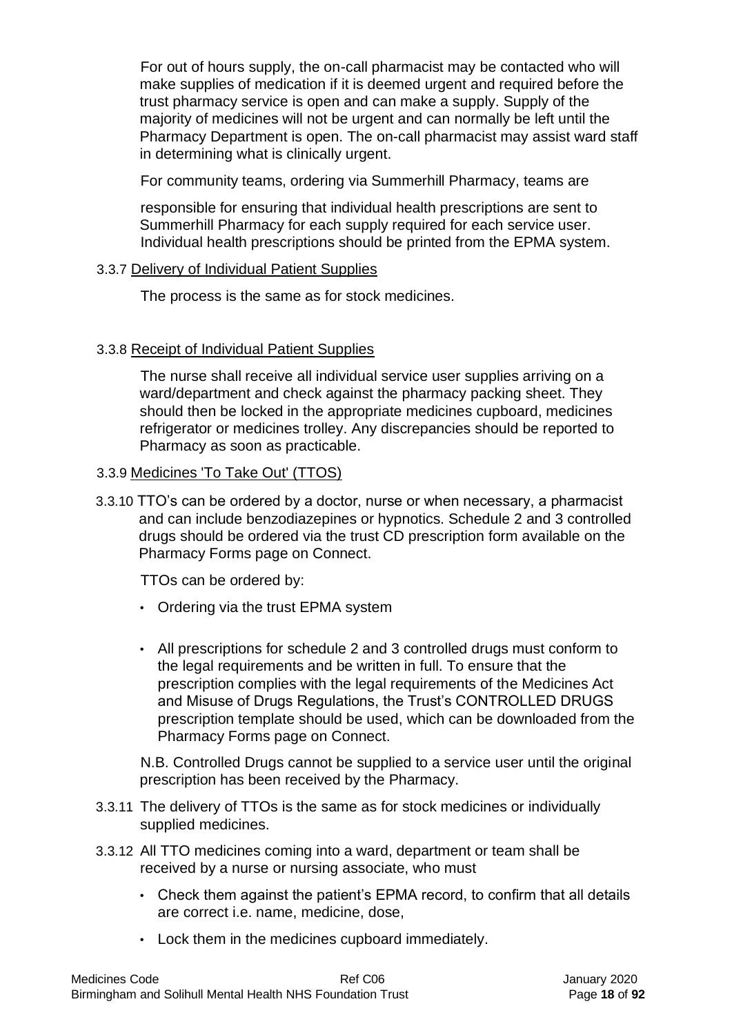For out of hours supply, the on-call pharmacist may be contacted who will make supplies of medication if it is deemed urgent and required before the trust pharmacy service is open and can make a supply. Supply of the majority of medicines will not be urgent and can normally be left until the Pharmacy Department is open. The on-call pharmacist may assist ward staff in determining what is clinically urgent.

For community teams, ordering via Summerhill Pharmacy, teams are

responsible for ensuring that individual health prescriptions are sent to Summerhill Pharmacy for each supply required for each service user. Individual health prescriptions should be printed from the EPMA system.

3.3.7 <u>Delivery of Individual Patient Supplies</u>

The process is the same as for stock medicines.

3.3.8 <u>Receipt of Individual Patient Supplies</u>

The nurse shall receive all individual service user supplies arriving on a ward/department and check against the pharmacy packing sheet. They should then be locked in the appropriate medicines cupboard, medicines refrigerator or medicines trolley. Any discrepancies should be reported to Pharmacy as soon as practicable.

3.3.9 <u>Medicines 'To Take Out' (TTOS)</u>

3.3.10 TTO's can be ordered by a doctor, nurse or when necessary, a pharmacist and can include benzodiazepines or hypnotics. Schedule 2 and 3 controlled drugs should be ordered via the trust CD prescription form available on the Pharmacy Forms page on Connect.

TTOs can be ordered by:

- Ordering via the trust EPMA system
- All prescriptions for schedule 2 and 3 controlled drugs must conform to the legal requirements and be written in full. To ensure that the prescription complies with the legal requirements of the Medicines Act and Misuse of Drugs Regulations, the Trust's CONTROLLED DRUGS prescription template should be used, which can be downloaded from the Pharmacy Forms page on Connect.

N.B. Controlled Drugs cannot be supplied to a service user until the original prescription has been received by the Pharmacy.

3.3.11 The delivery of TTOs is the same as for stock medicines or individually supplied medicines.

3.3.12 All TTO medicines coming into a ward, department or team shall be received by a nurse or nursing associate, who must

- Check them against the patient's EPMA record, to confirm that all details are correct i.e. name, medicine, dose,
- Lock them in the medicines cupboard immediately.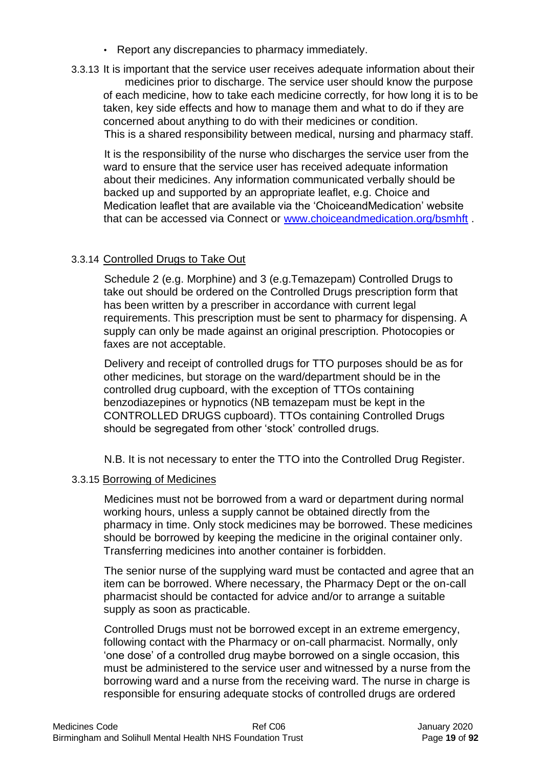- Report any discrepancies to pharmacy immediately.

3.3.13 It is important that the service user receives adequate information about their medicines prior to discharge. The service user should know the purpose of each medicine, how to take each medicine correctly, for how long it is to be taken, key side effects and how to manage them and what to do if they are concerned about anything to do with their medicines or condition. This is a shared responsibility between medical, nursing and pharmacy staff.

It is the responsibility of the nurse who discharges the service user from the ward to ensure that the service user has received adequate information about their medicines. Any information communicated verbally should be backed up and supported by an appropriate leaflet, e.g. Choice and Medication leaflet that are available via the 'ChoiceandMedication' website that can be accessed via Connect or [www.choiceandmedication.org/bsmhft](www.choiceandmedication.org/bsmhft) .

3.3.14 <u>Controlled Drugs to Take Out</u>

Schedule 2 (e.g. Morphine) and 3 (e.g.Temazepam) Controlled Drugs to take out should be ordered on the Controlled Drugs prescription form that has been written by a prescriber in accordance with current legal requirements. This prescription must be sent to pharmacy for dispensing. A supply can only be made against an original prescription. Photocopies or faxes are not acceptable.

Delivery and receipt of controlled drugs for TTO purposes should be as for other medicines, but storage on the ward/department should be in the controlled drug cupboard, with the exception of TTOs containing benzodiazepines or hypnotics (NB temazepam must be kept in the CONTROLLED DRUGS cupboard). TTOs containing Controlled Drugs should be segregated from other 'stock' controlled drugs.

N.B. It is not necessary to enter the TTO into the Controlled Drug Register.

3.3.15 <u>Borrowing of Medicines</u>

Medicines must not be borrowed from a ward or department during normal working hours, unless a supply cannot be obtained directly from the pharmacy in time. Only stock medicines may be borrowed. These medicines should be borrowed by keeping the medicine in the original container only. Transferring medicines into another container is forbidden.

The senior nurse of the supplying ward must be contacted and agree that an item can be borrowed. Where necessary, the Pharmacy Dept or the on-call pharmacist should be contacted for advice and/or to arrange a suitable supply as soon as practicable.

Controlled Drugs must not be borrowed except in an extreme emergency, following contact with the Pharmacy or on-call pharmacist. Normally, only 'one dose' of a controlled drug maybe borrowed on a single occasion, this must be administered to the service user and witnessed by a nurse from the borrowing ward and a nurse from the receiving ward. The nurse in charge is responsible for ensuring adequate stocks of controlled drugs are ordered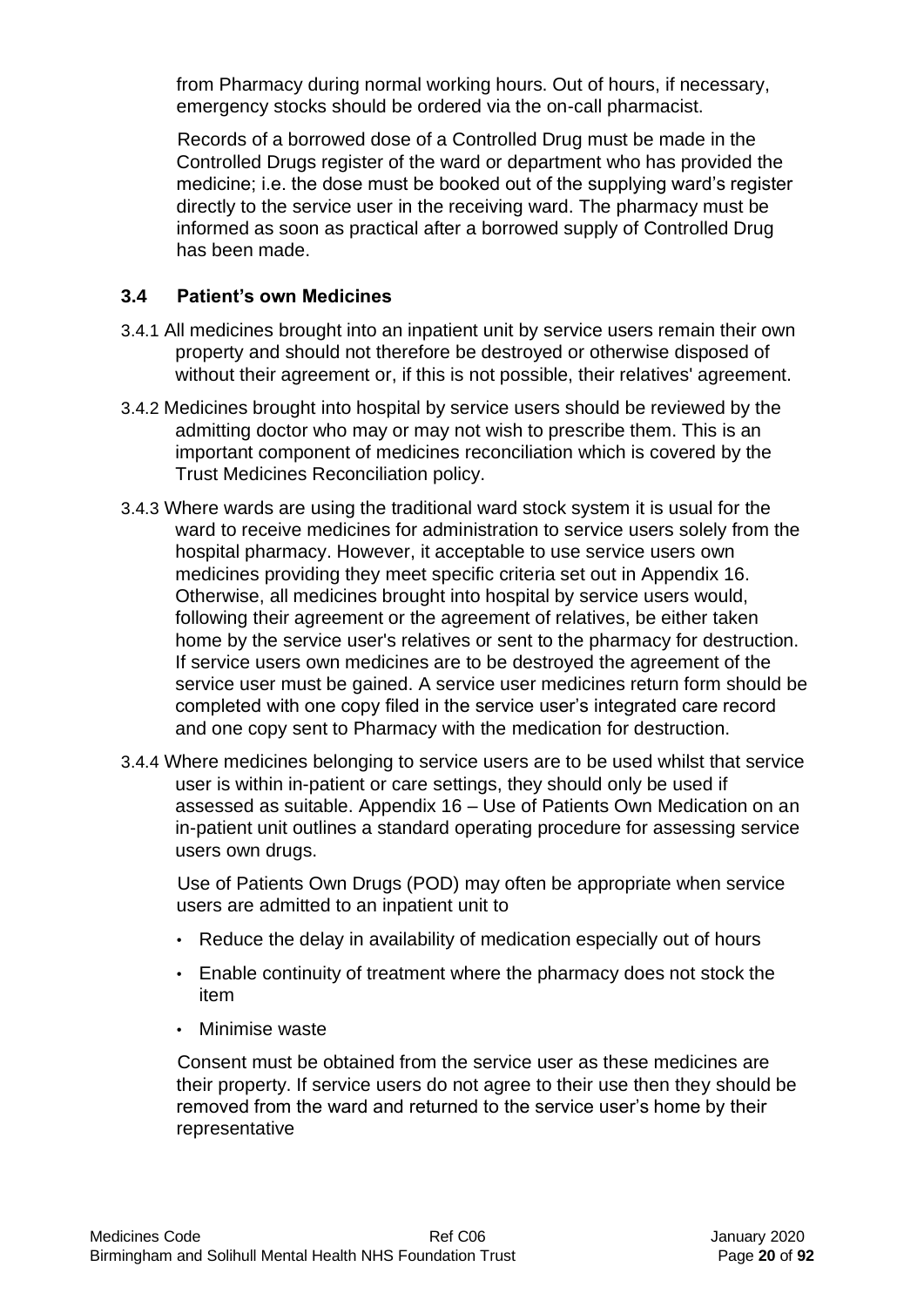from Pharmacy during normal working hours. Out of hours, if necessary, emergency stocks should be ordered via the on-call pharmacist.

Records of a borrowed dose of a Controlled Drug must be made in the Controlled Drugs register of the ward or department who has provided the medicine; i.e. the dose must be booked out of the supplying ward's register directly to the service user in the receiving ward. The pharmacy must be informed as soon as practical after a borrowed supply of Controlled Drug has been made.

### 3.4 Patient's own Medicines

3.4.1 All medicines brought into an inpatient unit by service users remain their own property and should not therefore be destroyed or otherwise disposed of without their agreement or, if this is not possible, their relatives' agreement.

3.4.2 Medicines brought into hospital by service users should be reviewed by the admitting doctor who may or may not wish to prescribe them. This is an important component of medicines reconciliation which is covered by the Trust Medicines Reconciliation policy.

3.4.3 Where wards are using the traditional ward stock system it is usual for the ward to receive medicines for administration to service users solely from the hospital pharmacy. However, it acceptable to use service users own medicines providing they meet specific criteria set out in Appendix 16. Otherwise, all medicines brought into hospital by service users would, following their agreement or the agreement of relatives, be either taken home by the service user's relatives or sent to the pharmacy for destruction. If service users own medicines are to be destroyed the agreement of the service user must be gained. A service user medicines return form should be completed with one copy filed in the service user's integrated care record and one copy sent to Pharmacy with the medication for destruction.

3.4.4 Where medicines belonging to service users are to be used whilst that service user is within in-patient or care settings, they should only be used if assessed as suitable. Appendix 16 – Use of Patients Own Medication on an in-patient unit outlines a standard operating procedure for assessing service users own drugs.

Use of Patients Own Drugs (POD) may often be appropriate when service users are admitted to an inpatient unit to

- Reduce the delay in availability of medication especially out of hours
- Enable continuity of treatment where the pharmacy does not stock the item
- Minimise waste

Consent must be obtained from the service user as these medicines are their property. If service users do not agree to their use then they should be removed from the ward and returned to the service user's home by their representative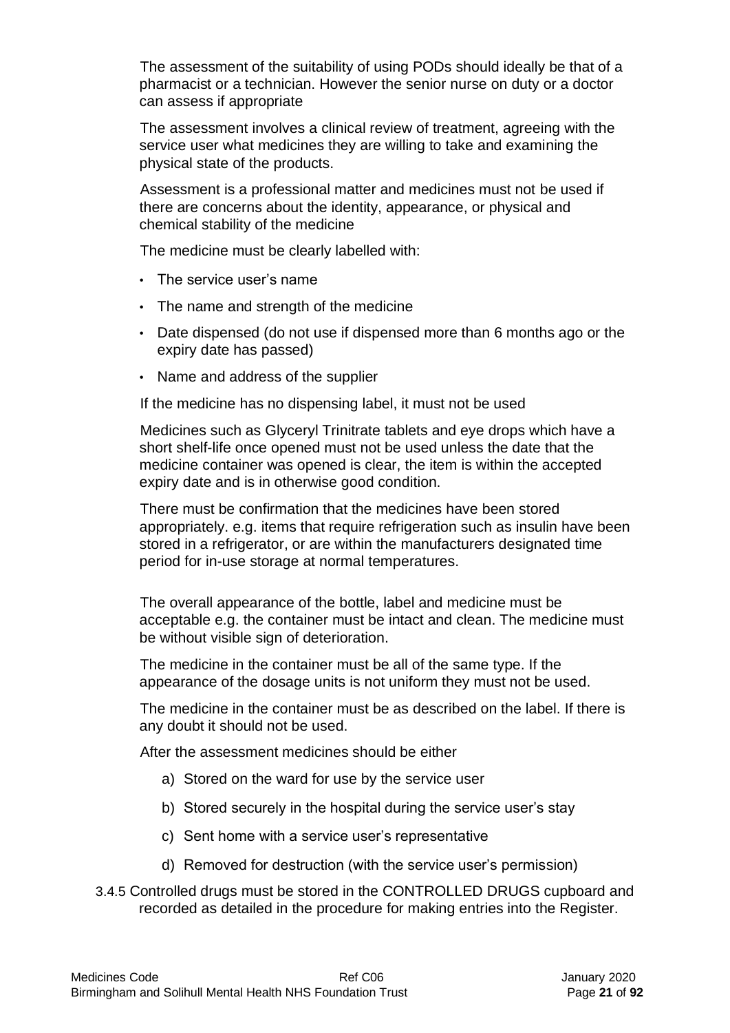The assessment of the suitability of using PODs should ideally be that of a pharmacist or a technician. However the senior nurse on duty or a doctor can assess if appropriate

The assessment involves a clinical review of treatment, agreeing with the service user what medicines they are willing to take and examining the physical state of the products.

Assessment is a professional matter and medicines must not be used if there are concerns about the identity, appearance, or physical and chemical stability of the medicine

The medicine must be clearly labelled with:

- The service user's name
- The name and strength of the medicine
- Date dispensed (do not use if dispensed more than 6 months ago or the expiry date has passed)
- Name and address of the supplier

If the medicine has no dispensing label, it must not be used

Medicines such as Glyceryl Trinitrate tablets and eye drops which have a short shelf-life once opened must not be used unless the date that the medicine container was opened is clear, the item is within the accepted expiry date and is in otherwise good condition.

There must be confirmation that the medicines have been stored appropriately. e.g. items that require refrigeration such as insulin have been stored in a refrigerator, or are within the manufacturers designated time period for in-use storage at normal temperatures.

The overall appearance of the bottle, label and medicine must be acceptable e.g. the container must be intact and clean. The medicine must be without visible sign of deterioration.

The medicine in the container must be all of the same type. If the appearance of the dosage units is not uniform they must not be used.

The medicine in the container must be as described on the label. If there is any doubt it should not be used.

After the assessment medicines should be either

a) Stored on the ward for use by the service user

b) Stored securely in the hospital during the service user's stay

c) Sent home with a service user's representative

d) Removed for destruction (with the service user's permission)

3.4.5 Controlled drugs must be stored in the CONTROLLED DRUGS cupboard and recorded as detailed in the procedure for making entries into the Register.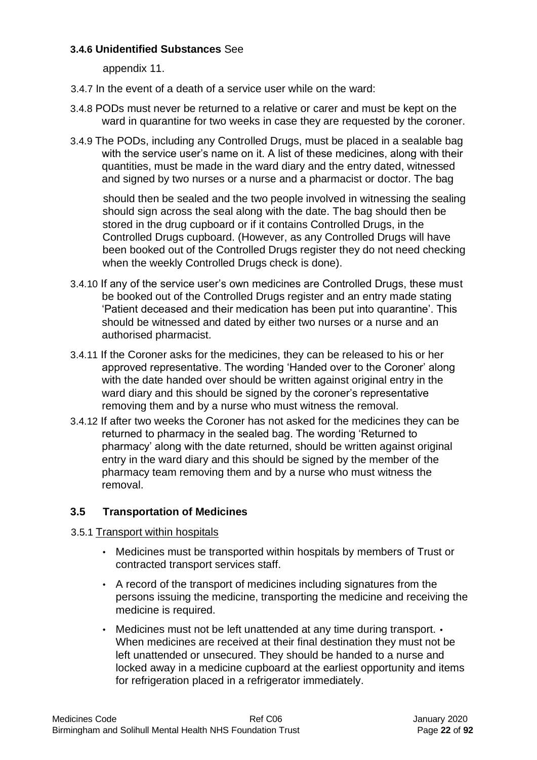**3.4.6 Unidentified Substances** See appendix 11.

3.4.7 In the event of a death of a service user while on the ward:

3.4.8 PODs must never be returned to a relative or carer and must be kept on the ward in quarantine for two weeks in case they are requested by the coroner.

3.4.9 The PODs, including any Controlled Drugs, must be placed in a sealable bag with the service user's name on it. A list of these medicines, along with their quantities, must be made in the ward diary and the entry dated, witnessed and signed by two nurses or a nurse and a pharmacist or doctor. The bag should then be sealed and the two people involved in witnessing the sealing should sign across the seal along with the date. The bag should then be stored in the drug cupboard or if it contains Controlled Drugs, in the Controlled Drugs cupboard. (However, as any Controlled Drugs will have been booked out of the Controlled Drugs register they do not need checking when the weekly Controlled Drugs check is done).

3.4.10 If any of the service user's own medicines are Controlled Drugs, these must be booked out of the Controlled Drugs register and an entry made stating 'Patient deceased and their medication has been put into quarantine'. This should be witnessed and dated by either two nurses or a nurse and an authorised pharmacist.

3.4.11 If the Coroner asks for the medicines, they can be released to his or her approved representative. The wording 'Handed over to the Coroner' along with the date handed over should be written against original entry in the ward diary and this should be signed by the coroner's representative removing them and by a nurse who must witness the removal.

3.4.12 If after two weeks the Coroner has not asked for the medicines they can be returned to pharmacy in the sealed bag. The wording 'Returned to pharmacy' along with the date returned, should be written against original entry in the ward diary and this should be signed by the member of the pharmacy team removing them and by a nurse who must witness the removal.

## 3.5 Transportation of Medicines

3.5.1 Transport within hospitals

- Medicines must be transported within hospitals by members of Trust or contracted transport services staff.
- A record of the transport of medicines including signatures from the persons issuing the medicine, transporting the medicine and receiving the medicine is required.
- Medicines must not be left unattended at any time during transport.
- When medicines are received at their final destination they must not be left unattended or unsecured. They should be handed to a nurse and locked away in a medicine cupboard at the earliest opportunity and items for refrigeration placed in a refrigerator immediately.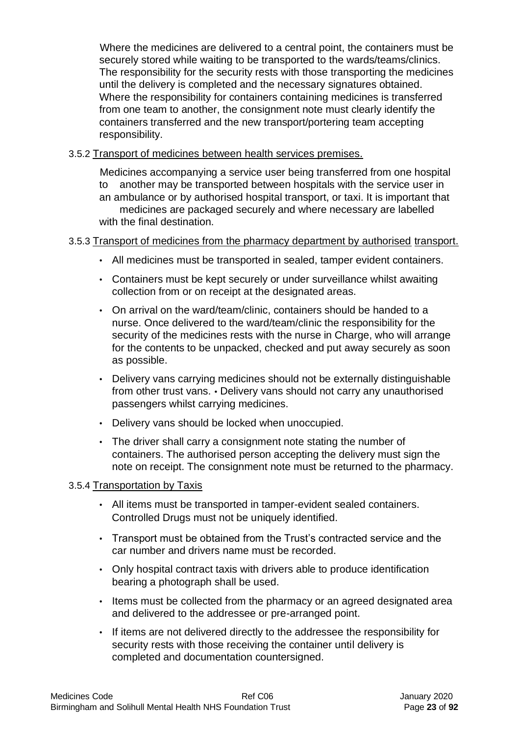Where the medicines are delivered to a central point, the containers must be securely stored while waiting to be transported to the wards/teams/clinics. The responsibility for the security rests with those transporting the medicines until the delivery is completed and the necessary signatures obtained. Where the responsibility for containers containing medicines is transferred from one team to another, the consignment note must clearly identify the containers transferred and the new transport/portering team accepting responsibility.

3.5.2 Transport of medicines between health services premises.

Medicines accompanying a service user being transferred from one hospital to another may be transported between hospitals with the service user in an ambulance or by authorised hospital transport, or taxi. It is important that medicines are packaged securely and where necessary are labelled with the final destination.

3.5.3 Transport of medicines from the pharmacy department by authorised transport.

- All medicines must be transported in sealed, tamper evident containers.
- Containers must be kept securely or under surveillance whilst awaiting collection from or on receipt at the designated areas.
- On arrival on the ward/team/clinic, containers should be handed to a nurse. Once delivered to the ward/team/clinic the responsibility for the security of the medicines rests with the nurse in Charge, who will arrange for the contents to be unpacked, checked and put away securely as soon as possible.
- Delivery vans carrying medicines should not be externally distinguishable from other trust vans. • Delivery vans should not carry any unauthorised passengers whilst carrying medicines.
- Delivery vans should be locked when unoccupied.
- The driver shall carry a consignment note stating the number of containers. The authorised person accepting the delivery must sign the note on receipt. The consignment note must be returned to the pharmacy.

3.5.4 Transportation by Taxis

- All items must be transported in tamper-evident sealed containers. Controlled Drugs must not be uniquely identified.
- Transport must be obtained from the Trust's contracted service and the car number and drivers name must be recorded.
- Only hospital contract taxis with drivers able to produce identification bearing a photograph shall be used.
- Items must be collected from the pharmacy or an agreed designated area and delivered to the addressee or pre-arranged point.
- If items are not delivered directly to the addressee the responsibility for security rests with those receiving the container until delivery is completed and documentation countersigned.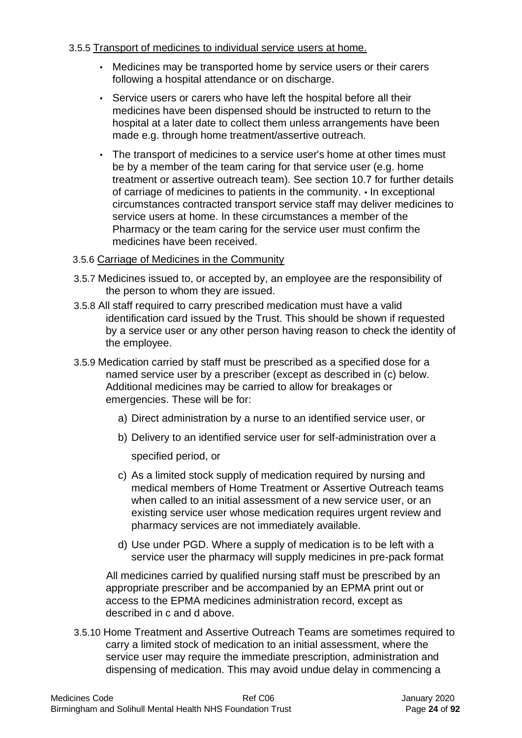3.5.5 Transport of medicines to individual service users at home.

- Medicines may be transported home by service users or their carers following a hospital attendance or on discharge.
- Service users or carers who have left the hospital before all their medicines have been dispensed should be instructed to return to the hospital at a later date to collect them unless arrangements have been made e.g. through home treatment/assertive outreach.
- The transport of medicines to a service user's home at other times must be by a member of the team caring for that service user (e.g. home treatment or assertive outreach team). See section 10.7 for further details of carriage of medicines to patients in the community. • In exceptional circumstances contracted transport service staff may deliver medicines to service users at home. In these circumstances a member of the Pharmacy or the team caring for the service user must confirm the medicines have been received.

3.5.6 Carriage of Medicines in the Community

3.5.7 Medicines issued to, or accepted by, an employee are the responsibility of the person to whom they are issued.

3.5.8 All staff required to carry prescribed medication must have a valid identification card issued by the Trust. This should be shown if requested by a service user or any other person having reason to check the identity of the employee.

3.5.9 Medication carried by staff must be prescribed as a specified dose for a named service user by a prescriber (except as described in (c) below. Additional medicines may be carried to allow for breakages or emergencies. These will be for:

a) Direct administration by a nurse to an identified service user, or

b) Delivery to an identified service user for self-administration over a specified period, or

c) As a limited stock supply of medication required by nursing and medical members of Home Treatment or Assertive Outreach teams when called to an initial assessment of a new service user, or an existing service user whose medication requires urgent review and pharmacy services are not immediately available.

d) Use under PGD. Where a supply of medication is to be left with a service user the pharmacy will supply medicines in pre-pack format

All medicines carried by qualified nursing staff must be prescribed by an appropriate prescriber and be accompanied by an EPMA print out or access to the EPMA medicines administration record, except as described in c and d above.

3.5.10 Home Treatment and Assertive Outreach Teams are sometimes required to carry a limited stock of medication to an initial assessment, where the service user may require the immediate prescription, administration and dispensing of medication. This may avoid undue delay in commencing a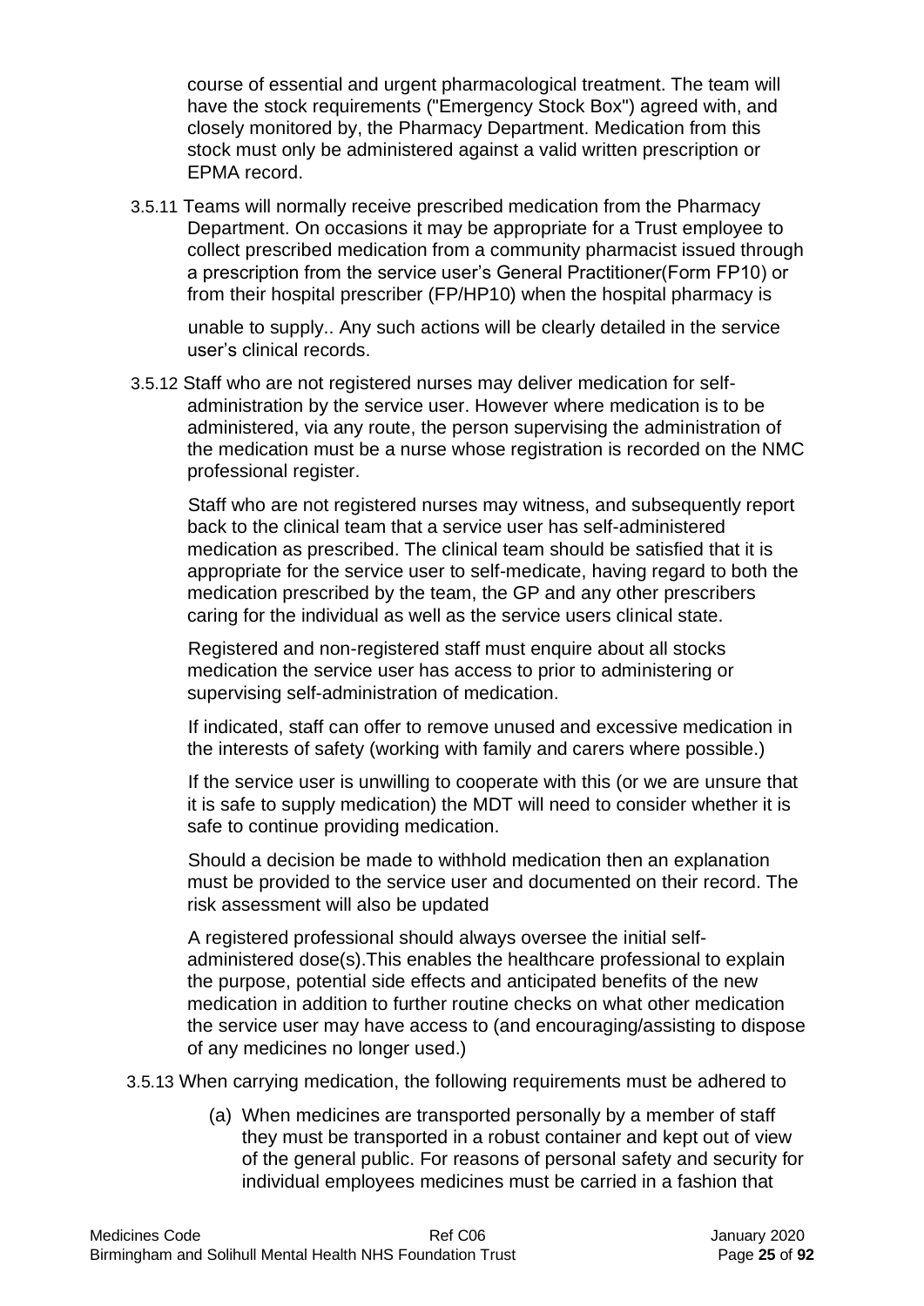course of essential and urgent pharmacological treatment. The team will have the stock requirements ("Emergency Stock Box") agreed with, and closely monitored by, the Pharmacy Department. Medication from this stock must only be administered against a valid written prescription or EPMA record.

3.5.11 Teams will normally receive prescribed medication from the Pharmacy Department. On occasions it may be appropriate for a Trust employee to collect prescribed medication from a community pharmacist issued through a prescription from the service user's General Practitioner(Form FP10) or from their hospital prescriber (FP/HP10) when the hospital pharmacy is

unable to supply.. Any such actions will be clearly detailed in the service user's clinical records.

3.5.12 Staff who are not registered nurses may deliver medication for self-administration by the service user. However where medication is to be administered, via any route, the person supervising the administration of the medication must be a nurse whose registration is recorded on the NMC professional register.

Staff who are not registered nurses may witness, and subsequently report back to the clinical team that a service user has self-administered medication as prescribed. The clinical team should be satisfied that it is appropriate for the service user to self-medicate, having regard to both the medication prescribed by the team, the GP and any other prescribers caring for the individual as well as the service users clinical state.

Registered and non-registered staff must enquire about all stocks medication the service user has access to prior to administering or supervising self-administration of medication.

If indicated, staff can offer to remove unused and excessive medication in the interests of safety (working with family and carers where possible.)

If the service user is unwilling to cooperate with this (or we are unsure that it is safe to supply medication) the MDT will need to consider whether it is safe to continue providing medication.

Should a decision be made to withhold medication then an explanation must be provided to the service user and documented on their record. The risk assessment will also be updated

A registered professional should always oversee the initial self-administered dose(s).This enables the healthcare professional to explain the purpose, potential side effects and anticipated benefits of the new medication in addition to further routine checks on what other medication the service user may have access to (and encouraging/assisting to dispose of any medicines no longer used.)

3.5.13 When carrying medication, the following requirements must be adhered to

(a) When medicines are transported personally by a member of staff they must be transported in a robust container and kept out of view of the general public. For reasons of personal safety and security for individual employees medicines must be carried in a fashion that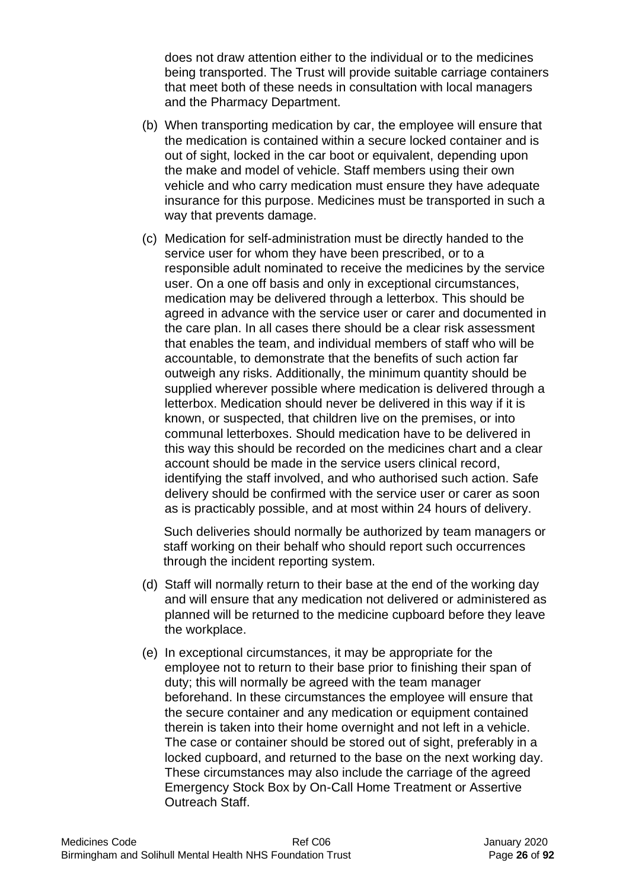does not draw attention either to the individual or to the medicines being transported. The Trust will provide suitable carriage containers that meet both of these needs in consultation with local managers and the Pharmacy Department.

(b) When transporting medication by car, the employee will ensure that the medication is contained within a secure locked container and is out of sight, locked in the car boot or equivalent, depending upon the make and model of vehicle. Staff members using their own vehicle and who carry medication must ensure they have adequate insurance for this purpose. Medicines must be transported in such a way that prevents damage.

(c) Medication for self-administration must be directly handed to the service user for whom they have been prescribed, or to a responsible adult nominated to receive the medicines by the service user. On a one off basis and only in exceptional circumstances, medication may be delivered through a letterbox. This should be agreed in advance with the service user or carer and documented in the care plan. In all cases there should be a clear risk assessment that enables the team, and individual members of staff who will be accountable, to demonstrate that the benefits of such action far outweigh any risks. Additionally, the minimum quantity should be supplied wherever possible where medication is delivered through a letterbox. Medication should never be delivered in this way if it is known, or suspected, that children live on the premises, or into communal letterboxes. Should medication have to be delivered in this way this should be recorded on the medicines chart and a clear account should be made in the service users clinical record, identifying the staff involved, and who authorised such action. Safe delivery should be confirmed with the service user or carer as soon as is practicably possible, and at most within 24 hours of delivery.

Such deliveries should normally be authorized by team managers or staff working on their behalf who should report such occurrences through the incident reporting system.

(d) Staff will normally return to their base at the end of the working day and will ensure that any medication not delivered or administered as planned will be returned to the medicine cupboard before they leave the workplace.

(e) In exceptional circumstances, it may be appropriate for the employee not to return to their base prior to finishing their span of duty; this will normally be agreed with the team manager beforehand. In these circumstances the employee will ensure that the secure container and any medication or equipment contained therein is taken into their home overnight and not left in a vehicle. The case or container should be stored out of sight, preferably in a locked cupboard, and returned to the base on the next working day. These circumstances may also include the carriage of the agreed Emergency Stock Box by On-Call Home Treatment or Assertive Outreach Staff.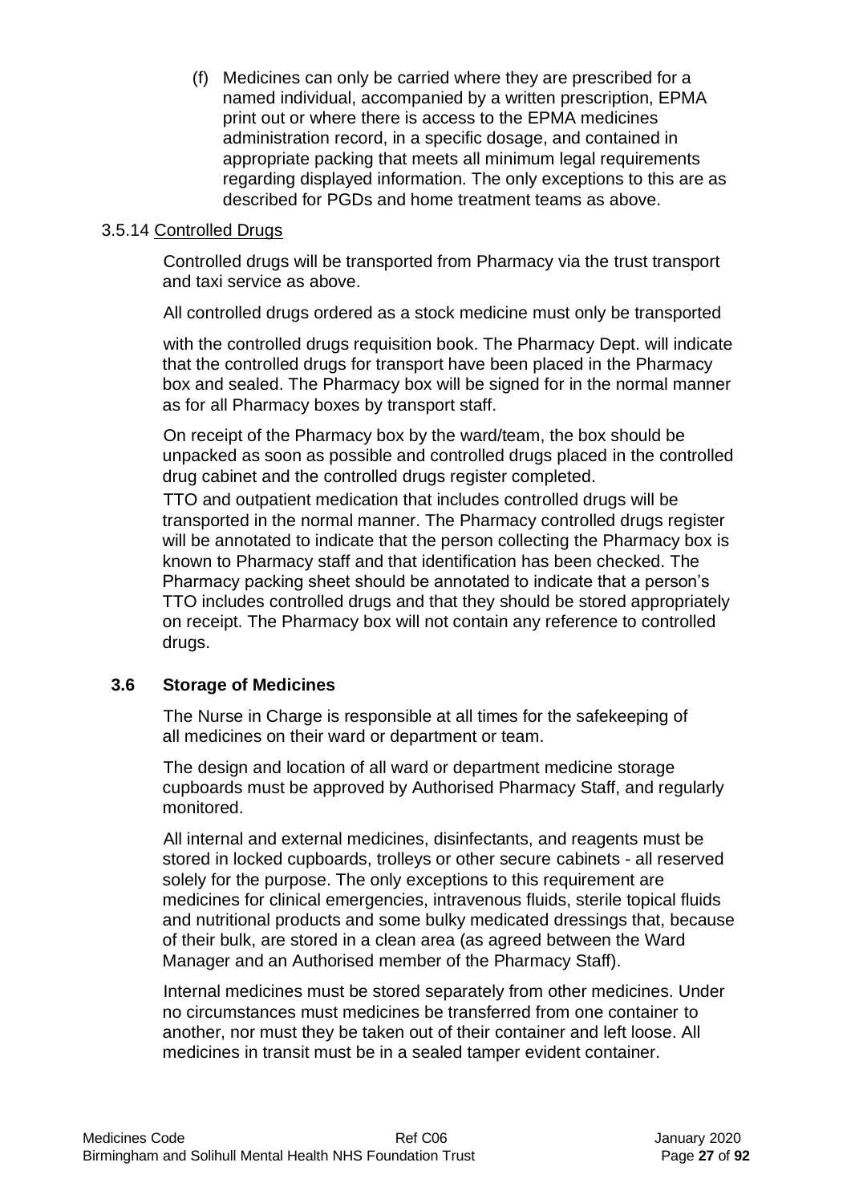(f) Medicines can only be carried where they are prescribed for a named individual, accompanied by a written prescription, EPMA print out or where there is access to the EPMA medicines administration record, in a specific dosage, and contained in appropriate packing that meets all minimum legal requirements regarding displayed information. The only exceptions to this are as described for PGDs and home treatment teams as above.

### 3.5.14 Controlled Drugs

Controlled drugs will be transported from Pharmacy via the trust transport and taxi service as above.

All controlled drugs ordered as a stock medicine must only be transported with the controlled drugs requisition book. The Pharmacy Dept. will indicate that the controlled drugs for transport have been placed in the Pharmacy box and sealed. The Pharmacy box will be signed for in the normal manner as for all Pharmacy boxes by transport staff.

On receipt of the Pharmacy box by the ward/team, the box should be unpacked as soon as possible and controlled drugs placed in the controlled drug cabinet and the controlled drugs register completed.

TTO and outpatient medication that includes controlled drugs will be transported in the normal manner. The Pharmacy controlled drugs register will be annotated to indicate that the person collecting the Pharmacy box is known to Pharmacy staff and that identification has been checked. The Pharmacy packing sheet should be annotated to indicate that a person's TTO includes controlled drugs and that they should be stored appropriately on receipt. The Pharmacy box will not contain any reference to controlled drugs.

## 3.6 Storage of Medicines

The Nurse in Charge is responsible at all times for the safekeeping of all medicines on their ward or department or team.

The design and location of all ward or department medicine storage cupboards must be approved by Authorised Pharmacy Staff, and regularly monitored.

All internal and external medicines, disinfectants, and reagents must be stored in locked cupboards, trolleys or other secure cabinets - all reserved solely for the purpose. The only exceptions to this requirement are medicines for clinical emergencies, intravenous fluids, sterile topical fluids and nutritional products and some bulky medicated dressings that, because of their bulk, are stored in a clean area (as agreed between the Ward Manager and an Authorised member of the Pharmacy Staff).

Internal medicines must be stored separately from other medicines. Under no circumstances must medicines be transferred from one container to another, nor must they be taken out of their container and left loose. All medicines in transit must be in a sealed tamper evident container.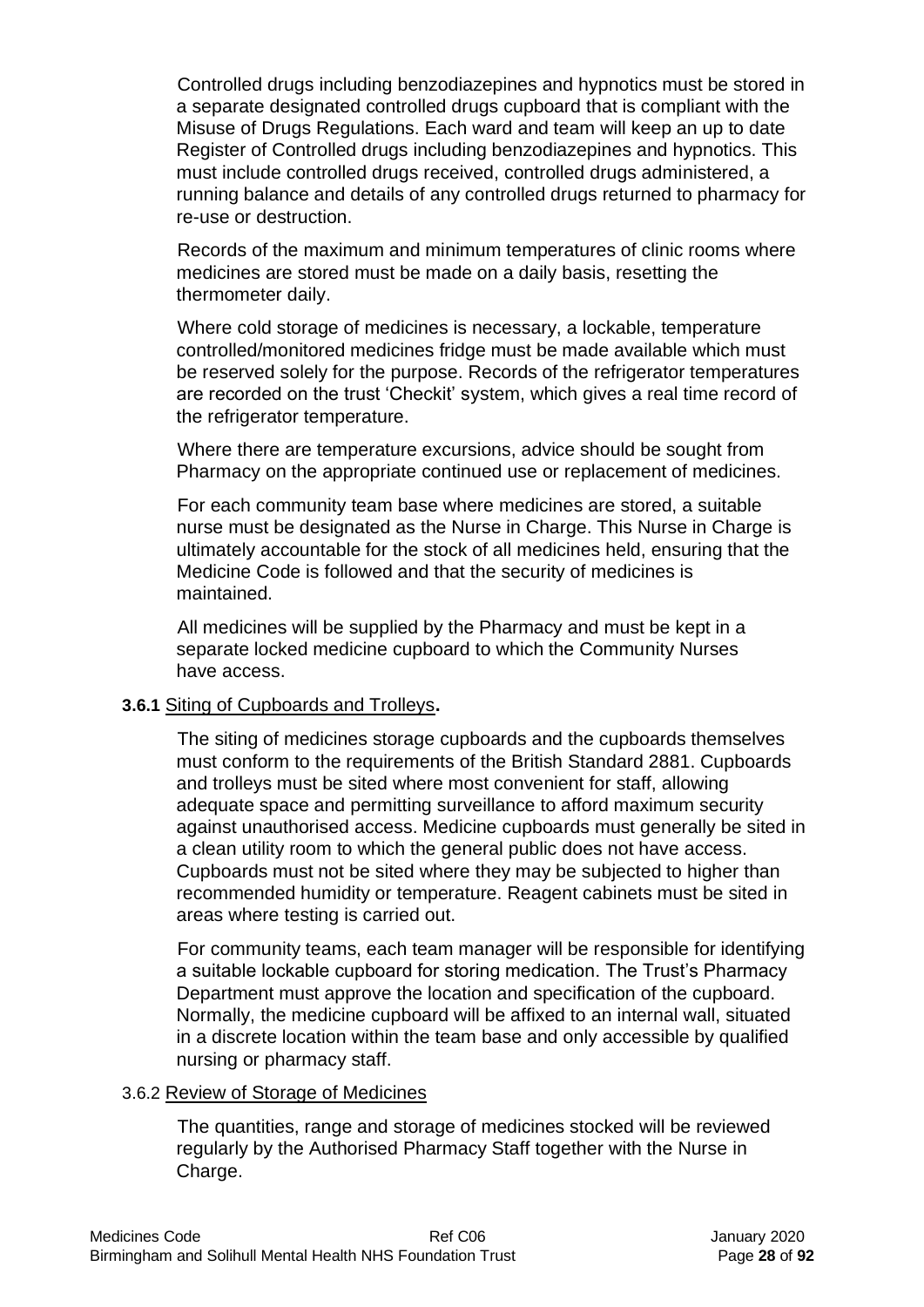Controlled drugs including benzodiazepines and hypnotics must be stored in a separate designated controlled drugs cupboard that is compliant with the Misuse of Drugs Regulations. Each ward and team will keep an up to date Register of Controlled drugs including benzodiazepines and hypnotics. This must include controlled drugs received, controlled drugs administered, a running balance and details of any controlled drugs returned to pharmacy for re-use or destruction.

Records of the maximum and minimum temperatures of clinic rooms where medicines are stored must be made on a daily basis, resetting the thermometer daily.

Where cold storage of medicines is necessary, a lockable, temperature controlled/monitored medicines fridge must be made available which must be reserved solely for the purpose. Records of the refrigerator temperatures are recorded on the trust 'Checkit' system, which gives a real time record of the refrigerator temperature.

Where there are temperature excursions, advice should be sought from Pharmacy on the appropriate continued use or replacement of medicines.

For each community team base where medicines are stored, a suitable nurse must be designated as the Nurse in Charge. This Nurse in Charge is ultimately accountable for the stock of all medicines held, ensuring that the Medicine Code is followed and that the security of medicines is maintained.

All medicines will be supplied by the Pharmacy and must be kept in a separate locked medicine cupboard to which the Community Nurses have access.

**3.6.1** Siting of Cupboards and Trolleys**.**

The siting of medicines storage cupboards and the cupboards themselves must conform to the requirements of the British Standard 2881. Cupboards and trolleys must be sited where most convenient for staff, allowing adequate space and permitting surveillance to afford maximum security against unauthorised access. Medicine cupboards must generally be sited in a clean utility room to which the general public does not have access. Cupboards must not be sited where they may be subjected to higher than recommended humidity or temperature. Reagent cabinets must be sited in areas where testing is carried out.

For community teams, each team manager will be responsible for identifying a suitable lockable cupboard for storing medication. The Trust's Pharmacy Department must approve the location and specification of the cupboard. Normally, the medicine cupboard will be affixed to an internal wall, situated in a discrete location within the team base and only accessible by qualified nursing or pharmacy staff.

3.6.2 Review of Storage of Medicines

The quantities, range and storage of medicines stocked will be reviewed regularly by the Authorised Pharmacy Staff together with the Nurse in Charge.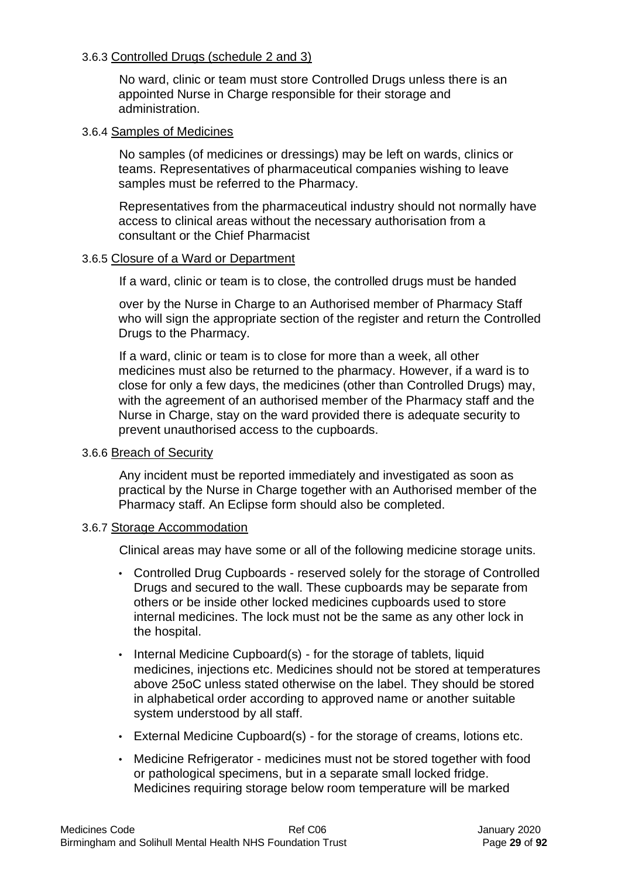3.6.3 Controlled Drugs (schedule 2 and 3)

No ward, clinic or team must store Controlled Drugs unless there is an appointed Nurse in Charge responsible for their storage and administration.

3.6.4 Samples of Medicines

No samples (of medicines or dressings) may be left on wards, clinics or teams. Representatives of pharmaceutical companies wishing to leave samples must be referred to the Pharmacy.

Representatives from the pharmaceutical industry should not normally have access to clinical areas without the necessary authorisation from a consultant or the Chief Pharmacist

3.6.5 Closure of a Ward or Department

If a ward, clinic or team is to close, the controlled drugs must be handed

over by the Nurse in Charge to an Authorised member of Pharmacy Staff who will sign the appropriate section of the register and return the Controlled Drugs to the Pharmacy.

If a ward, clinic or team is to close for more than a week, all other medicines must also be returned to the pharmacy. However, if a ward is to close for only a few days, the medicines (other than Controlled Drugs) may, with the agreement of an authorised member of the Pharmacy staff and the Nurse in Charge, stay on the ward provided there is adequate security to prevent unauthorised access to the cupboards.

3.6.6 Breach of Security

Any incident must be reported immediately and investigated as soon as practical by the Nurse in Charge together with an Authorised member of the Pharmacy staff. An Eclipse form should also be completed.

3.6.7 Storage Accommodation

Clinical areas may have some or all of the following medicine storage units.

- Controlled Drug Cupboards - reserved solely for the storage of Controlled Drugs and secured to the wall. These cupboards may be separate from others or be inside other locked medicines cupboards used to store internal medicines. The lock must not be the same as any other lock in the hospital.
- Internal Medicine Cupboard(s) - for the storage of tablets, liquid medicines, injections etc. Medicines should not be stored at temperatures above 25oC unless stated otherwise on the label. They should be stored in alphabetical order according to approved name or another suitable system understood by all staff.
- External Medicine Cupboard(s) - for the storage of creams, lotions etc.
- Medicine Refrigerator - medicines must not be stored together with food or pathological specimens, but in a separate small locked fridge. Medicines requiring storage below room temperature will be marked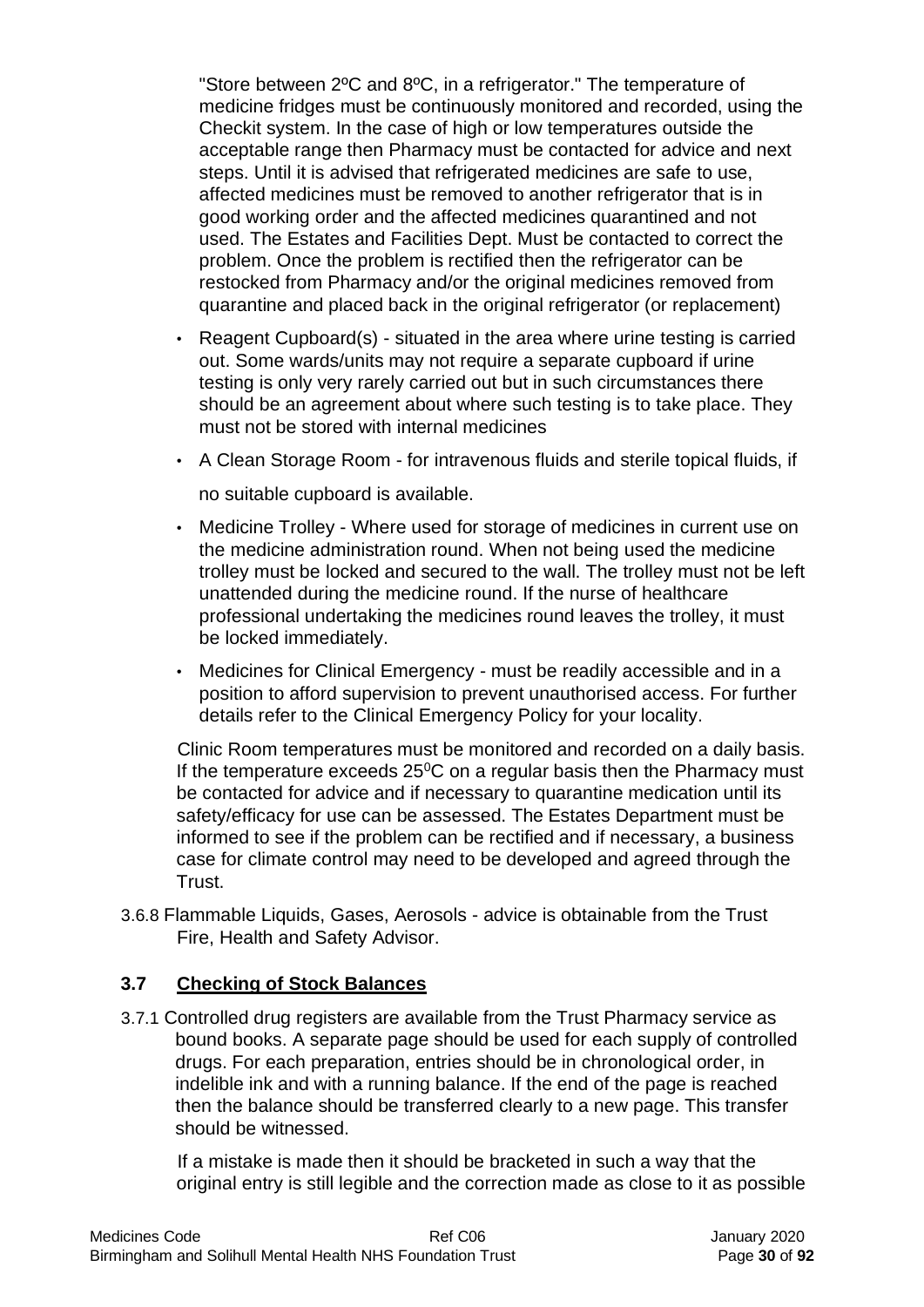"Store between 2ºC and 8ºC, in a refrigerator." The temperature of medicine fridges must be continuously monitored and recorded, using the Checkit system. In the case of high or low temperatures outside the acceptable range then Pharmacy must be contacted for advice and next steps. Until it is advised that refrigerated medicines are safe to use, affected medicines must be removed to another refrigerator that is in good working order and the affected medicines quarantined and not used. The Estates and Facilities Dept. Must be contacted to correct the problem. Once the problem is rectified then the refrigerator can be restocked from Pharmacy and/or the original medicines removed from quarantine and placed back in the original refrigerator (or replacement)

- Reagent Cupboard(s) - situated in the area where urine testing is carried out. Some wards/units may not require a separate cupboard if urine testing is only very rarely carried out but in such circumstances there should be an agreement about where such testing is to take place. They must not be stored with internal medicines
- A Clean Storage Room - for intravenous fluids and sterile topical fluids, if no suitable cupboard is available.
- Medicine Trolley - Where used for storage of medicines in current use on the medicine administration round. When not being used the medicine trolley must be locked and secured to the wall. The trolley must not be left unattended during the medicine round. If the nurse of healthcare professional undertaking the medicines round leaves the trolley, it must be locked immediately.
- Medicines for Clinical Emergency - must be readily accessible and in a position to afford supervision to prevent unauthorised access. For further details refer to the Clinical Emergency Policy for your locality.

Clinic Room temperatures must be monitored and recorded on a daily basis. If the temperature exceeds 25$^0$C on a regular basis then the Pharmacy must be contacted for advice and if necessary to quarantine medication until its safety/efficacy for use can be assessed. The Estates Department must be informed to see if the problem can be rectified and if necessary, a business case for climate control may need to be developed and agreed through the Trust.

3.6.8 Flammable Liquids, Gases, Aerosols - advice is obtainable from the Trust Fire, Health and Safety Advisor.

## 3.7 Checking of Stock Balances

3.7.1 Controlled drug registers are available from the Trust Pharmacy service as bound books. A separate page should be used for each supply of controlled drugs. For each preparation, entries should be in chronological order, in indelible ink and with a running balance. If the end of the page is reached then the balance should be transferred clearly to a new page. This transfer should be witnessed.

If a mistake is made then it should be bracketed in such a way that the original entry is still legible and the correction made as close to it as possible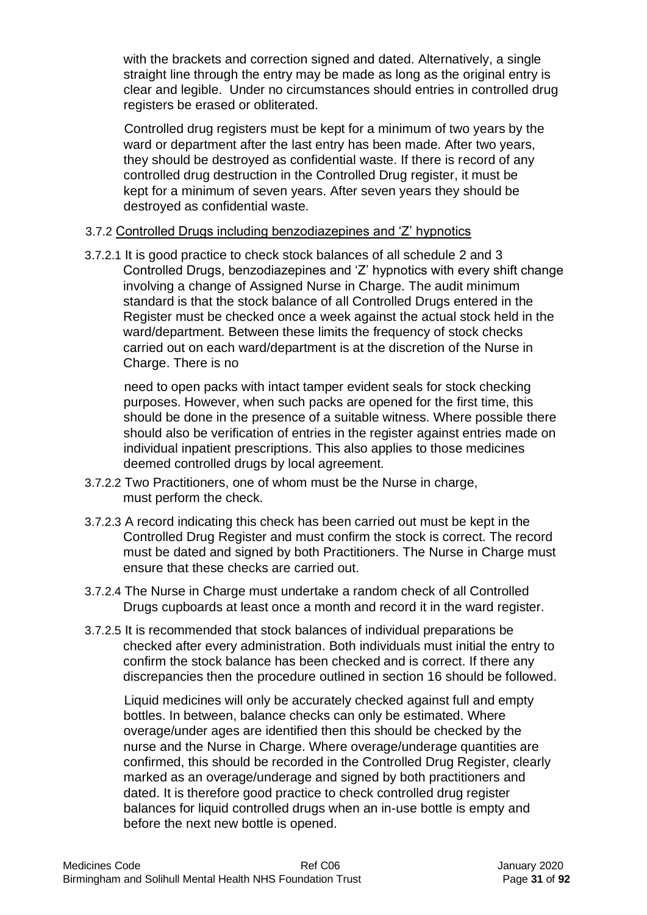with the brackets and correction signed and dated. Alternatively, a single straight line through the entry may be made as long as the original entry is clear and legible. Under no circumstances should entries in controlled drug registers be erased or obliterated.

Controlled drug registers must be kept for a minimum of two years by the ward or department after the last entry has been made. After two years, they should be destroyed as confidential waste. If there is record of any controlled drug destruction in the Controlled Drug register, it must be kept for a minimum of seven years. After seven years they should be destroyed as confidential waste.

3.7.2 Controlled Drugs including benzodiazepines and 'Z' hypnotics

3.7.2.1 It is good practice to check stock balances of all schedule 2 and 3 Controlled Drugs, benzodiazepines and 'Z' hypnotics with every shift change involving a change of Assigned Nurse in Charge. The audit minimum standard is that the stock balance of all Controlled Drugs entered in the Register must be checked once a week against the actual stock held in the ward/department. Between these limits the frequency of stock checks carried out on each ward/department is at the discretion of the Nurse in Charge. There is no

need to open packs with intact tamper evident seals for stock checking purposes. However, when such packs are opened for the first time, this should be done in the presence of a suitable witness. Where possible there should also be verification of entries in the register against entries made on individual inpatient prescriptions. This also applies to those medicines deemed controlled drugs by local agreement.

3.7.2.2 Two Practitioners, one of whom must be the Nurse in charge, must perform the check.

3.7.2.3 A record indicating this check has been carried out must be kept in the Controlled Drug Register and must confirm the stock is correct. The record must be dated and signed by both Practitioners. The Nurse in Charge must ensure that these checks are carried out.

3.7.2.4 The Nurse in Charge must undertake a random check of all Controlled Drugs cupboards at least once a month and record it in the ward register.

3.7.2.5 It is recommended that stock balances of individual preparations be checked after every administration. Both individuals must initial the entry to confirm the stock balance has been checked and is correct. If there any discrepancies then the procedure outlined in section 16 should be followed.

Liquid medicines will only be accurately checked against full and empty bottles. In between, balance checks can only be estimated. Where overage/under ages are identified then this should be checked by the nurse and the Nurse in Charge. Where overage/underage quantities are confirmed, this should be recorded in the Controlled Drug Register, clearly marked as an overage/underage and signed by both practitioners and dated. It is therefore good practice to check controlled drug register balances for liquid controlled drugs when an in-use bottle is empty and before the next new bottle is opened.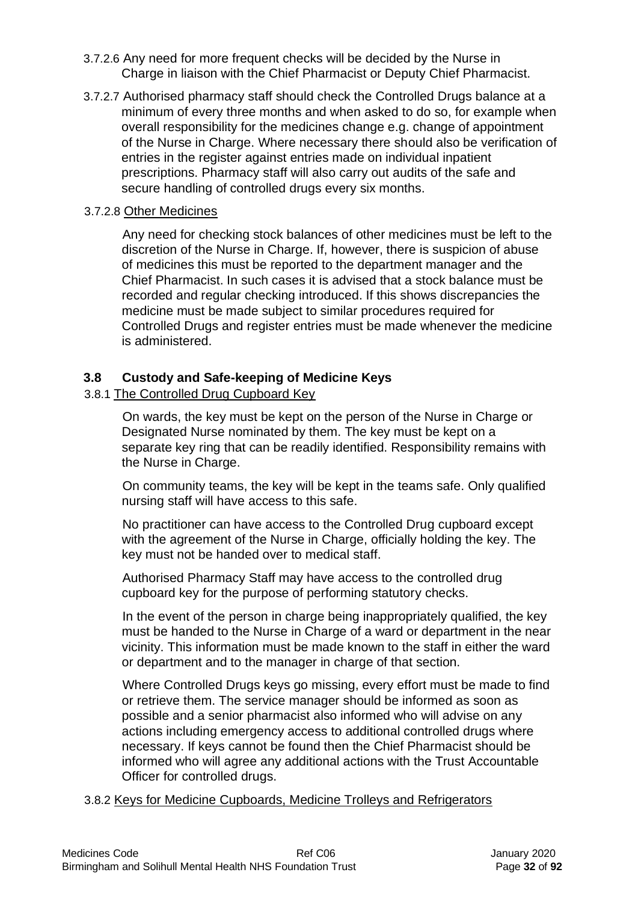3.7.2.6 Any need for more frequent checks will be decided by the Nurse in Charge in liaison with the Chief Pharmacist or Deputy Chief Pharmacist.

3.7.2.7 Authorised pharmacy staff should check the Controlled Drugs balance at a minimum of every three months and when asked to do so, for example when overall responsibility for the medicines change e.g. change of appointment of the Nurse in Charge. Where necessary there should also be verification of entries in the register against entries made on individual inpatient prescriptions. Pharmacy staff will also carry out audits of the safe and secure handling of controlled drugs every six months.

3.7.2.8 Other Medicines

Any need for checking stock balances of other medicines must be left to the discretion of the Nurse in Charge. If, however, there is suspicion of abuse of medicines this must be reported to the department manager and the Chief Pharmacist. In such cases it is advised that a stock balance must be recorded and regular checking introduced. If this shows discrepancies the medicine must be made subject to similar procedures required for Controlled Drugs and register entries must be made whenever the medicine is administered.

## 3.8 Custody and Safe-keeping of Medicine Keys

3.8.1 The Controlled Drug Cupboard Key

On wards, the key must be kept on the person of the Nurse in Charge or Designated Nurse nominated by them. The key must be kept on a separate key ring that can be readily identified. Responsibility remains with the Nurse in Charge.

On community teams, the key will be kept in the teams safe. Only qualified nursing staff will have access to this safe.

No practitioner can have access to the Controlled Drug cupboard except with the agreement of the Nurse in Charge, officially holding the key. The key must not be handed over to medical staff.

Authorised Pharmacy Staff may have access to the controlled drug cupboard key for the purpose of performing statutory checks.

In the event of the person in charge being inappropriately qualified, the key must be handed to the Nurse in Charge of a ward or department in the near vicinity. This information must be made known to the staff in either the ward or department and to the manager in charge of that section.

Where Controlled Drugs keys go missing, every effort must be made to find or retrieve them. The service manager should be informed as soon as possible and a senior pharmacist also informed who will advise on any actions including emergency access to additional controlled drugs where necessary. If keys cannot be found then the Chief Pharmacist should be informed who will agree any additional actions with the Trust Accountable Officer for controlled drugs.

3.8.2 Keys for Medicine Cupboards, Medicine Trolleys and Refrigerators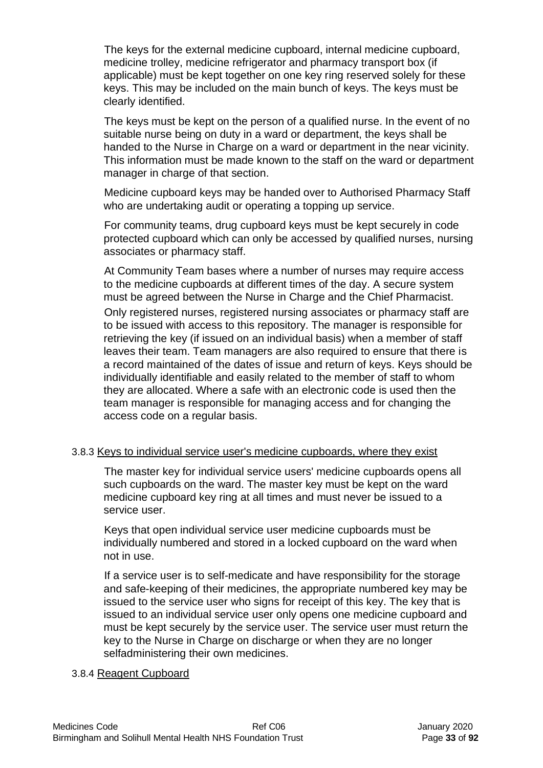The keys for the external medicine cupboard, internal medicine cupboard, medicine trolley, medicine refrigerator and pharmacy transport box (if applicable) must be kept together on one key ring reserved solely for these keys. This may be included on the main bunch of keys. The keys must be clearly identified.

The keys must be kept on the person of a qualified nurse. In the event of no suitable nurse being on duty in a ward or department, the keys shall be handed to the Nurse in Charge on a ward or department in the near vicinity. This information must be made known to the staff on the ward or department manager in charge of that section.

Medicine cupboard keys may be handed over to Authorised Pharmacy Staff who are undertaking audit or operating a topping up service.

For community teams, drug cupboard keys must be kept securely in code protected cupboard which can only be accessed by qualified nurses, nursing associates or pharmacy staff.

At Community Team bases where a number of nurses may require access to the medicine cupboards at different times of the day. A secure system must be agreed between the Nurse in Charge and the Chief Pharmacist. Only registered nurses, registered nursing associates or pharmacy staff are to be issued with access to this repository. The manager is responsible for retrieving the key (if issued on an individual basis) when a member of staff leaves their team. Team managers are also required to ensure that there is a record maintained of the dates of issue and return of keys. Keys should be individually identifiable and easily related to the member of staff to whom they are allocated. Where a safe with an electronic code is used then the team manager is responsible for managing access and for changing the access code on a regular basis.

#### 3.8.3 Keys to individual service user's medicine cupboards, where they exist

The master key for individual service users' medicine cupboards opens all such cupboards on the ward. The master key must be kept on the ward medicine cupboard key ring at all times and must never be issued to a service user.

Keys that open individual service user medicine cupboards must be individually numbered and stored in a locked cupboard on the ward when not in use.

If a service user is to self-medicate and have responsibility for the storage and safe-keeping of their medicines, the appropriate numbered key may be issued to the service user who signs for receipt of this key. The key that is issued to an individual service user only opens one medicine cupboard and must be kept securely by the service user. The service user must return the key to the Nurse in Charge on discharge or when they are no longer selfadministering their own medicines.

#### 3.8.4 Reagent Cupboard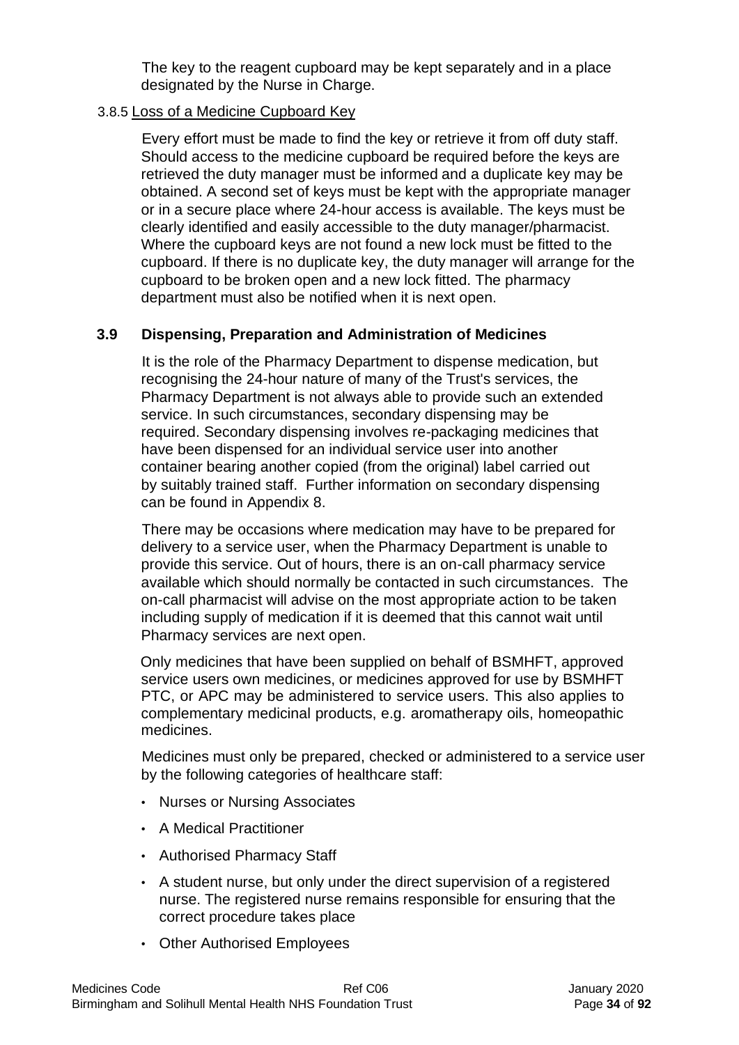The key to the reagent cupboard may be kept separately and in a place designated by the Nurse in Charge.

#### 3.8.5 Loss of a Medicine Cupboard Key

Every effort must be made to find the key or retrieve it from off duty staff. Should access to the medicine cupboard be required before the keys are retrieved the duty manager must be informed and a duplicate key may be obtained. A second set of keys must be kept with the appropriate manager or in a secure place where 24-hour access is available. The keys must be clearly identified and easily accessible to the duty manager/pharmacist. Where the cupboard keys are not found a new lock must be fitted to the cupboard. If there is no duplicate key, the duty manager will arrange for the cupboard to be broken open and a new lock fitted. The pharmacy department must also be notified when it is next open.

### 3.9 Dispensing, Preparation and Administration of Medicines

It is the role of the Pharmacy Department to dispense medication, but recognising the 24-hour nature of many of the Trust's services, the Pharmacy Department is not always able to provide such an extended service. In such circumstances, secondary dispensing may be required. Secondary dispensing involves re-packaging medicines that have been dispensed for an individual service user into another container bearing another copied (from the original) label carried out by suitably trained staff. Further information on secondary dispensing can be found in Appendix 8.

There may be occasions where medication may have to be prepared for delivery to a service user, when the Pharmacy Department is unable to provide this service. Out of hours, there is an on-call pharmacy service available which should normally be contacted in such circumstances. The on-call pharmacist will advise on the most appropriate action to be taken including supply of medication if it is deemed that this cannot wait until Pharmacy services are next open.

Only medicines that have been supplied on behalf of BSMHFT, approved service users own medicines, or medicines approved for use by BSMHFT PTC, or APC may be administered to service users. This also applies to complementary medicinal products, e.g. aromatherapy oils, homeopathic medicines.

Medicines must only be prepared, checked or administered to a service user by the following categories of healthcare staff:

- Nurses or Nursing Associates
- A Medical Practitioner
- Authorised Pharmacy Staff
- A student nurse, but only under the direct supervision of a registered nurse. The registered nurse remains responsible for ensuring that the correct procedure takes place
- Other Authorised Employees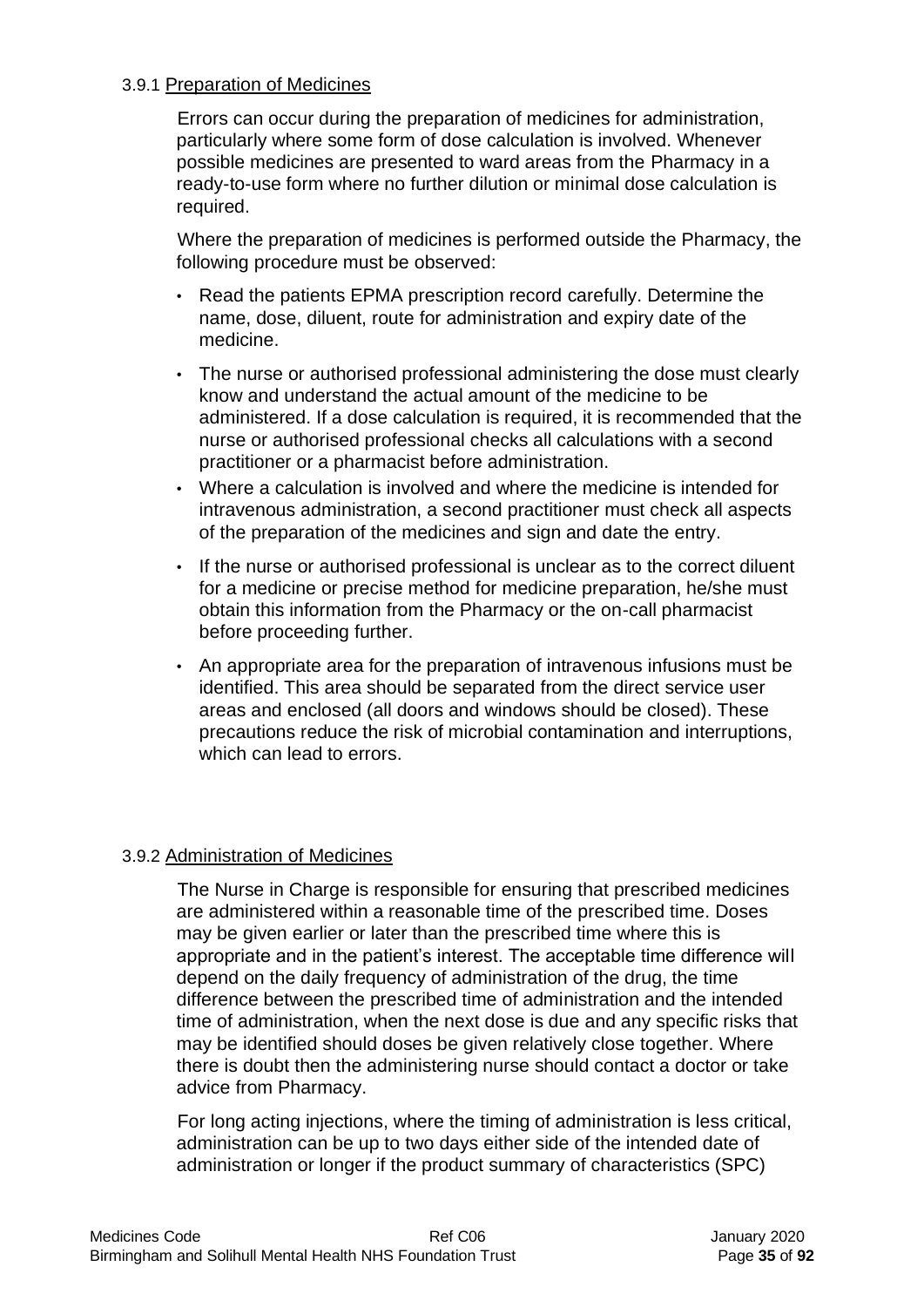### 3.9.1 Preparation of Medicines

Errors can occur during the preparation of medicines for administration, particularly where some form of dose calculation is involved. Whenever possible medicines are presented to ward areas from the Pharmacy in a ready-to-use form where no further dilution or minimal dose calculation is required.

Where the preparation of medicines is performed outside the Pharmacy, the following procedure must be observed:

- Read the patients EPMA prescription record carefully. Determine the name, dose, diluent, route for administration and expiry date of the medicine.
- The nurse or authorised professional administering the dose must clearly know and understand the actual amount of the medicine to be administered. If a dose calculation is required, it is recommended that the nurse or authorised professional checks all calculations with a second practitioner or a pharmacist before administration.
- Where a calculation is involved and where the medicine is intended for intravenous administration, a second practitioner must check all aspects of the preparation of the medicines and sign and date the entry.
- If the nurse or authorised professional is unclear as to the correct diluent for a medicine or precise method for medicine preparation, he/she must obtain this information from the Pharmacy or the on-call pharmacist before proceeding further.
- An appropriate area for the preparation of intravenous infusions must be identified. This area should be separated from the direct service user areas and enclosed (all doors and windows should be closed). These precautions reduce the risk of microbial contamination and interruptions, which can lead to errors.

### 3.9.2 Administration of Medicines

The Nurse in Charge is responsible for ensuring that prescribed medicines are administered within a reasonable time of the prescribed time. Doses may be given earlier or later than the prescribed time where this is appropriate and in the patient's interest. The acceptable time difference will depend on the daily frequency of administration of the drug, the time difference between the prescribed time of administration and the intended time of administration, when the next dose is due and any specific risks that may be identified should doses be given relatively close together. Where there is doubt then the administering nurse should contact a doctor or take advice from Pharmacy.

For long acting injections, where the timing of administration is less critical, administration can be up to two days either side of the intended date of administration or longer if the product summary of characteristics (SPC)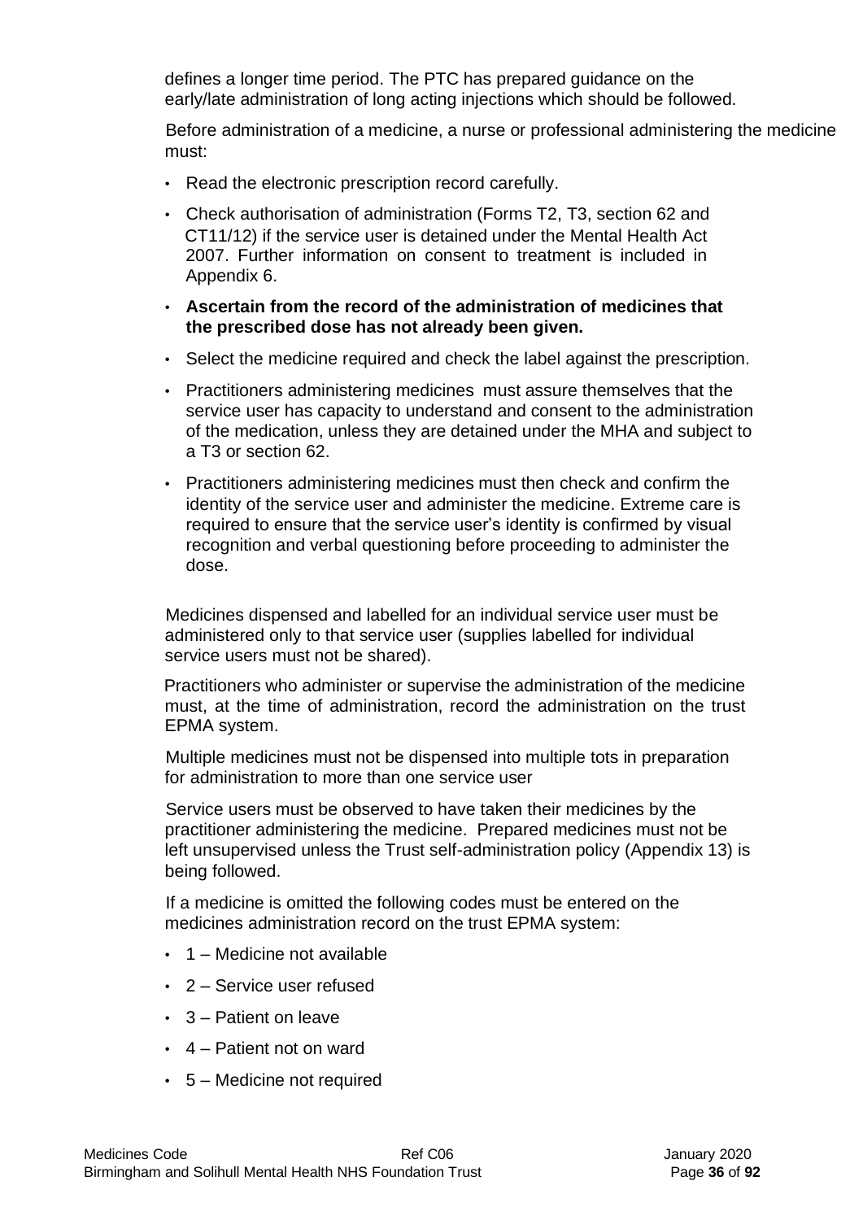defines a longer time period. The PTC has prepared guidance on the early/late administration of long acting injections which should be followed.

Before administration of a medicine, a nurse or professional administering the medicine must:

- Read the electronic prescription record carefully.
- Check authorisation of administration (Forms T2, T3, section 62 and CT11/12) if the service user is detained under the Mental Health Act 2007. Further information on consent to treatment is included in Appendix 6.
- **Ascertain from the record of the administration of medicines that the prescribed dose has not already been given.**
- Select the medicine required and check the label against the prescription.
- Practitioners administering medicines must assure themselves that the service user has capacity to understand and consent to the administration of the medication, unless they are detained under the MHA and subject to a T3 or section 62.
- Practitioners administering medicines must then check and confirm the identity of the service user and administer the medicine. Extreme care is required to ensure that the service user's identity is confirmed by visual recognition and verbal questioning before proceeding to administer the dose.

Medicines dispensed and labelled for an individual service user must be administered only to that service user (supplies labelled for individual service users must not be shared).

Practitioners who administer or supervise the administration of the medicine must, at the time of administration, record the administration on the trust EPMA system.

Multiple medicines must not be dispensed into multiple tots in preparation for administration to more than one service user

Service users must be observed to have taken their medicines by the practitioner administering the medicine. Prepared medicines must not be left unsupervised unless the Trust self-administration policy (Appendix 13) is being followed.

If a medicine is omitted the following codes must be entered on the medicines administration record on the trust EPMA system:

- 1 – Medicine not available
- 2 – Service user refused
- 3 – Patient on leave
- 4 – Patient not on ward
- 5 – Medicine not required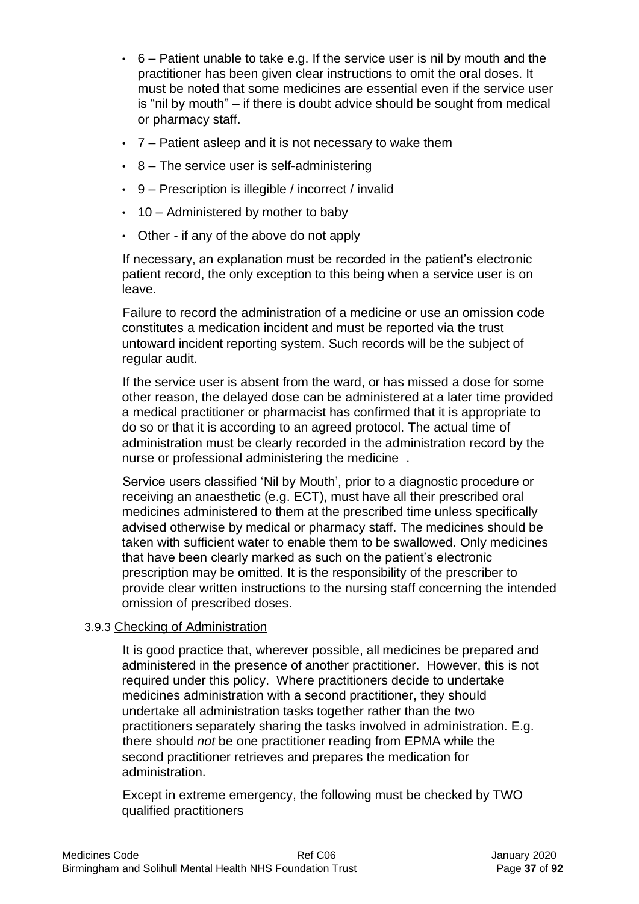- 6 – Patient unable to take e.g. If the service user is nil by mouth and the practitioner has been given clear instructions to omit the oral doses. It must be noted that some medicines are essential even if the service user is "nil by mouth" – if there is doubt advice should be sought from medical or pharmacy staff.
- 7 – Patient asleep and it is not necessary to wake them
- 8 – The service user is self-administering
- 9 – Prescription is illegible / incorrect / invalid
- 10 – Administered by mother to baby
- Other - if any of the above do not apply

If necessary, an explanation must be recorded in the patient's electronic patient record, the only exception to this being when a service user is on leave.

Failure to record the administration of a medicine or use an omission code constitutes a medication incident and must be reported via the trust untoward incident reporting system. Such records will be the subject of regular audit.

If the service user is absent from the ward, or has missed a dose for some other reason, the delayed dose can be administered at a later time provided a medical practitioner or pharmacist has confirmed that it is appropriate to do so or that it is according to an agreed protocol. The actual time of administration must be clearly recorded in the administration record by the nurse or professional administering the medicine .

Service users classified 'Nil by Mouth', prior to a diagnostic procedure or receiving an anaesthetic (e.g. ECT), must have all their prescribed oral medicines administered to them at the prescribed time unless specifically advised otherwise by medical or pharmacy staff. The medicines should be taken with sufficient water to enable them to be swallowed. Only medicines that have been clearly marked as such on the patient's electronic prescription may be omitted. It is the responsibility of the prescriber to provide clear written instructions to the nursing staff concerning the intended omission of prescribed doses.

### 3.9.3 Checking of Administration

It is good practice that, wherever possible, all medicines be prepared and administered in the presence of another practitioner. However, this is not required under this policy. Where practitioners decide to undertake medicines administration with a second practitioner, they should undertake all administration tasks together rather than the two practitioners separately sharing the tasks involved in administration. E.g. there should *not* be one practitioner reading from EPMA while the second practitioner retrieves and prepares the medication for administration.

Except in extreme emergency, the following must be checked by TWO qualified practitioners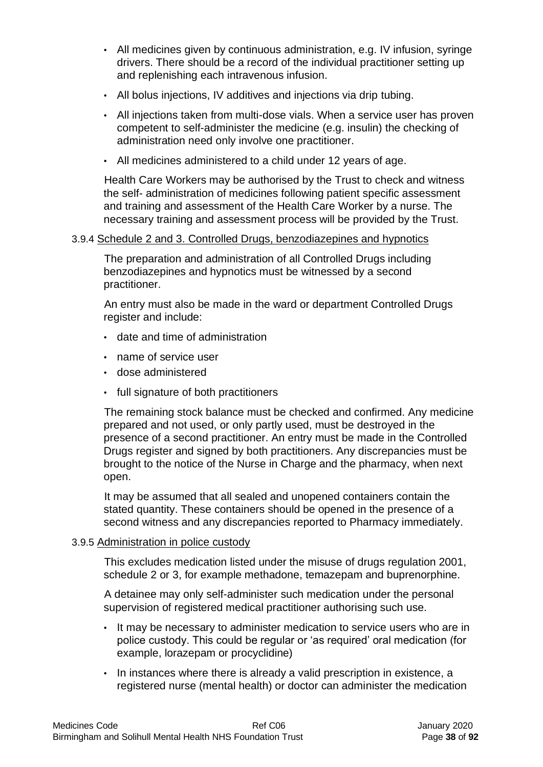- All medicines given by continuous administration, e.g. IV infusion, syringe drivers. There should be a record of the individual practitioner setting up and replenishing each intravenous infusion.
- All bolus injections, IV additives and injections via drip tubing.
- All injections taken from multi-dose vials. When a service user has proven competent to self-administer the medicine (e.g. insulin) the checking of administration need only involve one practitioner.
- All medicines administered to a child under 12 years of age.

Health Care Workers may be authorised by the Trust to check and witness the self- administration of medicines following patient specific assessment and training and assessment of the Health Care Worker by a nurse. The necessary training and assessment process will be provided by the Trust.

3.9.4 <u>Schedule 2 and 3. Controlled Drugs, benzodiazepines and hypnotics</u>

The preparation and administration of all Controlled Drugs including benzodiazepines and hypnotics must be witnessed by a second practitioner.

An entry must also be made in the ward or department Controlled Drugs register and include:

- date and time of administration
- name of service user
- dose administered
- full signature of both practitioners

The remaining stock balance must be checked and confirmed. Any medicine prepared and not used, or only partly used, must be destroyed in the presence of a second practitioner. An entry must be made in the Controlled Drugs register and signed by both practitioners. Any discrepancies must be brought to the notice of the Nurse in Charge and the pharmacy, when next open.

It may be assumed that all sealed and unopened containers contain the stated quantity. These containers should be opened in the presence of a second witness and any discrepancies reported to Pharmacy immediately.

3.9.5 <u>Administration in police custody</u>

This excludes medication listed under the misuse of drugs regulation 2001, schedule 2 or 3, for example methadone, temazepam and buprenorphine.

A detainee may only self-administer such medication under the personal supervision of registered medical practitioner authorising such use.

- It may be necessary to administer medication to service users who are in police custody. This could be regular or 'as required' oral medication (for example, lorazepam or procyclidine)
- In instances where there is already a valid prescription in existence, a registered nurse (mental health) or doctor can administer the medication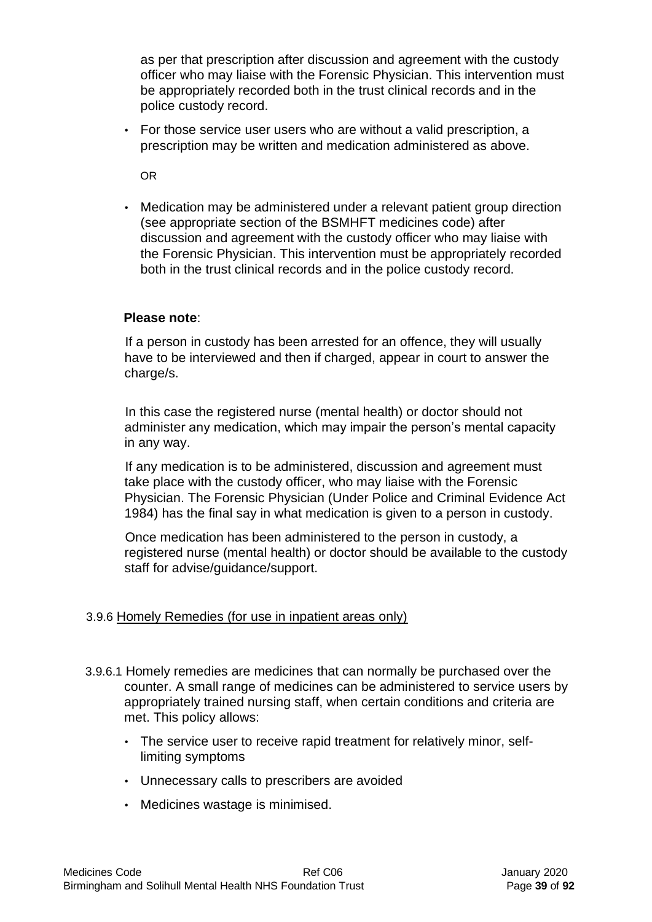as per that prescription after discussion and agreement with the custody officer who may liaise with the Forensic Physician. This intervention must be appropriately recorded both in the trust clinical records and in the police custody record.

- For those service user users who are without a valid prescription, a prescription may be written and medication administered as above.

OR

- Medication may be administered under a relevant patient group direction (see appropriate section of the BSMHFT medicines code) after discussion and agreement with the custody officer who may liaise with the Forensic Physician. This intervention must be appropriately recorded both in the trust clinical records and in the police custody record.

**Please note**:

If a person in custody has been arrested for an offence, they will usually have to be interviewed and then if charged, appear in court to answer the charge/s.

In this case the registered nurse (mental health) or doctor should not administer any medication, which may impair the person's mental capacity in any way.

If any medication is to be administered, discussion and agreement must take place with the custody officer, who may liaise with the Forensic Physician. The Forensic Physician (Under Police and Criminal Evidence Act 1984) has the final say in what medication is given to a person in custody.

Once medication has been administered to the person in custody, a registered nurse (mental health) or doctor should be available to the custody staff for advise/guidance/support.

### 3.9.6 Homely Remedies (for use in inpatient areas only)

3.9.6.1 Homely remedies are medicines that can normally be purchased over the counter. A small range of medicines can be administered to service users by appropriately trained nursing staff, when certain conditions and criteria are met. This policy allows:

- The service user to receive rapid treatment for relatively minor, self-limiting symptoms
- Unnecessary calls to prescribers are avoided
- Medicines wastage is minimised.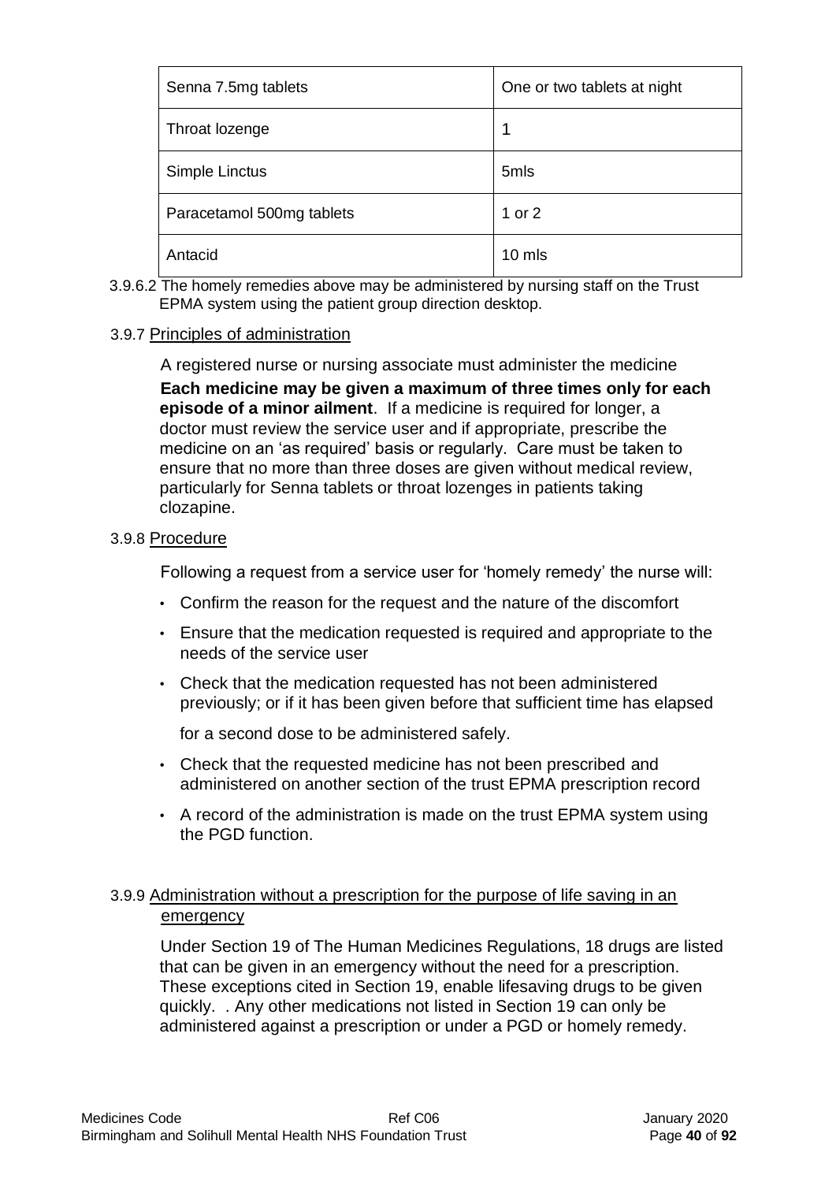| Senna 7.5mg tablets | One or two tablets at night |
|---|---|
| Throat lozenge | 1 |
| Simple Linctus | 5mls |
| Paracetamol 500mg tablets | 1 or 2 |
| Antacid | 10 mls |

3.9.6.2 The homely remedies above may be administered by nursing staff on the Trust EPMA system using the patient group direction desktop.

3.9.7 Principles of administration

A registered nurse or nursing associate must administer the medicine

**Each medicine may be given a maximum of three times only for each episode of a minor ailment**. If a medicine is required for longer, a doctor must review the service user and if appropriate, prescribe the medicine on an 'as required' basis or regularly. Care must be taken to ensure that no more than three doses are given without medical review, particularly for Senna tablets or throat lozenges in patients taking clozapine.

3.9.8 Procedure

Following a request from a service user for 'homely remedy' the nurse will:

- Confirm the reason for the request and the nature of the discomfort
- Ensure that the medication requested is required and appropriate to the needs of the service user
- Check that the medication requested has not been administered previously; or if it has been given before that sufficient time has elapsed

  for a second dose to be administered safely.
- Check that the requested medicine has not been prescribed and administered on another section of the trust EPMA prescription record
- A record of the administration is made on the trust EPMA system using the PGD function.

3.9.9 Administration without a prescription for the purpose of life saving in an emergency

Under Section 19 of The Human Medicines Regulations, 18 drugs are listed that can be given in an emergency without the need for a prescription. These exceptions cited in Section 19, enable lifesaving drugs to be given quickly. . Any other medications not listed in Section 19 can only be administered against a prescription or under a PGD or homely remedy.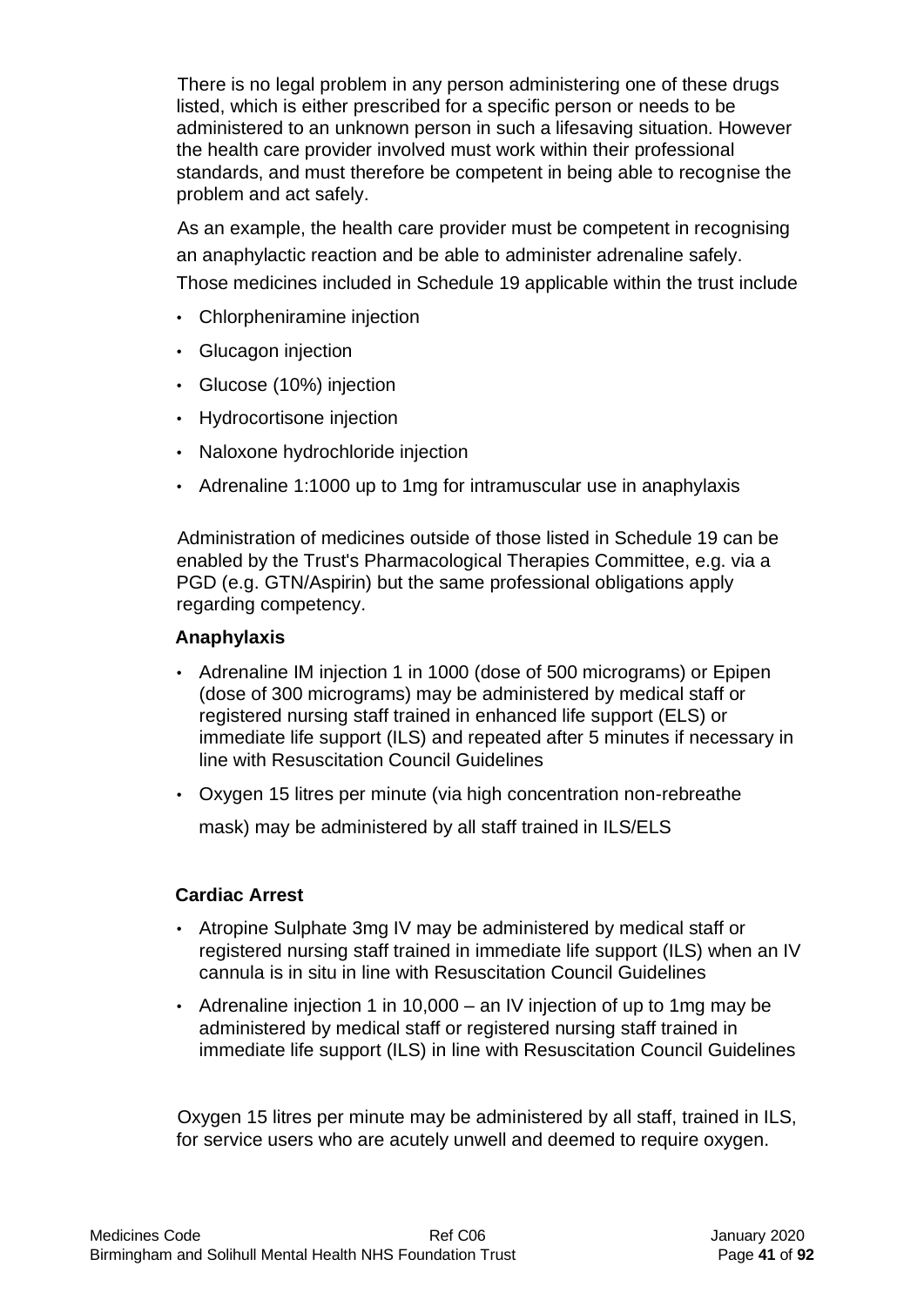There is no legal problem in any person administering one of these drugs listed, which is either prescribed for a specific person or needs to be administered to an unknown person in such a lifesaving situation. However the health care provider involved must work within their professional standards, and must therefore be competent in being able to recognise the problem and act safely.

As an example, the health care provider must be competent in recognising an anaphylactic reaction and be able to administer adrenaline safely. Those medicines included in Schedule 19 applicable within the trust include

- Chlorpheniramine injection
- Glucagon injection
- Glucose (10%) injection
- Hydrocortisone injection
- Naloxone hydrochloride injection
- Adrenaline 1:1000 up to 1mg for intramuscular use in anaphylaxis

Administration of medicines outside of those listed in Schedule 19 can be enabled by the Trust's Pharmacological Therapies Committee, e.g. via a PGD (e.g. GTN/Aspirin) but the same professional obligations apply regarding competency.

**Anaphylaxis**

- Adrenaline IM injection 1 in 1000 (dose of 500 micrograms) or Epipen (dose of 300 micrograms) may be administered by medical staff or registered nursing staff trained in enhanced life support (ELS) or immediate life support (ILS) and repeated after 5 minutes if necessary in line with Resuscitation Council Guidelines
- Oxygen 15 litres per minute (via high concentration non-rebreathe mask) may be administered by all staff trained in ILS/ELS

**Cardiac Arrest**

- Atropine Sulphate 3mg IV may be administered by medical staff or registered nursing staff trained in immediate life support (ILS) when an IV cannula is in situ in line with Resuscitation Council Guidelines
- Adrenaline injection 1 in 10,000 – an IV injection of up to 1mg may be administered by medical staff or registered nursing staff trained in immediate life support (ILS) in line with Resuscitation Council Guidelines

Oxygen 15 litres per minute may be administered by all staff, trained in ILS, for service users who are acutely unwell and deemed to require oxygen.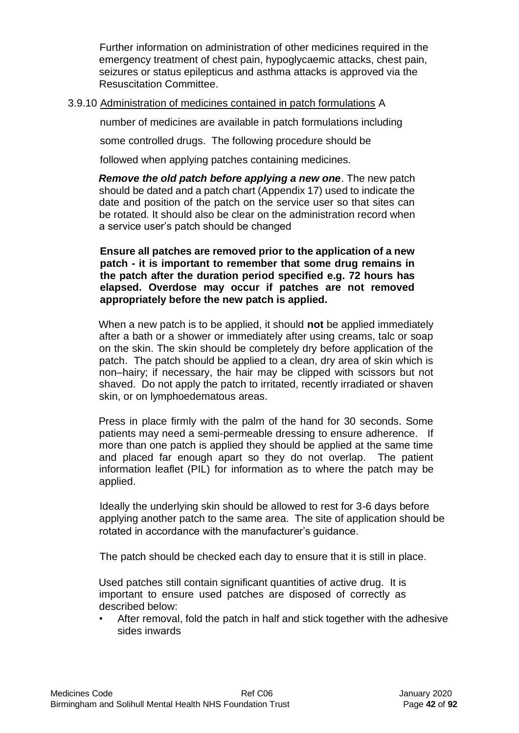Further information on administration of other medicines required in the emergency treatment of chest pain, hypoglycaemic attacks, chest pain, seizures or status epilepticus and asthma attacks is approved via the Resuscitation Committee.

3.9.10 <u>Administration of medicines contained in patch formulations</u> A number of medicines are available in patch formulations including some controlled drugs. The following procedure should be followed when applying patches containing medicines.

***Remove the old patch before applying a new one***. The new patch should be dated and a patch chart (Appendix 17) used to indicate the date and position of the patch on the service user so that sites can be rotated. It should also be clear on the administration record when a service user's patch should be changed

**Ensure all patches are removed prior to the application of a new patch - it is important to remember that some drug remains in the patch after the duration period specified e.g. 72 hours has elapsed. Overdose may occur if patches are not removed appropriately before the new patch is applied.**

When a new patch is to be applied, it should **not** be applied immediately after a bath or a shower or immediately after using creams, talc or soap on the skin. The skin should be completely dry before application of the patch. The patch should be applied to a clean, dry area of skin which is non–hairy; if necessary, the hair may be clipped with scissors but not shaved. Do not apply the patch to irritated, recently irradiated or shaven skin, or on lymphoedematous areas.

Press in place firmly with the palm of the hand for 30 seconds. Some patients may need a semi-permeable dressing to ensure adherence. If more than one patch is applied they should be applied at the same time and placed far enough apart so they do not overlap. The patient information leaflet (PIL) for information as to where the patch may be applied.

Ideally the underlying skin should be allowed to rest for 3-6 days before applying another patch to the same area. The site of application should be rotated in accordance with the manufacturer's guidance.

The patch should be checked each day to ensure that it is still in place.

Used patches still contain significant quantities of active drug. It is important to ensure used patches are disposed of correctly as described below:

- After removal, fold the patch in half and stick together with the adhesive sides inwards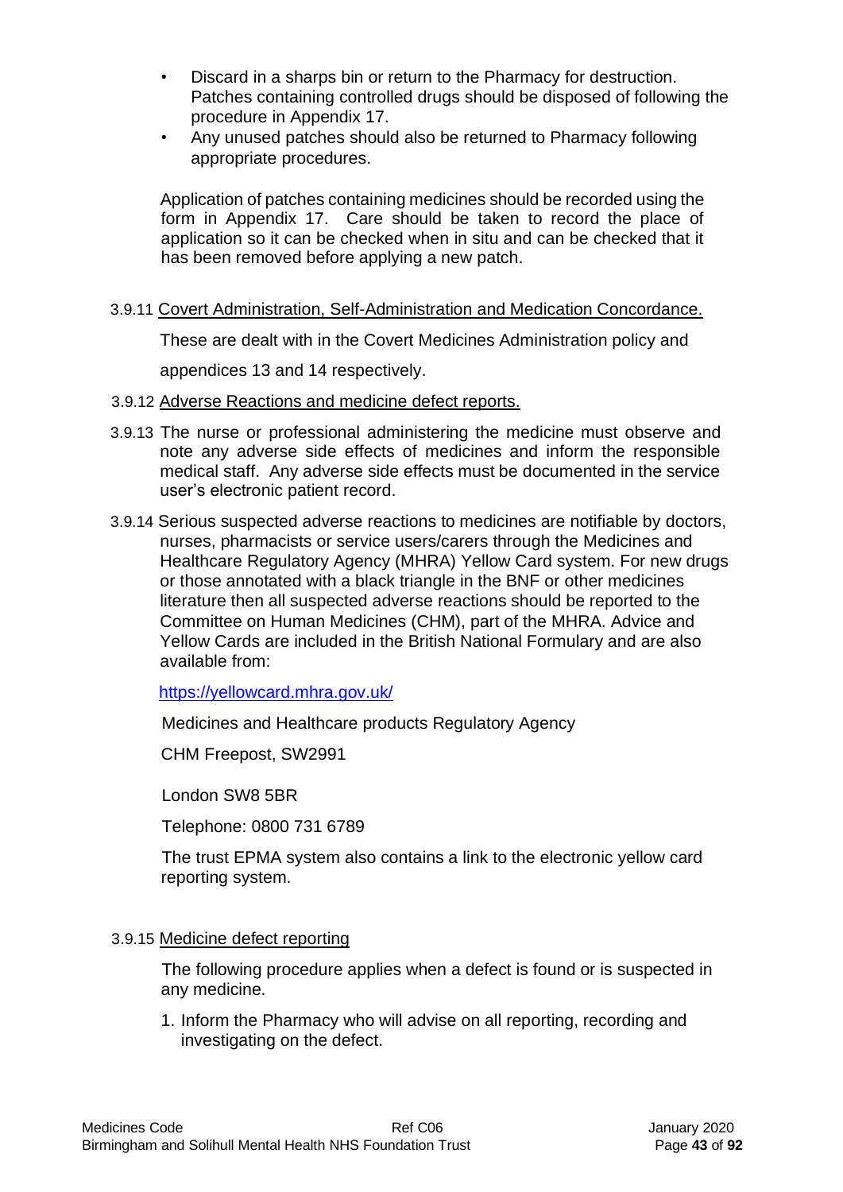- Discard in a sharps bin or return to the Pharmacy for destruction. Patches containing controlled drugs should be disposed of following the procedure in Appendix 17.
- Any unused patches should also be returned to Pharmacy following appropriate procedures.

Application of patches containing medicines should be recorded using the form in Appendix 17. Care should be taken to record the place of application so it can be checked when in situ and can be checked that it has been removed before applying a new patch.

3.9.11 Covert Administration, Self-Administration and Medication Concordance.

These are dealt with in the Covert Medicines Administration policy and appendices 13 and 14 respectively.

3.9.12 Adverse Reactions and medicine defect reports.

3.9.13 The nurse or professional administering the medicine must observe and note any adverse side effects of medicines and inform the responsible medical staff. Any adverse side effects must be documented in the service user's electronic patient record.

3.9.14 Serious suspected adverse reactions to medicines are notifiable by doctors, nurses, pharmacists or service users/carers through the Medicines and Healthcare Regulatory Agency (MHRA) Yellow Card system. For new drugs or those annotated with a black triangle in the BNF or other medicines literature then all suspected adverse reactions should be reported to the Committee on Human Medicines (CHM), part of the MHRA. Advice and Yellow Cards are included in the British National Formulary and are also available from:

https://yellowcard.mhra.gov.uk/

Medicines and Healthcare products Regulatory Agency

CHM Freepost, SW2991

London SW8 5BR

Telephone: 0800 731 6789

The trust EPMA system also contains a link to the electronic yellow card reporting system.

3.9.15 Medicine defect reporting

The following procedure applies when a defect is found or is suspected in any medicine.

1. Inform the Pharmacy who will advise on all reporting, recording and investigating on the defect.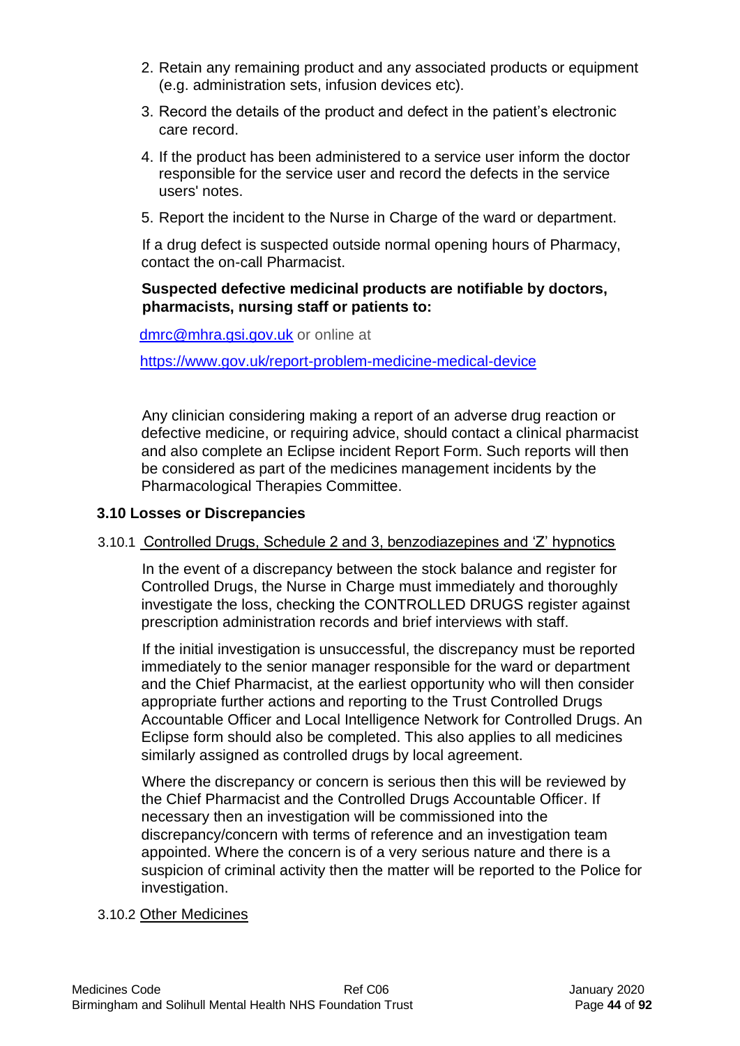2. Retain any remaining product and any associated products or equipment (e.g. administration sets, infusion devices etc).
3. Record the details of the product and defect in the patient's electronic care record.
4. If the product has been administered to a service user inform the doctor responsible for the service user and record the defects in the service users' notes.
5. Report the incident to the Nurse in Charge of the ward or department.

If a drug defect is suspected outside normal opening hours of Pharmacy, contact the on-call Pharmacist.

**Suspected defective medicinal products are notifiable by doctors, pharmacists, nursing staff or patients to:**

dmrc@mhra.gsi.gov.uk or online at

https://www.gov.uk/report-problem-medicine-medical-device

Any clinician considering making a report of an adverse drug reaction or defective medicine, or requiring advice, should contact a clinical pharmacist and also complete an Eclipse incident Report Form. Such reports will then be considered as part of the medicines management incidents by the Pharmacological Therapies Committee.

### 3.10 Losses or Discrepancies

#### 3.10.1 Controlled Drugs, Schedule 2 and 3, benzodiazepines and 'Z' hypnotics

In the event of a discrepancy between the stock balance and register for Controlled Drugs, the Nurse in Charge must immediately and thoroughly investigate the loss, checking the CONTROLLED DRUGS register against prescription administration records and brief interviews with staff.

If the initial investigation is unsuccessful, the discrepancy must be reported immediately to the senior manager responsible for the ward or department and the Chief Pharmacist, at the earliest opportunity who will then consider appropriate further actions and reporting to the Trust Controlled Drugs Accountable Officer and Local Intelligence Network for Controlled Drugs. An Eclipse form should also be completed. This also applies to all medicines similarly assigned as controlled drugs by local agreement.

Where the discrepancy or concern is serious then this will be reviewed by the Chief Pharmacist and the Controlled Drugs Accountable Officer. If necessary then an investigation will be commissioned into the discrepancy/concern with terms of reference and an investigation team appointed. Where the concern is of a very serious nature and there is a suspicion of criminal activity then the matter will be reported to the Police for investigation.

#### 3.10.2 Other Medicines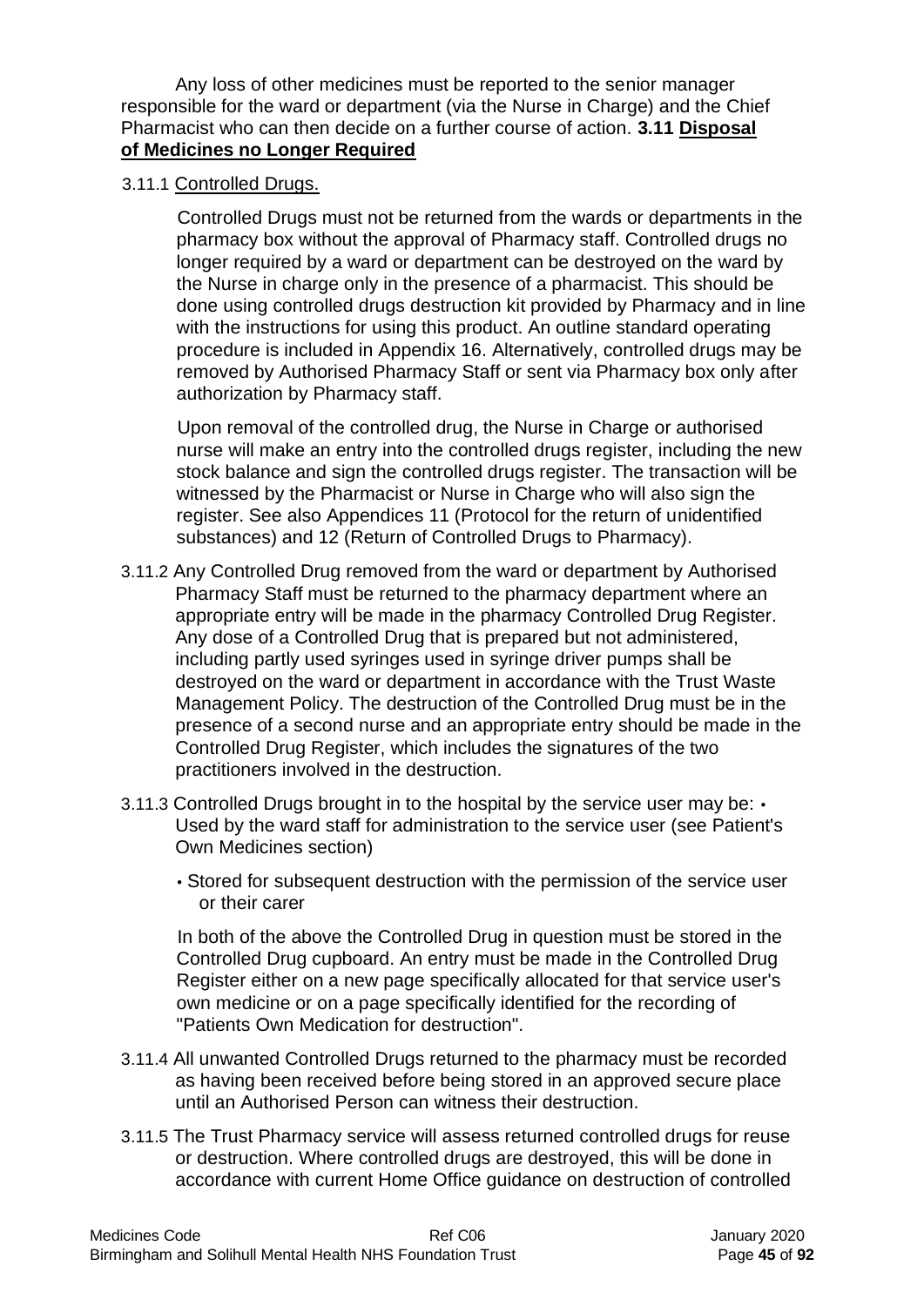Any loss of other medicines must be reported to the senior manager responsible for the ward or department (via the Nurse in Charge) and the Chief Pharmacist who can then decide on a further course of action.

### 3.11 Disposal of Medicines no Longer Required

3.11.1 Controlled Drugs.

Controlled Drugs must not be returned from the wards or departments in the pharmacy box without the approval of Pharmacy staff. Controlled drugs no longer required by a ward or department can be destroyed on the ward by the Nurse in charge only in the presence of a pharmacist. This should be done using controlled drugs destruction kit provided by Pharmacy and in line with the instructions for using this product. An outline standard operating procedure is included in Appendix 16. Alternatively, controlled drugs may be removed by Authorised Pharmacy Staff or sent via Pharmacy box only after authorization by Pharmacy staff.

Upon removal of the controlled drug, the Nurse in Charge or authorised nurse will make an entry into the controlled drugs register, including the new stock balance and sign the controlled drugs register. The transaction will be witnessed by the Pharmacist or Nurse in Charge who will also sign the register. See also Appendices 11 (Protocol for the return of unidentified substances) and 12 (Return of Controlled Drugs to Pharmacy).

3.11.2 Any Controlled Drug removed from the ward or department by Authorised Pharmacy Staff must be returned to the pharmacy department where an appropriate entry will be made in the pharmacy Controlled Drug Register. Any dose of a Controlled Drug that is prepared but not administered, including partly used syringes used in syringe driver pumps shall be destroyed on the ward or department in accordance with the Trust Waste Management Policy. The destruction of the Controlled Drug must be in the presence of a second nurse and an appropriate entry should be made in the Controlled Drug Register, which includes the signatures of the two practitioners involved in the destruction.

3.11.3 Controlled Drugs brought in to the hospital by the service user may be:

- Used by the ward staff for administration to the service user (see Patient's Own Medicines section)
- Stored for subsequent destruction with the permission of the service user or their carer

In both of the above the Controlled Drug in question must be stored in the Controlled Drug cupboard. An entry must be made in the Controlled Drug Register either on a new page specifically allocated for that service user's own medicine or on a page specifically identified for the recording of "Patients Own Medication for destruction".

3.11.4 All unwanted Controlled Drugs returned to the pharmacy must be recorded as having been received before being stored in an approved secure place until an Authorised Person can witness their destruction.

3.11.5 The Trust Pharmacy service will assess returned controlled drugs for reuse or destruction. Where controlled drugs are destroyed, this will be done in accordance with current Home Office guidance on destruction of controlled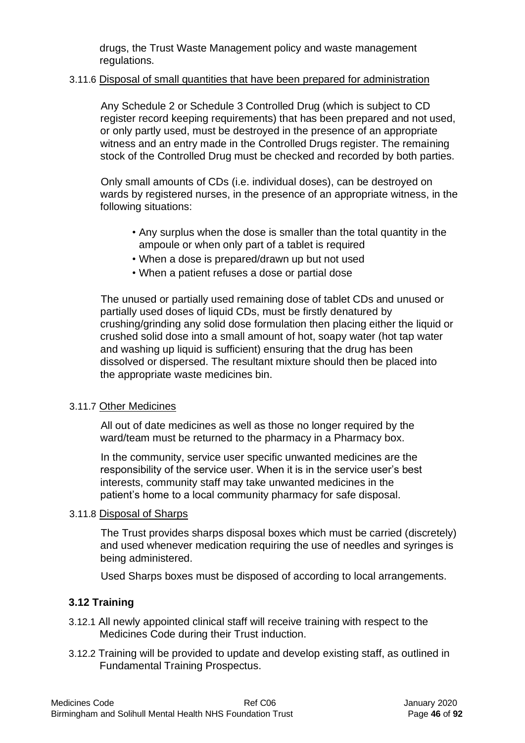drugs, the Trust Waste Management policy and waste management regulations.

3.11.6 Disposal of small quantities that have been prepared for administration

Any Schedule 2 or Schedule 3 Controlled Drug (which is subject to CD register record keeping requirements) that has been prepared and not used, or only partly used, must be destroyed in the presence of an appropriate witness and an entry made in the Controlled Drugs register. The remaining stock of the Controlled Drug must be checked and recorded by both parties.

Only small amounts of CDs (i.e. individual doses), can be destroyed on wards by registered nurses, in the presence of an appropriate witness, in the following situations:

- Any surplus when the dose is smaller than the total quantity in the ampoule or when only part of a tablet is required
- When a dose is prepared/drawn up but not used
- When a patient refuses a dose or partial dose

The unused or partially used remaining dose of tablet CDs and unused or partially used doses of liquid CDs, must be firstly denatured by crushing/grinding any solid dose formulation then placing either the liquid or crushed solid dose into a small amount of hot, soapy water (hot tap water and washing up liquid is sufficient) ensuring that the drug has been dissolved or dispersed. The resultant mixture should then be placed into the appropriate waste medicines bin.

3.11.7 Other Medicines

All out of date medicines as well as those no longer required by the ward/team must be returned to the pharmacy in a Pharmacy box.

In the community, service user specific unwanted medicines are the responsibility of the service user. When it is in the service user's best interests, community staff may take unwanted medicines in the patient's home to a local community pharmacy for safe disposal.

3.11.8 Disposal of Sharps

The Trust provides sharps disposal boxes which must be carried (discretely) and used whenever medication requiring the use of needles and syringes is being administered.

Used Sharps boxes must be disposed of according to local arrangements.

## 3.12 Training

3.12.1 All newly appointed clinical staff will receive training with respect to the Medicines Code during their Trust induction.

3.12.2 Training will be provided to update and develop existing staff, as outlined in Fundamental Training Prospectus.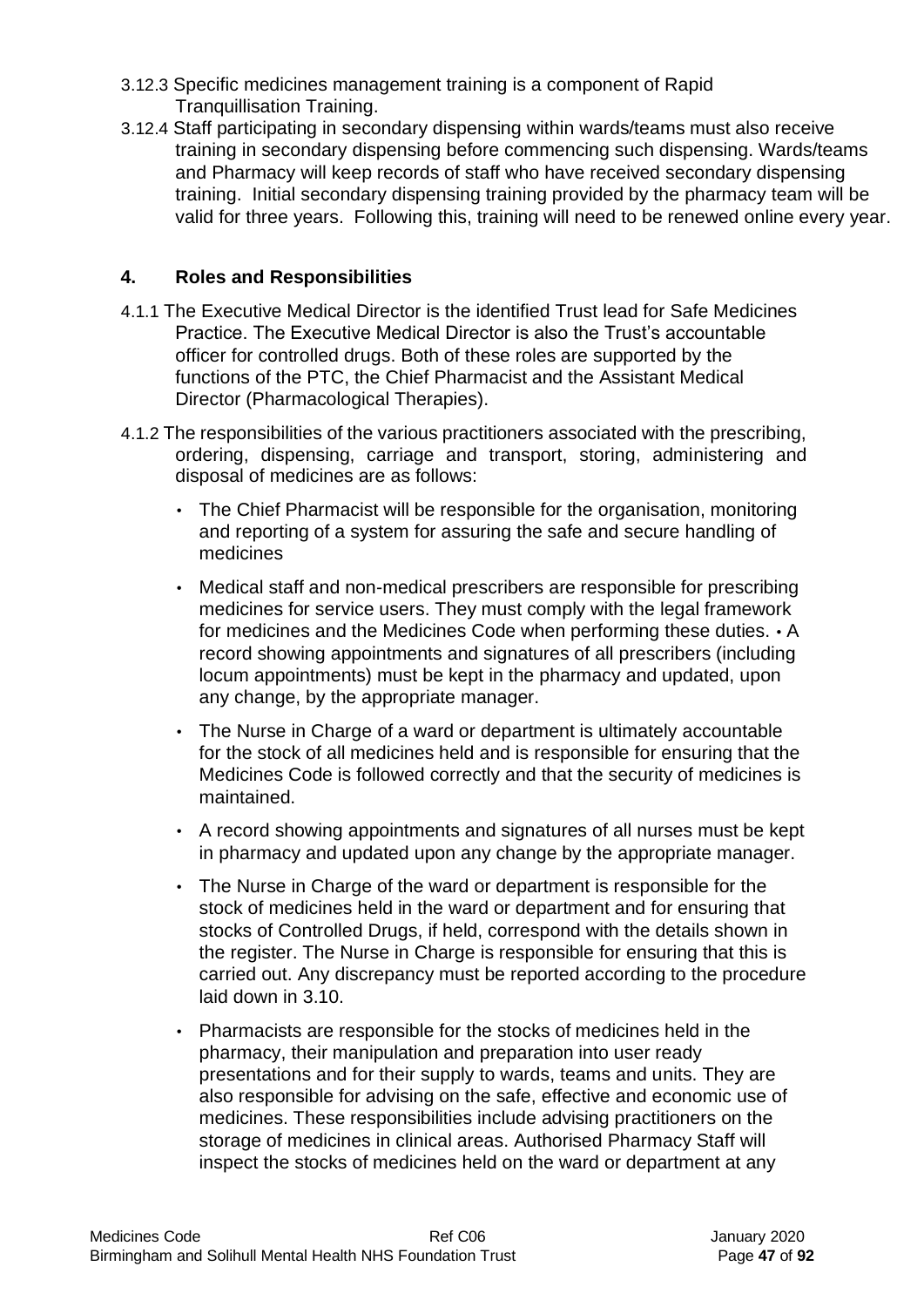3.12.3 Specific medicines management training is a component of Rapid Tranquillisation Training.

3.12.4 Staff participating in secondary dispensing within wards/teams must also receive training in secondary dispensing before commencing such dispensing. Wards/teams and Pharmacy will keep records of staff who have received secondary dispensing training. Initial secondary dispensing training provided by the pharmacy team will be valid for three years. Following this, training will need to be renewed online every year.

## 4. Roles and Responsibilities

4.1.1 The Executive Medical Director is the identified Trust lead for Safe Medicines Practice. The Executive Medical Director is also the Trust's accountable officer for controlled drugs. Both of these roles are supported by the functions of the PTC, the Chief Pharmacist and the Assistant Medical Director (Pharmacological Therapies).

4.1.2 The responsibilities of the various practitioners associated with the prescribing, ordering, dispensing, carriage and transport, storing, administering and disposal of medicines are as follows:

- The Chief Pharmacist will be responsible for the organisation, monitoring and reporting of a system for assuring the safe and secure handling of medicines
- Medical staff and non-medical prescribers are responsible for prescribing medicines for service users. They must comply with the legal framework for medicines and the Medicines Code when performing these duties. • A record showing appointments and signatures of all prescribers (including locum appointments) must be kept in the pharmacy and updated, upon any change, by the appropriate manager.
- The Nurse in Charge of a ward or department is ultimately accountable for the stock of all medicines held and is responsible for ensuring that the Medicines Code is followed correctly and that the security of medicines is maintained.
- A record showing appointments and signatures of all nurses must be kept in pharmacy and updated upon any change by the appropriate manager.
- The Nurse in Charge of the ward or department is responsible for the stock of medicines held in the ward or department and for ensuring that stocks of Controlled Drugs, if held, correspond with the details shown in the register. The Nurse in Charge is responsible for ensuring that this is carried out. Any discrepancy must be reported according to the procedure laid down in 3.10.
- Pharmacists are responsible for the stocks of medicines held in the pharmacy, their manipulation and preparation into user ready presentations and for their supply to wards, teams and units. They are also responsible for advising on the safe, effective and economic use of medicines. These responsibilities include advising practitioners on the storage of medicines in clinical areas. Authorised Pharmacy Staff will inspect the stocks of medicines held on the ward or department at any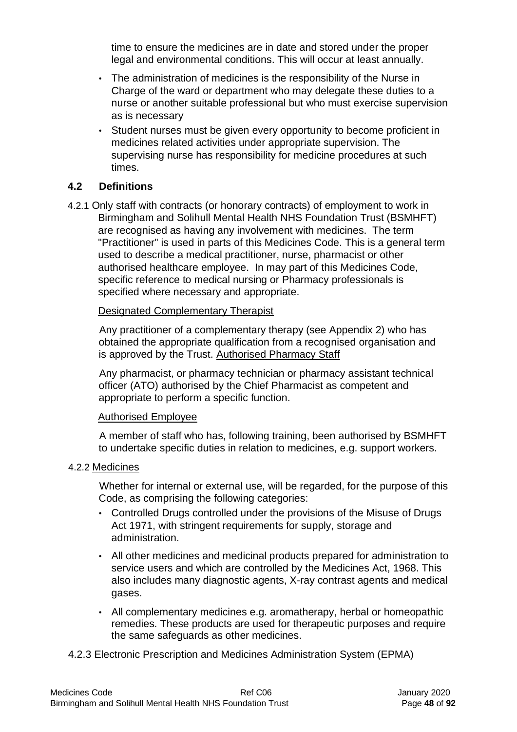time to ensure the medicines are in date and stored under the proper legal and environmental conditions. This will occur at least annually.

- The administration of medicines is the responsibility of the Nurse in Charge of the ward or department who may delegate these duties to a nurse or another suitable professional but who must exercise supervision as is necessary
- Student nurses must be given every opportunity to become proficient in medicines related activities under appropriate supervision. The supervising nurse has responsibility for medicine procedures at such times.

### 4.2 Definitions

4.2.1 Only staff with contracts (or honorary contracts) of employment to work in Birmingham and Solihull Mental Health NHS Foundation Trust (BSMHFT) are recognised as having any involvement with medicines. The term "Practitioner" is used in parts of this Medicines Code. This is a general term used to describe a medical practitioner, nurse, pharmacist or other authorised healthcare employee. In may part of this Medicines Code, specific reference to medical nursing or Pharmacy professionals is specified where necessary and appropriate.

<u>Designated Complementary Therapist</u>

Any practitioner of a complementary therapy (see Appendix 2) who has obtained the appropriate qualification from a recognised organisation and is approved by the Trust. <u>Authorised Pharmacy Staff</u>

Any pharmacist, or pharmacy technician or pharmacy assistant technical officer (ATO) authorised by the Chief Pharmacist as competent and appropriate to perform a specific function.

<u>Authorised Employee</u>

A member of staff who has, following training, been authorised by BSMHFT to undertake specific duties in relation to medicines, e.g. support workers.

4.2.2 <u>Medicines</u>

Whether for internal or external use, will be regarded, for the purpose of this Code, as comprising the following categories:

- Controlled Drugs controlled under the provisions of the Misuse of Drugs Act 1971, with stringent requirements for supply, storage and administration.
- All other medicines and medicinal products prepared for administration to service users and which are controlled by the Medicines Act, 1968. This also includes many diagnostic agents, X-ray contrast agents and medical gases.
- All complementary medicines e.g. aromatherapy, herbal or homeopathic remedies. These products are used for therapeutic purposes and require the same safeguards as other medicines.

4.2.3 Electronic Prescription and Medicines Administration System (EPMA)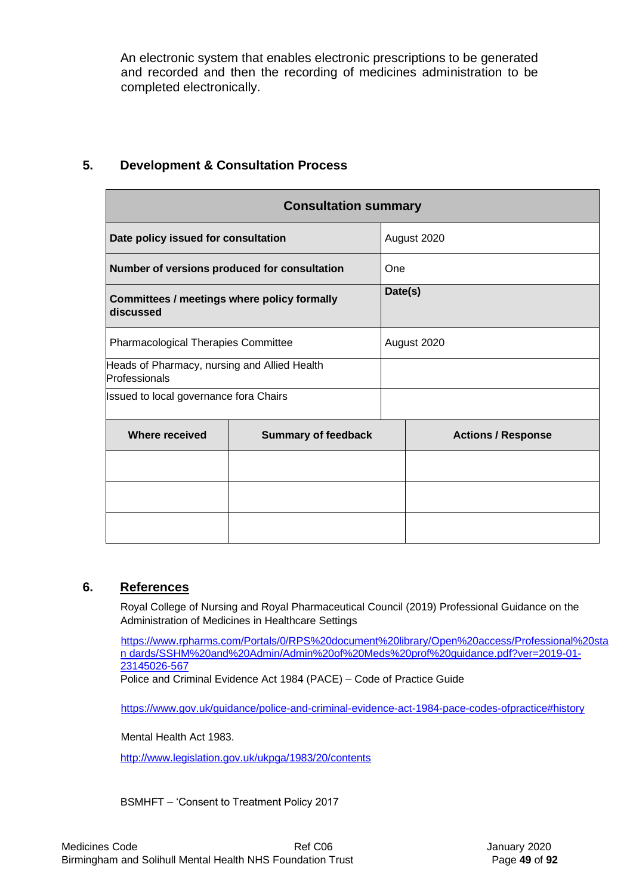An electronic system that enables electronic prescriptions to be generated and recorded and then the recording of medicines administration to be completed electronically.

## 5. Development & Consultation Process

| Consultation summary | | |
|---|---|---|
| **Date policy issued for consultation** | August 2020 | |
| **Number of versions produced for consultation** | One | |
| **Committees / meetings where policy formally discussed** | **Date(s)** | |
| Pharmacological Therapies Committee | August 2020 | |
| Heads of Pharmacy, nursing and Allied Health Professionals | | |
| Issued to local governance fora Chairs | | |
| **Where received** | **Summary of feedback** | **Actions / Response** |
| | | |
| | | |
| | | |

## 6. References

Royal College of Nursing and Royal Pharmaceutical Council (2019) Professional Guidance on the Administration of Medicines in Healthcare Settings

https://www.rpharms.com/Portals/0/RPS%20document%20library/Open%20access/Professional%20stan dards/SSHM%20and%20Admin/Admin%20of%20Meds%20prof%20guidance.pdf?ver=2019-01-23145026-567

Police and Criminal Evidence Act 1984 (PACE) – Code of Practice Guide

https://www.gov.uk/guidance/police-and-criminal-evidence-act-1984-pace-codes-ofpractice#history

Mental Health Act 1983.

http://www.legislation.gov.uk/ukpga/1983/20/contents

BSMHFT – 'Consent to Treatment Policy 2017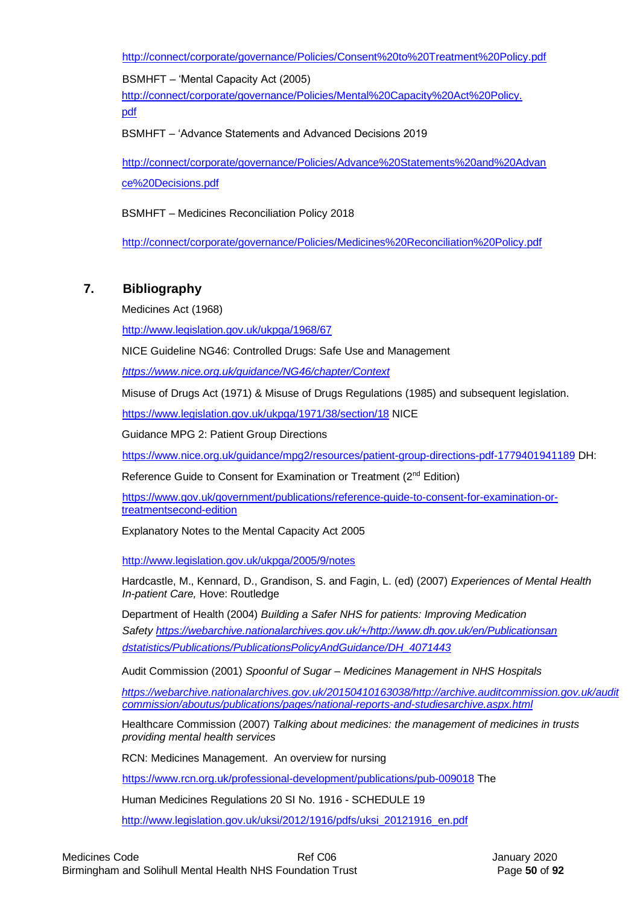http://connect/corporate/governance/Policies/Consent%20to%20Treatment%20Policy.pdf

BSMHFT – 'Mental Capacity Act (2005)
http://connect/corporate/governance/Policies/Mental%20Capacity%20Act%20Policy.pdf

BSMHFT – 'Advance Statements and Advanced Decisions 2019

http://connect/corporate/governance/Policies/Advance%20Statements%20and%20Advance%20Decisions.pdf

BSMHFT – Medicines Reconciliation Policy 2018

http://connect/corporate/governance/Policies/Medicines%20Reconciliation%20Policy.pdf

## 7. Bibliography

Medicines Act (1968)

http://www.legislation.gov.uk/ukpga/1968/67

NICE Guideline NG46: Controlled Drugs: Safe Use and Management

*https://www.nice.org.uk/guidance/NG46/chapter/Context*

Misuse of Drugs Act (1971) & Misuse of Drugs Regulations (1985) and subsequent legislation.

https://www.legislation.gov.uk/ukpga/1971/38/section/18 NICE

Guidance MPG 2: Patient Group Directions

https://www.nice.org.uk/guidance/mpg2/resources/patient-group-directions-pdf-1779401941189 DH:

Reference Guide to Consent for Examination or Treatment (2nd Edition)

https://www.gov.uk/government/publications/reference-guide-to-consent-for-examination-or-treatmentsecond-edition

Explanatory Notes to the Mental Capacity Act 2005

http://www.legislation.gov.uk/ukpga/2005/9/notes

Hardcastle, M., Kennard, D., Grandison, S. and Fagin, L. (ed) (2007) *Experiences of Mental Health In-patient Care,* Hove: Routledge

Department of Health (2004) *Building a Safer NHS for patients: Improving Medication Safety https://webarchive.nationalarchives.gov.uk/+/http://www.dh.gov.uk/en/Publicationsandstatistics/Publications/PublicationsPolicyAndGuidance/DH_4071443*

Audit Commission (2001) *Spoonful of Sugar – Medicines Management in NHS Hospitals*

*https://webarchive.nationalarchives.gov.uk/20150410163038/http://archive.auditcommission.gov.uk/auditcommission/aboutus/publications/pages/national-reports-and-studiesarchive.aspx.html*

Healthcare Commission (2007) *Talking about medicines: the management of medicines in trusts providing mental health services*

RCN: Medicines Management. An overview for nursing

https://www.rcn.org.uk/professional-development/publications/pub-009018 The

Human Medicines Regulations 20 SI No. 1916 - SCHEDULE 19

http://www.legislation.gov.uk/uksi/2012/1916/pdfs/uksi_20121916_en.pdf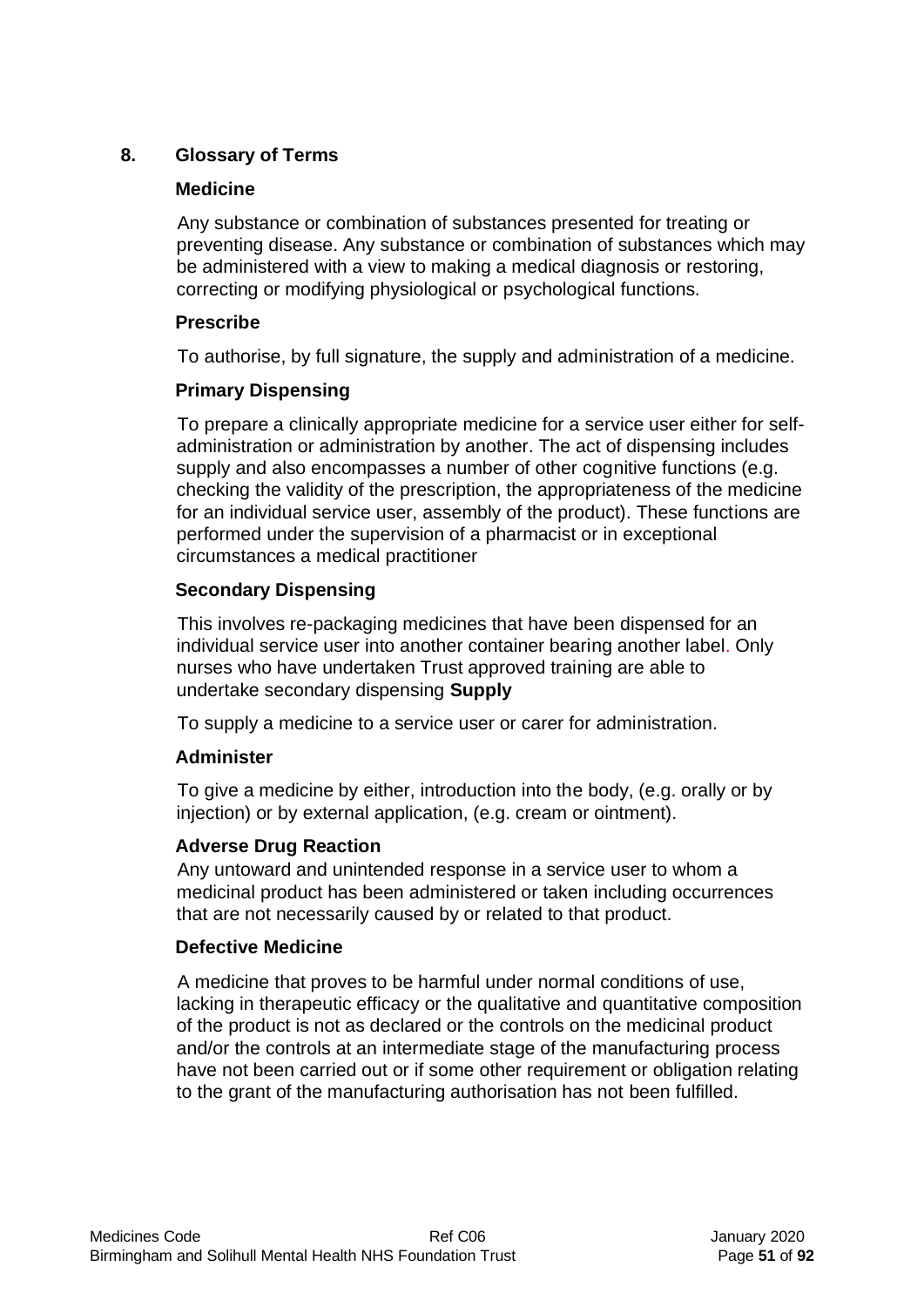## 8. Glossary of Terms

### Medicine

Any substance or combination of substances presented for treating or preventing disease. Any substance or combination of substances which may be administered with a view to making a medical diagnosis or restoring, correcting or modifying physiological or psychological functions.

### Prescribe

To authorise, by full signature, the supply and administration of a medicine.

### Primary Dispensing

To prepare a clinically appropriate medicine for a service user either for self-administration or administration by another. The act of dispensing includes supply and also encompasses a number of other cognitive functions (e.g. checking the validity of the prescription, the appropriateness of the medicine for an individual service user, assembly of the product). These functions are performed under the supervision of a pharmacist or in exceptional circumstances a medical practitioner

### Secondary Dispensing

This involves re-packaging medicines that have been dispensed for an individual service user into another container bearing another label. Only nurses who have undertaken Trust approved training are able to undertake secondary dispensing **Supply**

To supply a medicine to a service user or carer for administration.

### Administer

To give a medicine by either, introduction into the body, (e.g. orally or by injection) or by external application, (e.g. cream or ointment).

### Adverse Drug Reaction

Any untoward and unintended response in a service user to whom a medicinal product has been administered or taken including occurrences that are not necessarily caused by or related to that product.

### Defective Medicine

A medicine that proves to be harmful under normal conditions of use, lacking in therapeutic efficacy or the qualitative and quantitative composition of the product is not as declared or the controls on the medicinal product and/or the controls at an intermediate stage of the manufacturing process have not been carried out or if some other requirement or obligation relating to the grant of the manufacturing authorisation has not been fulfilled.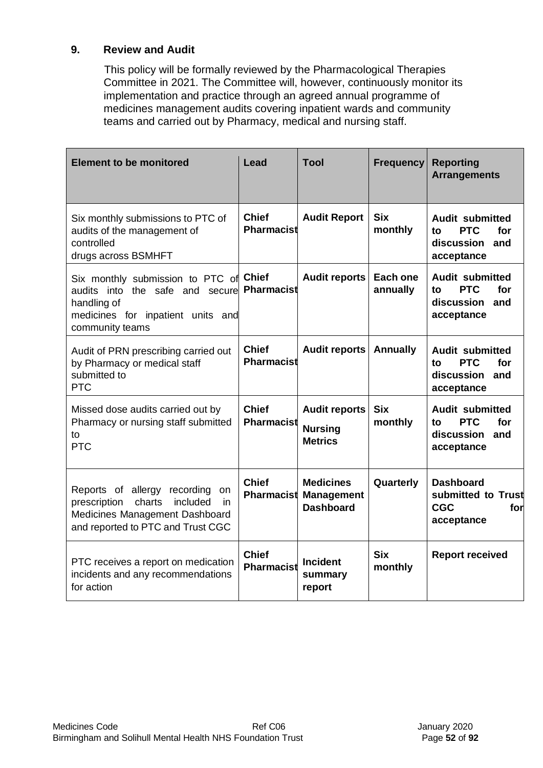## 9. Review and Audit

This policy will be formally reviewed by the Pharmacological Therapies Committee in 2021. The Committee will, however, continuously monitor its implementation and practice through an agreed annual programme of medicines management audits covering inpatient wards and community teams and carried out by Pharmacy, medical and nursing staff.

| Element to be monitored | Lead | Tool | Frequency | Reporting Arrangements |
|---|---|---|---|---|
| Six monthly submissions to PTC of audits of the management of controlled drugs across BSMHFT | **Chief Pharmacist** | **Audit Report** | **Six monthly** | **Audit submitted to PTC for discussion and acceptance** |
| Six monthly submission to PTC of audits into the safe and secure handling of medicines for inpatient units and community teams | **Chief Pharmacist** | **Audit reports** | **Each one annually** | **Audit submitted to PTC for discussion and acceptance** |
| Audit of PRN prescribing carried out by Pharmacy or medical staff submitted to PTC | **Chief Pharmacist** | **Audit reports** | **Annually** | **Audit submitted to PTC for discussion and acceptance** |
| Missed dose audits carried out by Pharmacy or nursing staff submitted to PTC | **Chief Pharmacist** | **Audit reports Nursing Metrics** | **Six monthly** | **Audit submitted to PTC for discussion and acceptance** |
| Reports of allergy recording on prescription charts included in Medicines Management Dashboard and reported to PTC and Trust CGC | **Chief Pharmacist** | **Medicines Management Dashboard** | **Quarterly** | **Dashboard submitted to Trust CGC for acceptance** |
| PTC receives a report on medication incidents and any recommendations for action | **Chief Pharmacist** | **Incident summary report** | **Six monthly** | **Report received** |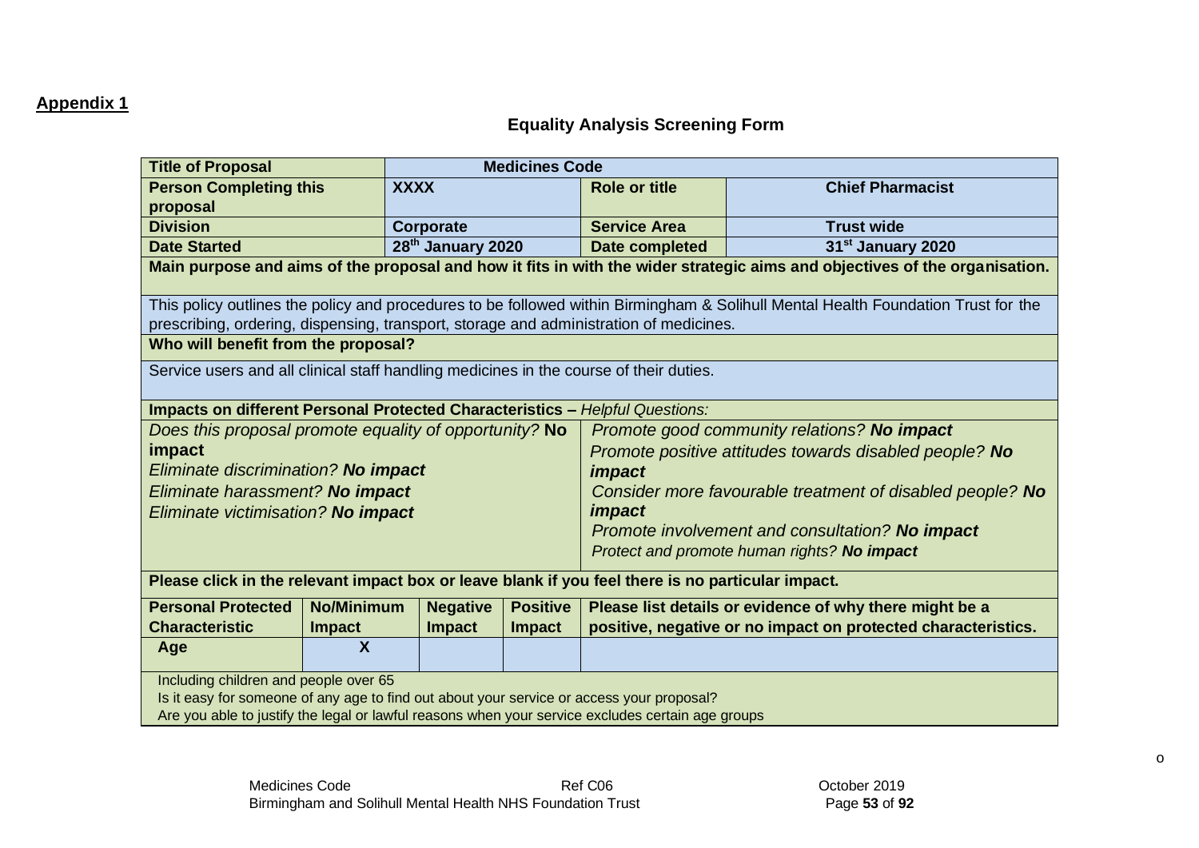**Appendix 1**

## Equality Analysis Screening Form

| **Title of Proposal** | **Medicines Code** | | |
|---|---|---|---|
| **Person Completing this proposal** | **XXXX** | **Role or title** | **Chief Pharmacist** |
| **Division** | **Corporate** | **Service Area** | **Trust wide** |
| **Date Started** | **28th January 2020** | **Date completed** | **31st January 2020** |

**Main purpose and aims of the proposal and how it fits in with the wider strategic aims and objectives of the organisation.**

This policy outlines the policy and procedures to be followed within Birmingham & Solihull Mental Health Foundation Trust for the prescribing, ordering, dispensing, transport, storage and administration of medicines.

**Who will benefit from the proposal?**

Service users and all clinical staff handling medicines in the course of their duties.

**Impacts on different Personal Protected Characteristics –** *Helpful Questions:*

*Does this proposal promote equality of opportunity?* ***No impact***
*Eliminate discrimination?* ***No impact***
*Eliminate harassment?* ***No impact***
*Eliminate victimisation?* ***No impact***

*Promote good community relations?* ***No impact***
*Promote positive attitudes towards disabled people?* ***No impact***
*Consider more favourable treatment of disabled people?* ***No impact***
*Promote involvement and consultation?* ***No impact***
*Protect and promote human rights?* ***No impact***

**Please click in the relevant impact box or leave blank if you feel there is no particular impact.**

| **Personal Protected Characteristic** | **No/Minimum Impact** | **Negative Impact** | **Positive Impact** | **Please list details or evidence of why there might be a positive, negative or no impact on protected characteristics.** |
|---|---|---|---|---|
| **Age** | **X** | | | |

Including children and people over 65
Is it easy for someone of any age to find out about your service or access your proposal?
Are you able to justify the legal or lawful reasons when your service excludes certain age groups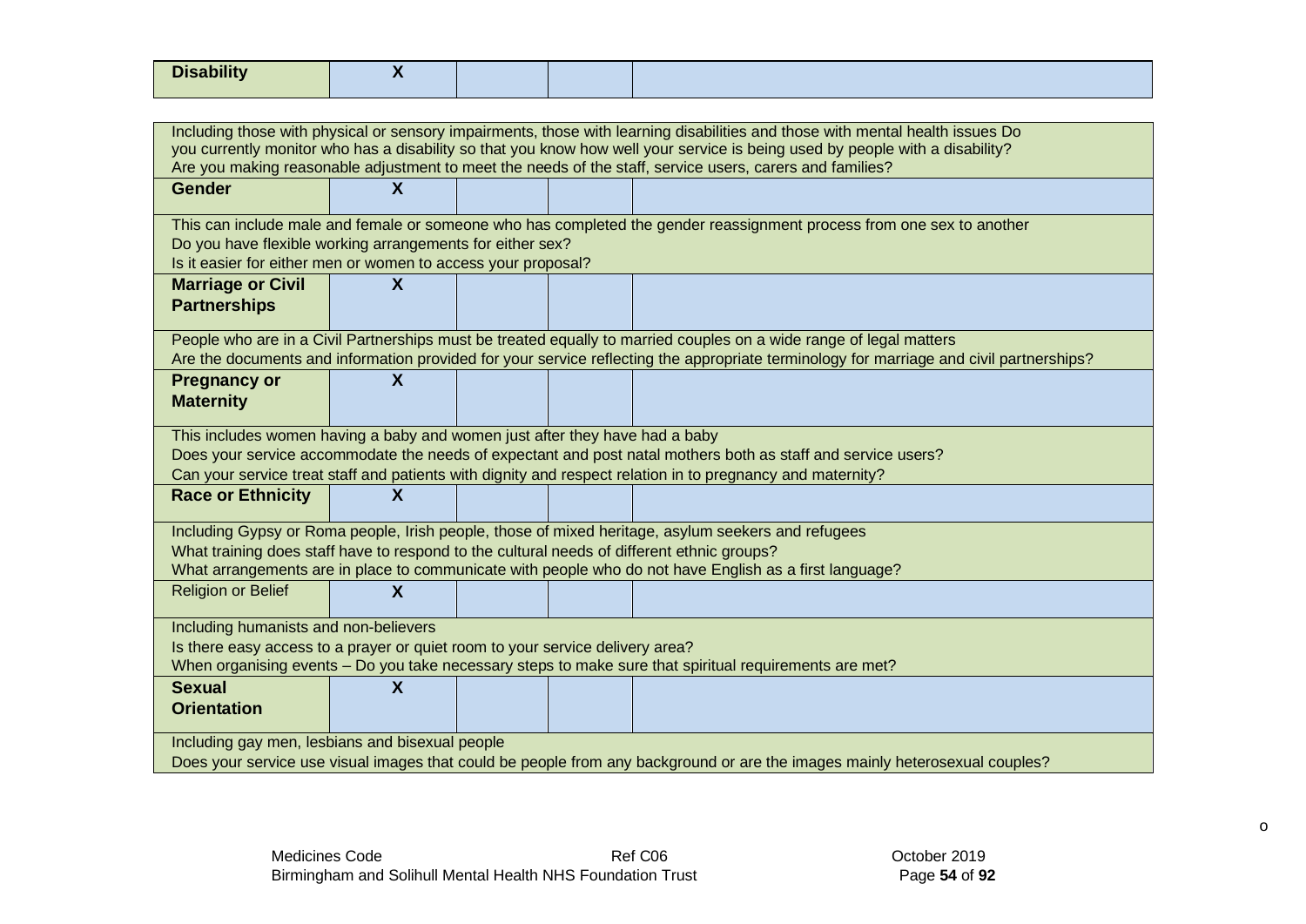| Disability | X | | | |
|---|---|---|---|---|

| | | | | |
|---|---|---|---|---|
| Including those with physical or sensory impairments, those with learning disabilities and those with mental health issues Do you currently monitor who has a disability so that you know how well your service is being used by people with a disability? Are you making reasonable adjustment to meet the needs of the staff, service users, carers and families? | | | | |
| **Gender** | **X** | | | |
| This can include male and female or someone who has completed the gender reassignment process from one sex to another Do you have flexible working arrangements for either sex? Is it easier for either men or women to access your proposal? | | | | |
| **Marriage or Civil Partnerships** | **X** | | | |
| People who are in a Civil Partnerships must be treated equally to married couples on a wide range of legal matters Are the documents and information provided for your service reflecting the appropriate terminology for marriage and civil partnerships? | | | | |
| **Pregnancy or Maternity** | **X** | | | |
| This includes women having a baby and women just after they have had a baby Does your service accommodate the needs of expectant and post natal mothers both as staff and service users? Can your service treat staff and patients with dignity and respect relation in to pregnancy and maternity? | | | | |
| **Race or Ethnicity** | **X** | | | |
| Including Gypsy or Roma people, Irish people, those of mixed heritage, asylum seekers and refugees What training does staff have to respond to the cultural needs of different ethnic groups? What arrangements are in place to communicate with people who do not have English as a first language? | | | | |
| Religion or Belief | **X** | | | |
| Including humanists and non-believers Is there easy access to a prayer or quiet room to your service delivery area? When organising events – Do you take necessary steps to make sure that spiritual requirements are met? | | | | |
| **Sexual Orientation** | **X** | | | |
| Including gay men, lesbians and bisexual people Does your service use visual images that could be people from any background or are the images mainly heterosexual couples? | | | | |

o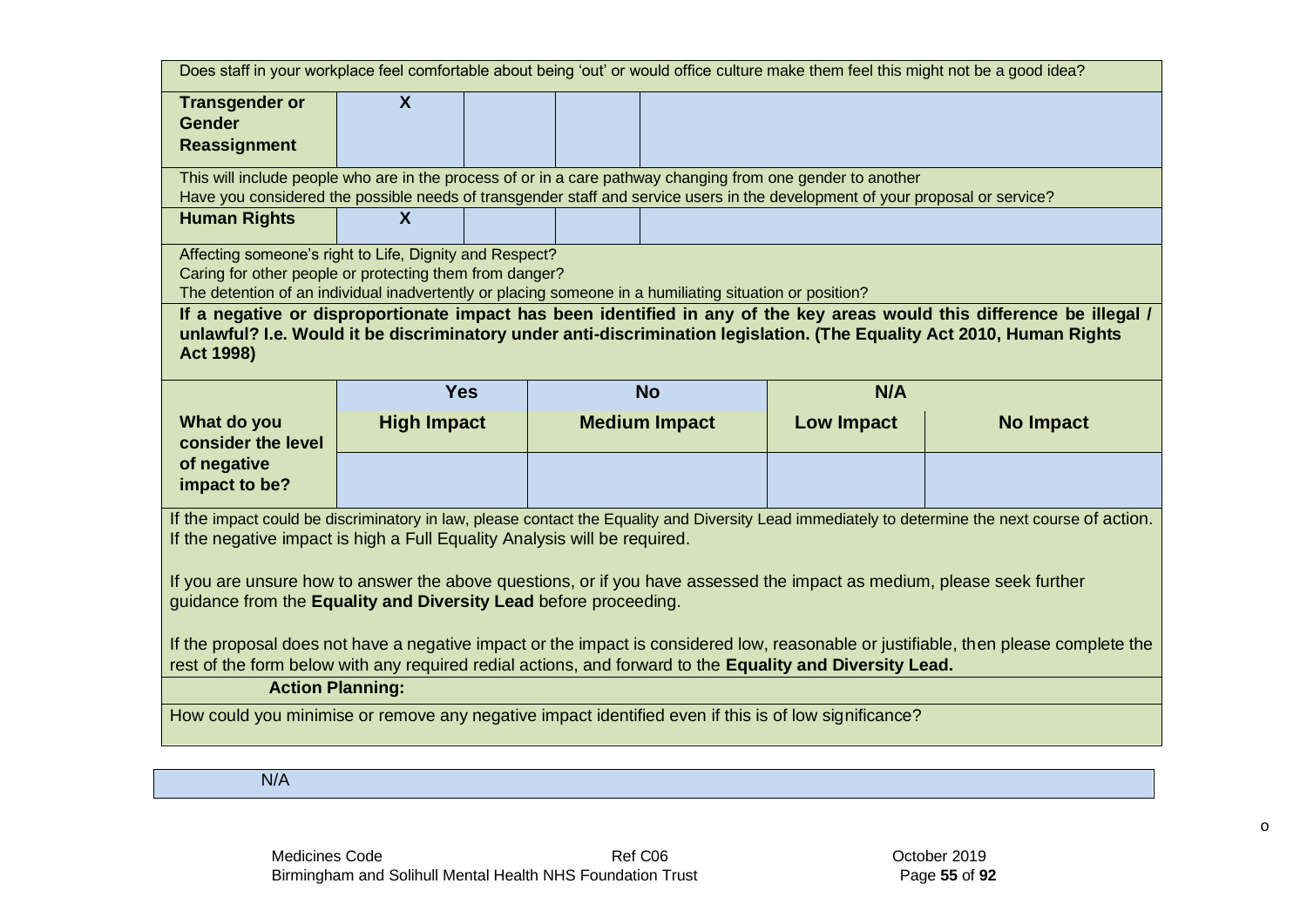| | | | | |
|---|---|---|---|---|
| Does staff in your workplace feel comfortable about being 'out' or would office culture make them feel this might not be a good idea? | | | | |
| **Transgender or Gender Reassignment** | X | | | |
| This will include people who are in the process of or in a care pathway changing from one gender to another<br>Have you considered the possible needs of transgender staff and service users in the development of your proposal or service? | | | | |
| **Human Rights** | X | | | |
| Affecting someone's right to Life, Dignity and Respect?<br>Caring for other people or protecting them from danger?<br>The detention of an individual inadvertently or placing someone in a humiliating situation or position? | | | | |

**If a negative or disproportionate impact has been identified in any of the key areas would this difference be illegal / unlawful? I.e. Would it be discriminatory under anti-discrimination legislation. (The Equality Act 2010, Human Rights Act 1998)**

| | **Yes** | **No** | **N/A** | |
|---|---|---|---|---|
| **What do you consider the level of negative impact to be?** | **High Impact** | **Medium Impact** | **Low Impact** | **No Impact** |
| | | | | |

If the impact could be discriminatory in law, please contact the Equality and Diversity Lead immediately to determine the next course of action. If the negative impact is high a Full Equality Analysis will be required.

If you are unsure how to answer the above questions, or if you have assessed the impact as medium, please seek further guidance from the **Equality and Diversity Lead** before proceeding.

If the proposal does not have a negative impact or the impact is considered low, reasonable or justifiable, then please complete the rest of the form below with any required redial actions, and forward to the **Equality and Diversity Lead.**

**Action Planning:**

How could you minimise or remove any negative impact identified even if this is of low significance?

N/A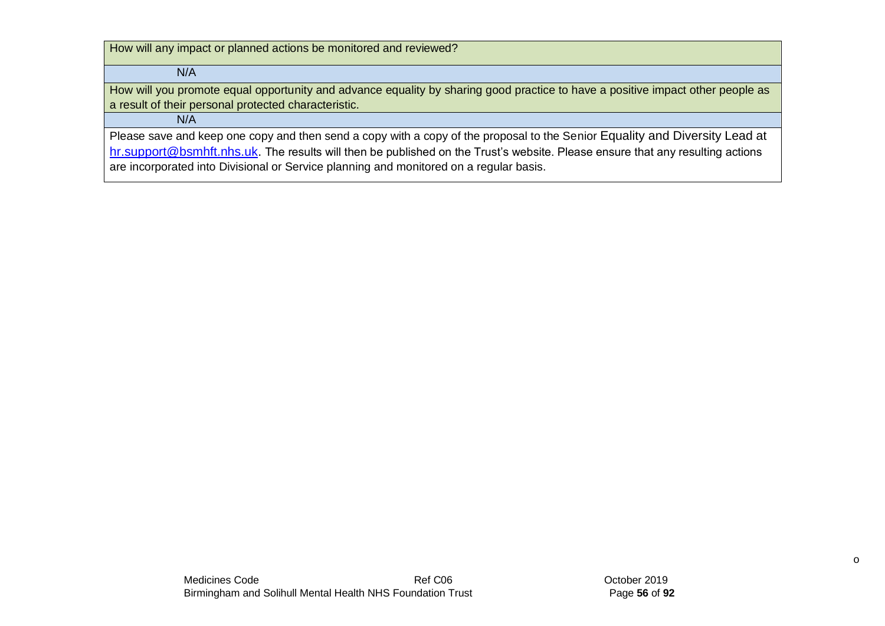| How will any impact or planned actions be monitored and reviewed? |
|---|
| N/A |
| How will you promote equal opportunity and advance equality by sharing good practice to have a positive impact other people as a result of their personal protected characteristic. |
| N/A |
| Please save and keep one copy and then send a copy with a copy of the proposal to the Senior Equality and Diversity Lead at hr.support@bsmhft.nhs.uk. The results will then be published on the Trust's website. Please ensure that any resulting actions are incorporated into Divisional or Service planning and monitored on a regular basis. |

o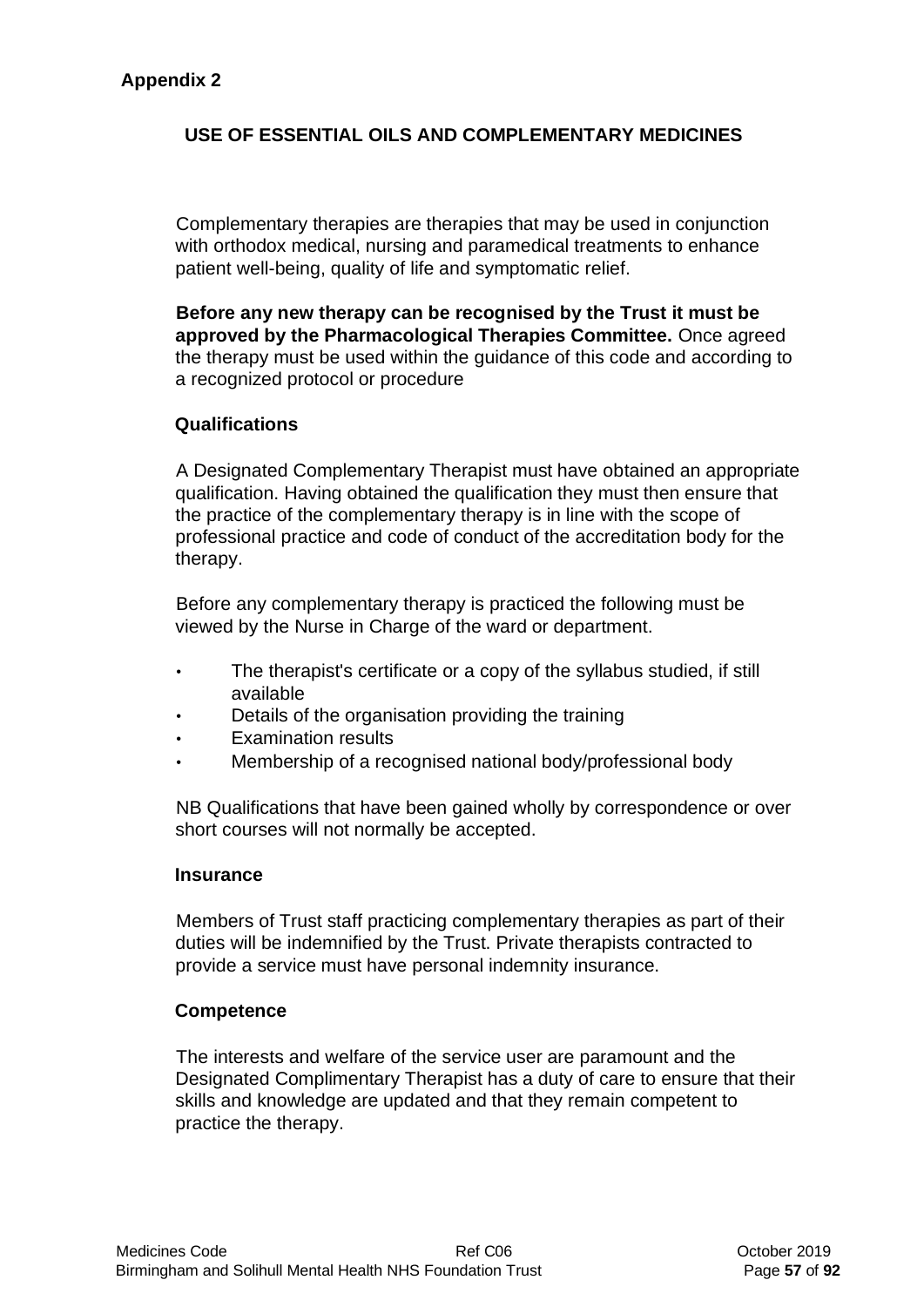**Appendix 2**

## USE OF ESSENTIAL OILS AND COMPLEMENTARY MEDICINES

Complementary therapies are therapies that may be used in conjunction with orthodox medical, nursing and paramedical treatments to enhance patient well-being, quality of life and symptomatic relief.

**Before any new therapy can be recognised by the Trust it must be approved by the Pharmacological Therapies Committee.** Once agreed the therapy must be used within the guidance of this code and according to a recognized protocol or procedure

### Qualifications

A Designated Complementary Therapist must have obtained an appropriate qualification. Having obtained the qualification they must then ensure that the practice of the complementary therapy is in line with the scope of professional practice and code of conduct of the accreditation body for the therapy.

Before any complementary therapy is practiced the following must be viewed by the Nurse in Charge of the ward or department.

- The therapist's certificate or a copy of the syllabus studied, if still available
- Details of the organisation providing the training
- Examination results
- Membership of a recognised national body/professional body

NB Qualifications that have been gained wholly by correspondence or over short courses will not normally be accepted.

### Insurance

Members of Trust staff practicing complementary therapies as part of their duties will be indemnified by the Trust. Private therapists contracted to provide a service must have personal indemnity insurance.

### Competence

The interests and welfare of the service user are paramount and the Designated Complimentary Therapist has a duty of care to ensure that their skills and knowledge are updated and that they remain competent to practice the therapy.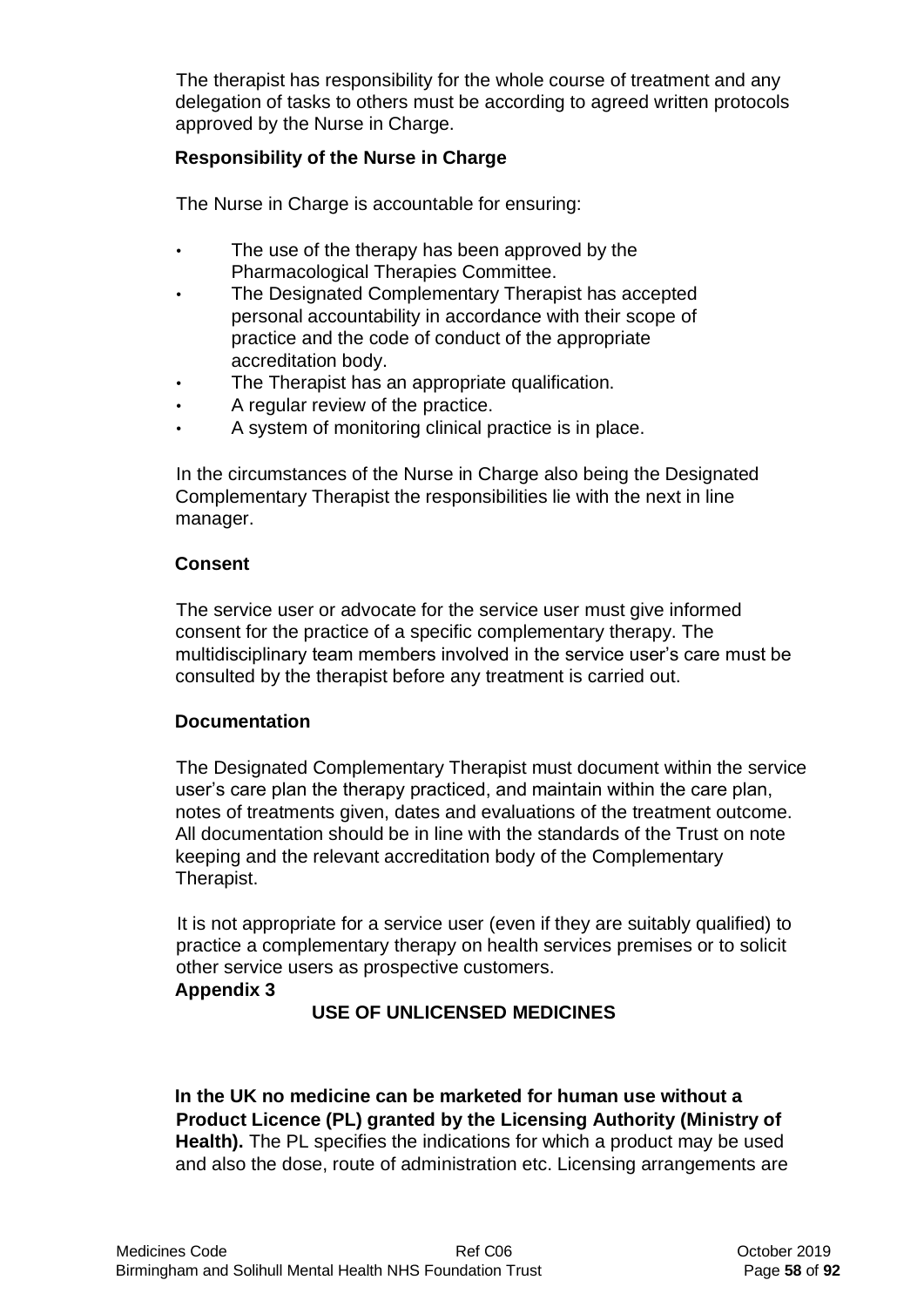The therapist has responsibility for the whole course of treatment and any delegation of tasks to others must be according to agreed written protocols approved by the Nurse in Charge.

**Responsibility of the Nurse in Charge**

The Nurse in Charge is accountable for ensuring:

- The use of the therapy has been approved by the Pharmacological Therapies Committee.
- The Designated Complementary Therapist has accepted personal accountability in accordance with their scope of practice and the code of conduct of the appropriate accreditation body.
- The Therapist has an appropriate qualification.
- A regular review of the practice.
- A system of monitoring clinical practice is in place.

In the circumstances of the Nurse in Charge also being the Designated Complementary Therapist the responsibilities lie with the next in line manager.

**Consent**

The service user or advocate for the service user must give informed consent for the practice of a specific complementary therapy. The multidisciplinary team members involved in the service user's care must be consulted by the therapist before any treatment is carried out.

**Documentation**

The Designated Complementary Therapist must document within the service user's care plan the therapy practiced, and maintain within the care plan, notes of treatments given, dates and evaluations of the treatment outcome. All documentation should be in line with the standards of the Trust on note keeping and the relevant accreditation body of the Complementary Therapist.

It is not appropriate for a service user (even if they are suitably qualified) to practice a complementary therapy on health services premises or to solicit other service users as prospective customers.

**Appendix 3**

## USE OF UNLICENSED MEDICINES

**In the UK no medicine can be marketed for human use without a Product Licence (PL) granted by the Licensing Authority (Ministry of Health).** The PL specifies the indications for which a product may be used and also the dose, route of administration etc. Licensing arrangements are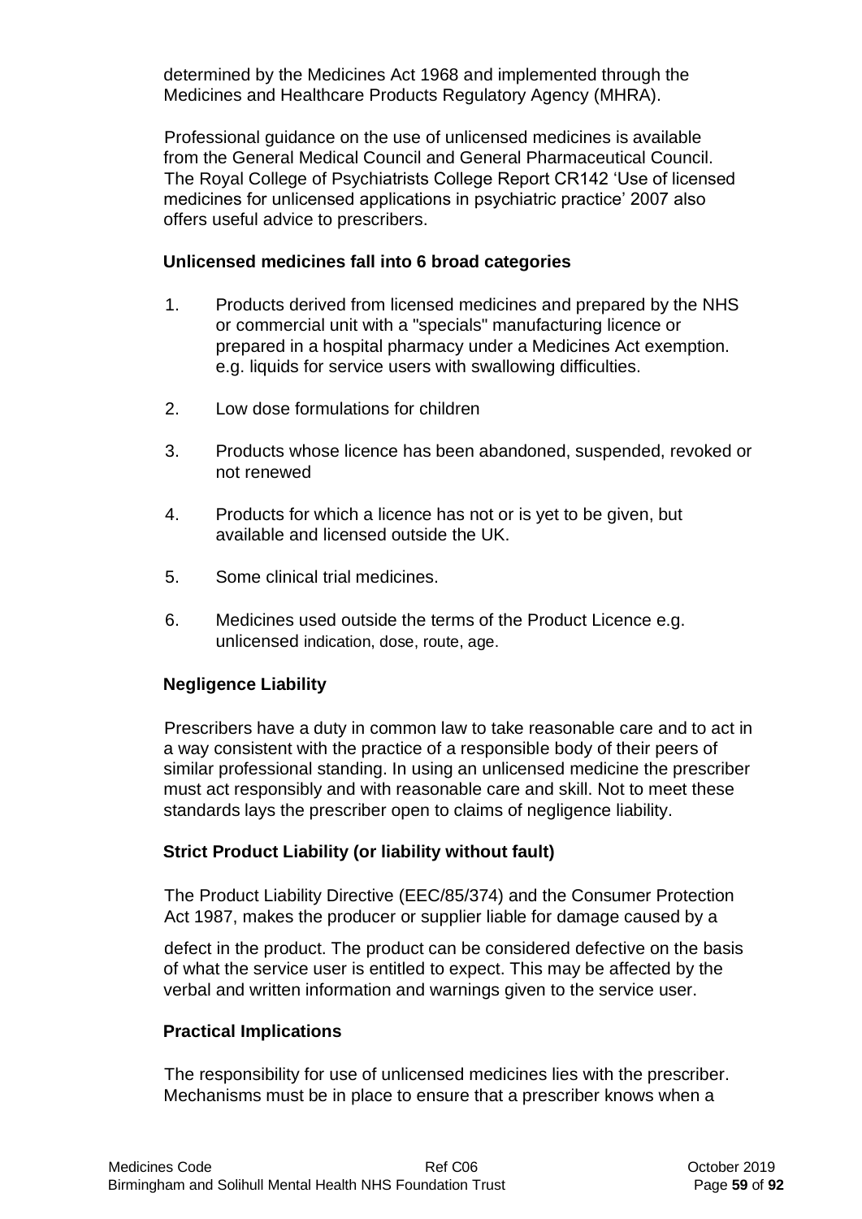determined by the Medicines Act 1968 and implemented through the Medicines and Healthcare Products Regulatory Agency (MHRA).

Professional guidance on the use of unlicensed medicines is available from the General Medical Council and General Pharmaceutical Council. The Royal College of Psychiatrists College Report CR142 'Use of licensed medicines for unlicensed applications in psychiatric practice' 2007 also offers useful advice to prescribers.

**Unlicensed medicines fall into 6 broad categories**

1. Products derived from licensed medicines and prepared by the NHS or commercial unit with a "specials" manufacturing licence or prepared in a hospital pharmacy under a Medicines Act exemption. e.g. liquids for service users with swallowing difficulties.
2. Low dose formulations for children
3. Products whose licence has been abandoned, suspended, revoked or not renewed
4. Products for which a licence has not or is yet to be given, but available and licensed outside the UK.
5. Some clinical trial medicines.
6. Medicines used outside the terms of the Product Licence e.g. unlicensed indication, dose, route, age.

**Negligence Liability**

Prescribers have a duty in common law to take reasonable care and to act in a way consistent with the practice of a responsible body of their peers of similar professional standing. In using an unlicensed medicine the prescriber must act responsibly and with reasonable care and skill. Not to meet these standards lays the prescriber open to claims of negligence liability.

**Strict Product Liability (or liability without fault)**

The Product Liability Directive (EEC/85/374) and the Consumer Protection Act 1987, makes the producer or supplier liable for damage caused by a defect in the product. The product can be considered defective on the basis of what the service user is entitled to expect. This may be affected by the verbal and written information and warnings given to the service user.

**Practical Implications**

The responsibility for use of unlicensed medicines lies with the prescriber. Mechanisms must be in place to ensure that a prescriber knows when a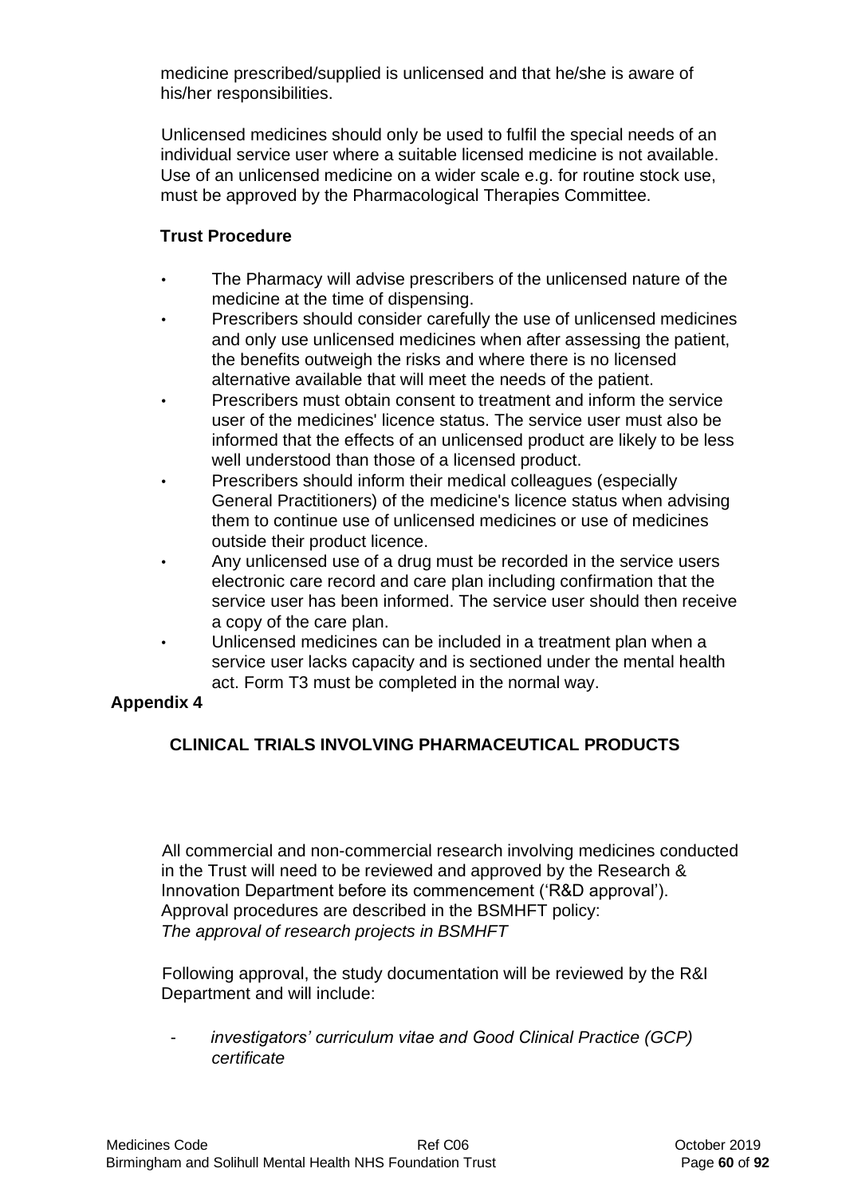medicine prescribed/supplied is unlicensed and that he/she is aware of his/her responsibilities.

Unlicensed medicines should only be used to fulfil the special needs of an individual service user where a suitable licensed medicine is not available. Use of an unlicensed medicine on a wider scale e.g. for routine stock use, must be approved by the Pharmacological Therapies Committee.

**Trust Procedure**

- The Pharmacy will advise prescribers of the unlicensed nature of the medicine at the time of dispensing.
- Prescribers should consider carefully the use of unlicensed medicines and only use unlicensed medicines when after assessing the patient, the benefits outweigh the risks and where there is no licensed alternative available that will meet the needs of the patient.
- Prescribers must obtain consent to treatment and inform the service user of the medicines' licence status. The service user must also be informed that the effects of an unlicensed product are likely to be less well understood than those of a licensed product.
- Prescribers should inform their medical colleagues (especially General Practitioners) of the medicine's licence status when advising them to continue use of unlicensed medicines or use of medicines outside their product licence.
- Any unlicensed use of a drug must be recorded in the service users electronic care record and care plan including confirmation that the service user has been informed. The service user should then receive a copy of the care plan.
- Unlicensed medicines can be included in a treatment plan when a service user lacks capacity and is sectioned under the mental health act. Form T3 must be completed in the normal way.

## Appendix 4

### CLINICAL TRIALS INVOLVING PHARMACEUTICAL PRODUCTS

All commercial and non-commercial research involving medicines conducted in the Trust will need to be reviewed and approved by the Research & Innovation Department before its commencement ('R&D approval'). Approval procedures are described in the BSMHFT policy:
*The approval of research projects in BSMHFT*

Following approval, the study documentation will be reviewed by the R&I Department and will include:

- *investigators' curriculum vitae and Good Clinical Practice (GCP) certificate*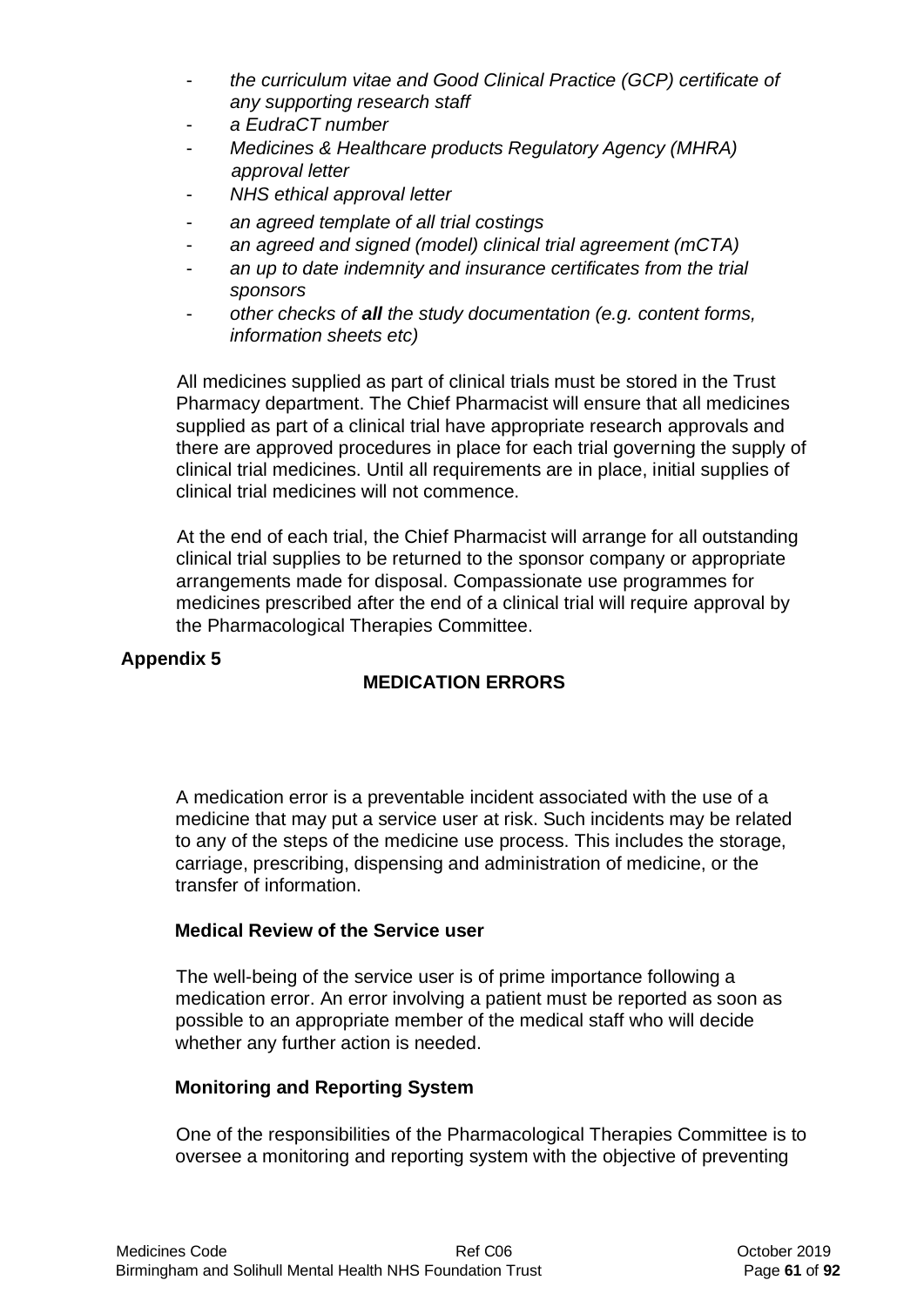- *the curriculum vitae and Good Clinical Practice (GCP) certificate of any supporting research staff*
- *a EudraCT number*
- *Medicines & Healthcare products Regulatory Agency (MHRA) approval letter*
- *NHS ethical approval letter*
- *an agreed template of all trial costings*
- *an agreed and signed (model) clinical trial agreement (mCTA)*
- *an up to date indemnity and insurance certificates from the trial sponsors*
- *other checks of **all** the study documentation (e.g. content forms, information sheets etc)*

All medicines supplied as part of clinical trials must be stored in the Trust Pharmacy department. The Chief Pharmacist will ensure that all medicines supplied as part of a clinical trial have appropriate research approvals and there are approved procedures in place for each trial governing the supply of clinical trial medicines. Until all requirements are in place, initial supplies of clinical trial medicines will not commence.

At the end of each trial, the Chief Pharmacist will arrange for all outstanding clinical trial supplies to be returned to the sponsor company or appropriate arrangements made for disposal. Compassionate use programmes for medicines prescribed after the end of a clinical trial will require approval by the Pharmacological Therapies Committee.

## Appendix 5

## MEDICATION ERRORS

A medication error is a preventable incident associated with the use of a medicine that may put a service user at risk. Such incidents may be related to any of the steps of the medicine use process. This includes the storage, carriage, prescribing, dispensing and administration of medicine, or the transfer of information.

### Medical Review of the Service user

The well-being of the service user is of prime importance following a medication error. An error involving a patient must be reported as soon as possible to an appropriate member of the medical staff who will decide whether any further action is needed.

### Monitoring and Reporting System

One of the responsibilities of the Pharmacological Therapies Committee is to oversee a monitoring and reporting system with the objective of preventing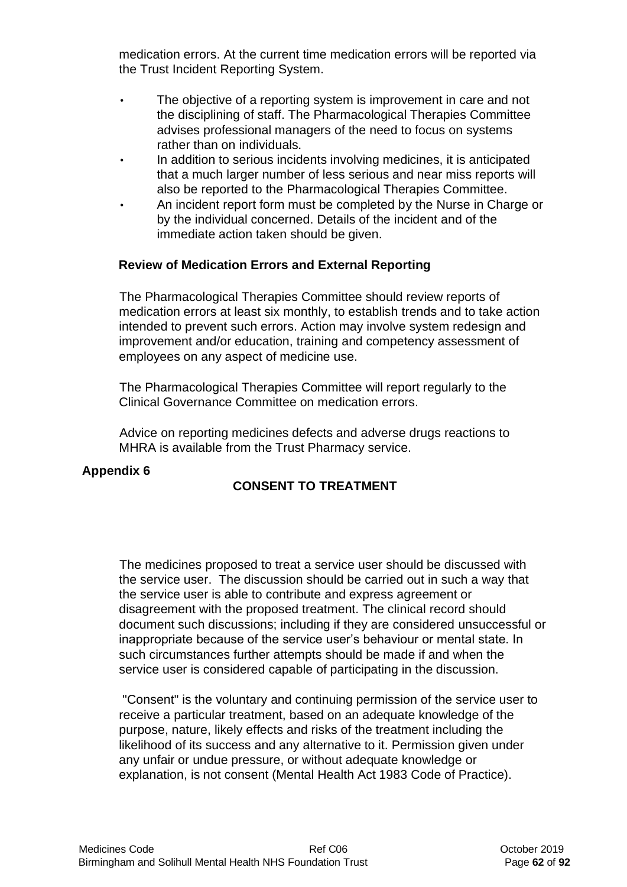medication errors. At the current time medication errors will be reported via the Trust Incident Reporting System.

- The objective of a reporting system is improvement in care and not the disciplining of staff. The Pharmacological Therapies Committee advises professional managers of the need to focus on systems rather than on individuals.
- In addition to serious incidents involving medicines, it is anticipated that a much larger number of less serious and near miss reports will also be reported to the Pharmacological Therapies Committee.
- An incident report form must be completed by the Nurse in Charge or by the individual concerned. Details of the incident and of the immediate action taken should be given.

**Review of Medication Errors and External Reporting**

The Pharmacological Therapies Committee should review reports of medication errors at least six monthly, to establish trends and to take action intended to prevent such errors. Action may involve system redesign and improvement and/or education, training and competency assessment of employees on any aspect of medicine use.

The Pharmacological Therapies Committee will report regularly to the Clinical Governance Committee on medication errors.

Advice on reporting medicines defects and adverse drugs reactions to MHRA is available from the Trust Pharmacy service.

## Appendix 6

### CONSENT TO TREATMENT

The medicines proposed to treat a service user should be discussed with the service user. The discussion should be carried out in such a way that the service user is able to contribute and express agreement or disagreement with the proposed treatment. The clinical record should document such discussions; including if they are considered unsuccessful or inappropriate because of the service user's behaviour or mental state. In such circumstances further attempts should be made if and when the service user is considered capable of participating in the discussion.

"Consent" is the voluntary and continuing permission of the service user to receive a particular treatment, based on an adequate knowledge of the purpose, nature, likely effects and risks of the treatment including the likelihood of its success and any alternative to it. Permission given under any unfair or undue pressure, or without adequate knowledge or explanation, is not consent (Mental Health Act 1983 Code of Practice).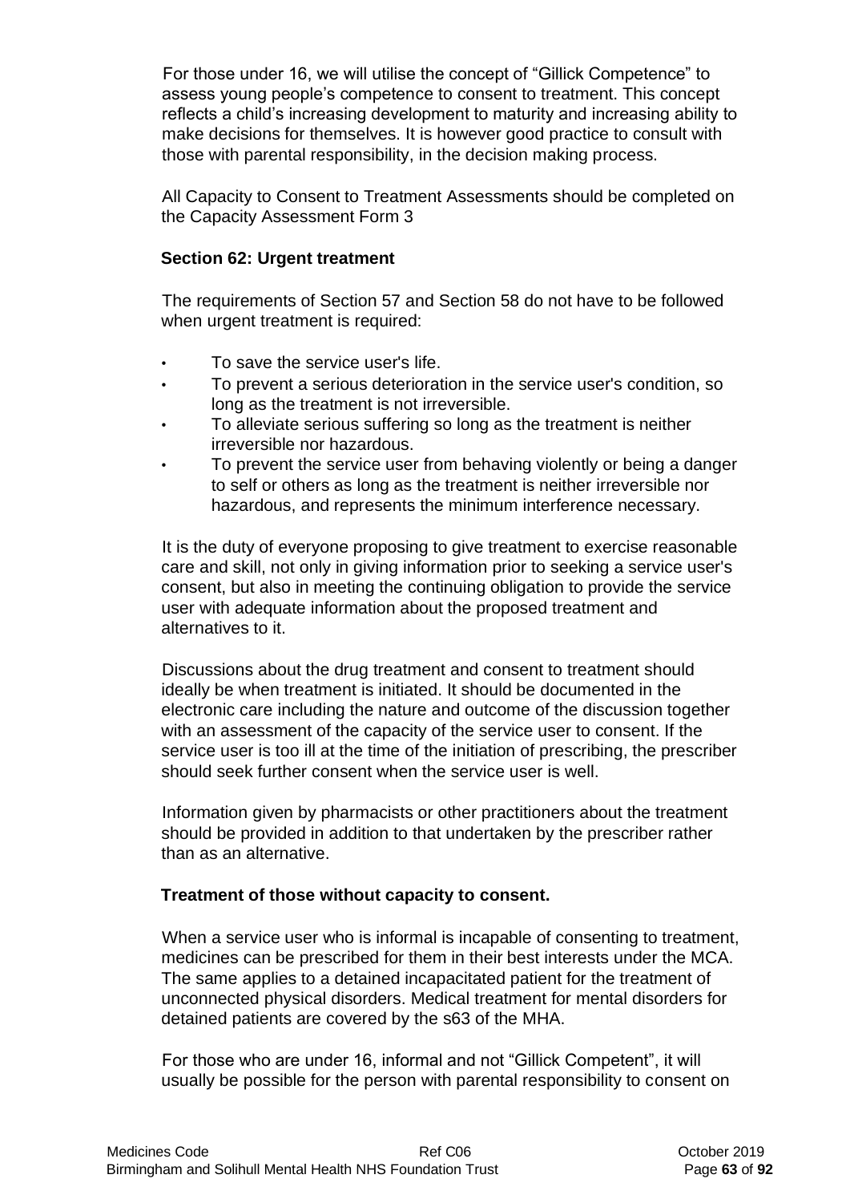For those under 16, we will utilise the concept of "Gillick Competence" to assess young people's competence to consent to treatment. This concept reflects a child's increasing development to maturity and increasing ability to make decisions for themselves. It is however good practice to consult with those with parental responsibility, in the decision making process.

All Capacity to Consent to Treatment Assessments should be completed on the Capacity Assessment Form 3

**Section 62: Urgent treatment**

The requirements of Section 57 and Section 58 do not have to be followed when urgent treatment is required:

- To save the service user's life.
- To prevent a serious deterioration in the service user's condition, so long as the treatment is not irreversible.
- To alleviate serious suffering so long as the treatment is neither irreversible nor hazardous.
- To prevent the service user from behaving violently or being a danger to self or others as long as the treatment is neither irreversible nor hazardous, and represents the minimum interference necessary.

It is the duty of everyone proposing to give treatment to exercise reasonable care and skill, not only in giving information prior to seeking a service user's consent, but also in meeting the continuing obligation to provide the service user with adequate information about the proposed treatment and alternatives to it.

Discussions about the drug treatment and consent to treatment should ideally be when treatment is initiated. It should be documented in the electronic care including the nature and outcome of the discussion together with an assessment of the capacity of the service user to consent. If the service user is too ill at the time of the initiation of prescribing, the prescriber should seek further consent when the service user is well.

Information given by pharmacists or other practitioners about the treatment should be provided in addition to that undertaken by the prescriber rather than as an alternative.

**Treatment of those without capacity to consent.**

When a service user who is informal is incapable of consenting to treatment, medicines can be prescribed for them in their best interests under the MCA. The same applies to a detained incapacitated patient for the treatment of unconnected physical disorders. Medical treatment for mental disorders for detained patients are covered by the s63 of the MHA.

For those who are under 16, informal and not "Gillick Competent", it will usually be possible for the person with parental responsibility to consent on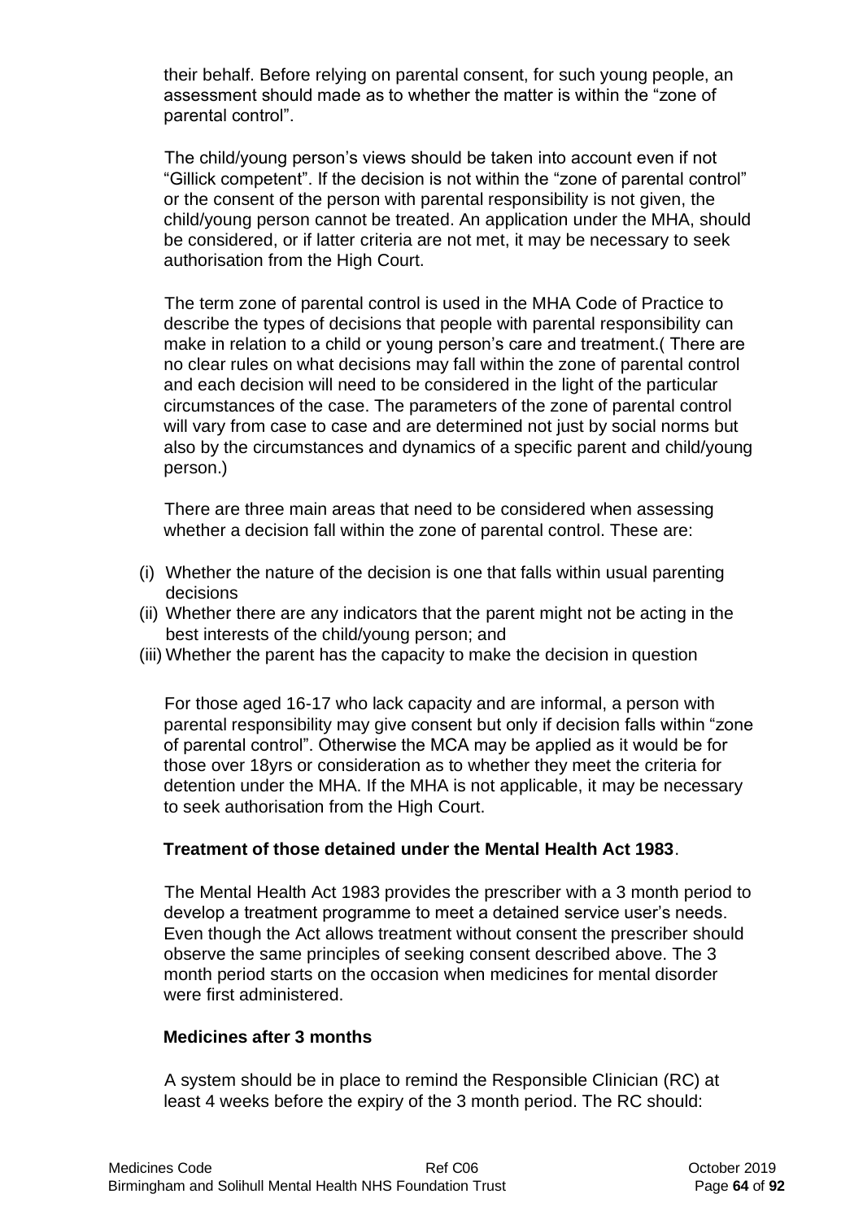their behalf. Before relying on parental consent, for such young people, an assessment should made as to whether the matter is within the “zone of parental control”.

The child/young person’s views should be taken into account even if not “Gillick competent”. If the decision is not within the “zone of parental control” or the consent of the person with parental responsibility is not given, the child/young person cannot be treated. An application under the MHA, should be considered, or if latter criteria are not met, it may be necessary to seek authorisation from the High Court.

The term zone of parental control is used in the MHA Code of Practice to describe the types of decisions that people with parental responsibility can make in relation to a child or young person’s care and treatment.( There are no clear rules on what decisions may fall within the zone of parental control and each decision will need to be considered in the light of the particular circumstances of the case. The parameters of the zone of parental control will vary from case to case and are determined not just by social norms but also by the circumstances and dynamics of a specific parent and child/young person.)

There are three main areas that need to be considered when assessing whether a decision fall within the zone of parental control. These are:

(i) Whether the nature of the decision is one that falls within usual parenting decisions
(ii) Whether there are any indicators that the parent might not be acting in the best interests of the child/young person; and
(iii) Whether the parent has the capacity to make the decision in question

For those aged 16-17 who lack capacity and are informal, a person with parental responsibility may give consent but only if decision falls within “zone of parental control”. Otherwise the MCA may be applied as it would be for those over 18yrs or consideration as to whether they meet the criteria for detention under the MHA. If the MHA is not applicable, it may be necessary to seek authorisation from the High Court.

**Treatment of those detained under the Mental Health Act 1983**.

The Mental Health Act 1983 provides the prescriber with a 3 month period to develop a treatment programme to meet a detained service user’s needs. Even though the Act allows treatment without consent the prescriber should observe the same principles of seeking consent described above. The 3 month period starts on the occasion when medicines for mental disorder were first administered.

**Medicines after 3 months**

A system should be in place to remind the Responsible Clinician (RC) at least 4 weeks before the expiry of the 3 month period. The RC should: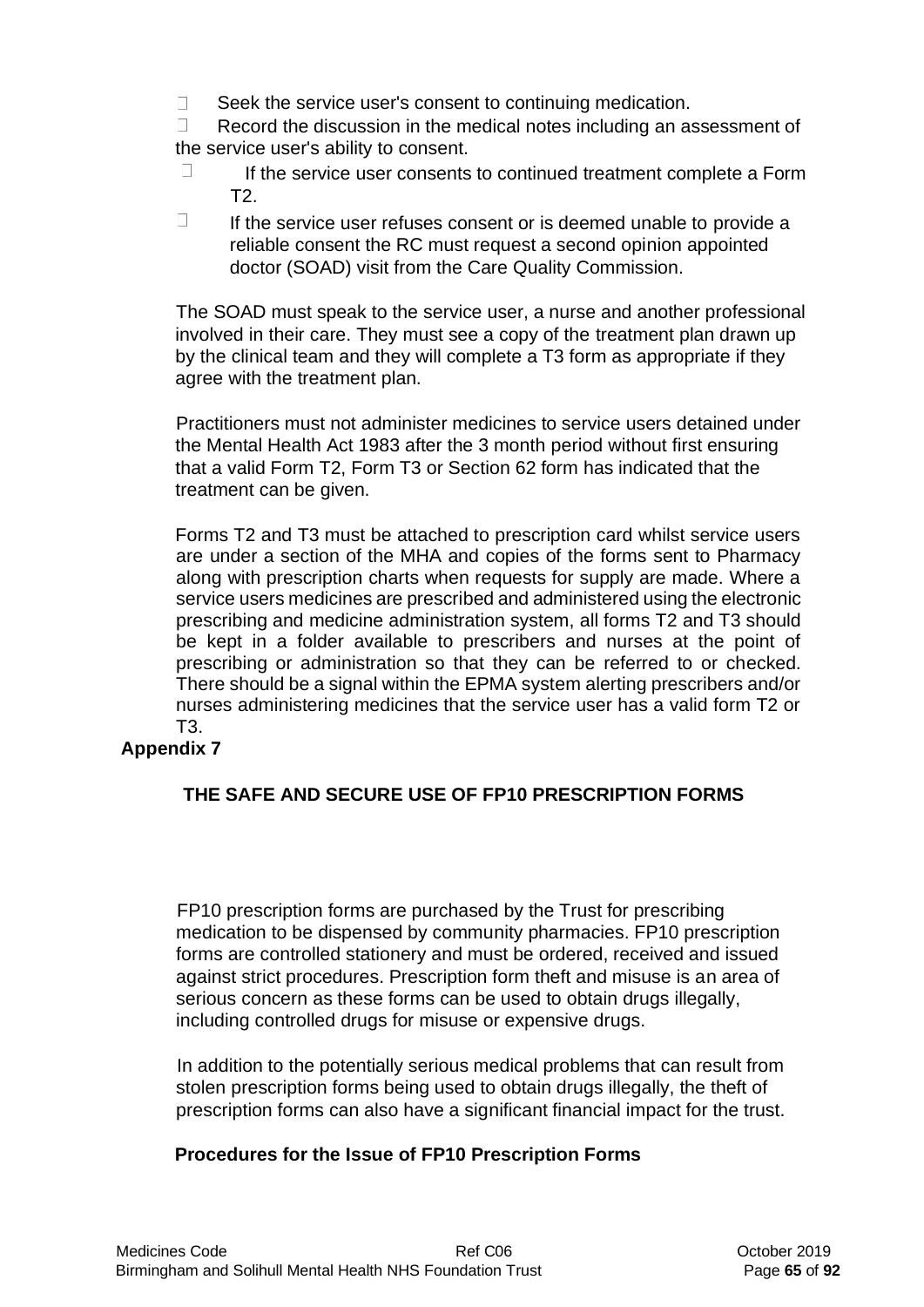- Seek the service user's consent to continuing medication.
- Record the discussion in the medical notes including an assessment of the service user's ability to consent.
- If the service user consents to continued treatment complete a Form T2.
- If the service user refuses consent or is deemed unable to provide a reliable consent the RC must request a second opinion appointed doctor (SOAD) visit from the Care Quality Commission.

The SOAD must speak to the service user, a nurse and another professional involved in their care. They must see a copy of the treatment plan drawn up by the clinical team and they will complete a T3 form as appropriate if they agree with the treatment plan.

Practitioners must not administer medicines to service users detained under the Mental Health Act 1983 after the 3 month period without first ensuring that a valid Form T2, Form T3 or Section 62 form has indicated that the treatment can be given.

Forms T2 and T3 must be attached to prescription card whilst service users are under a section of the MHA and copies of the forms sent to Pharmacy along with prescription charts when requests for supply are made. Where a service users medicines are prescribed and administered using the electronic prescribing and medicine administration system, all forms T2 and T3 should be kept in a folder available to prescribers and nurses at the point of prescribing or administration so that they can be referred to or checked. There should be a signal within the EPMA system alerting prescribers and/or nurses administering medicines that the service user has a valid form T2 or T3.

**Appendix 7**

## THE SAFE AND SECURE USE OF FP10 PRESCRIPTION FORMS

FP10 prescription forms are purchased by the Trust for prescribing medication to be dispensed by community pharmacies. FP10 prescription forms are controlled stationery and must be ordered, received and issued against strict procedures. Prescription form theft and misuse is an area of serious concern as these forms can be used to obtain drugs illegally, including controlled drugs for misuse or expensive drugs.

In addition to the potentially serious medical problems that can result from stolen prescription forms being used to obtain drugs illegally, the theft of prescription forms can also have a significant financial impact for the trust.

### Procedures for the Issue of FP10 Prescription Forms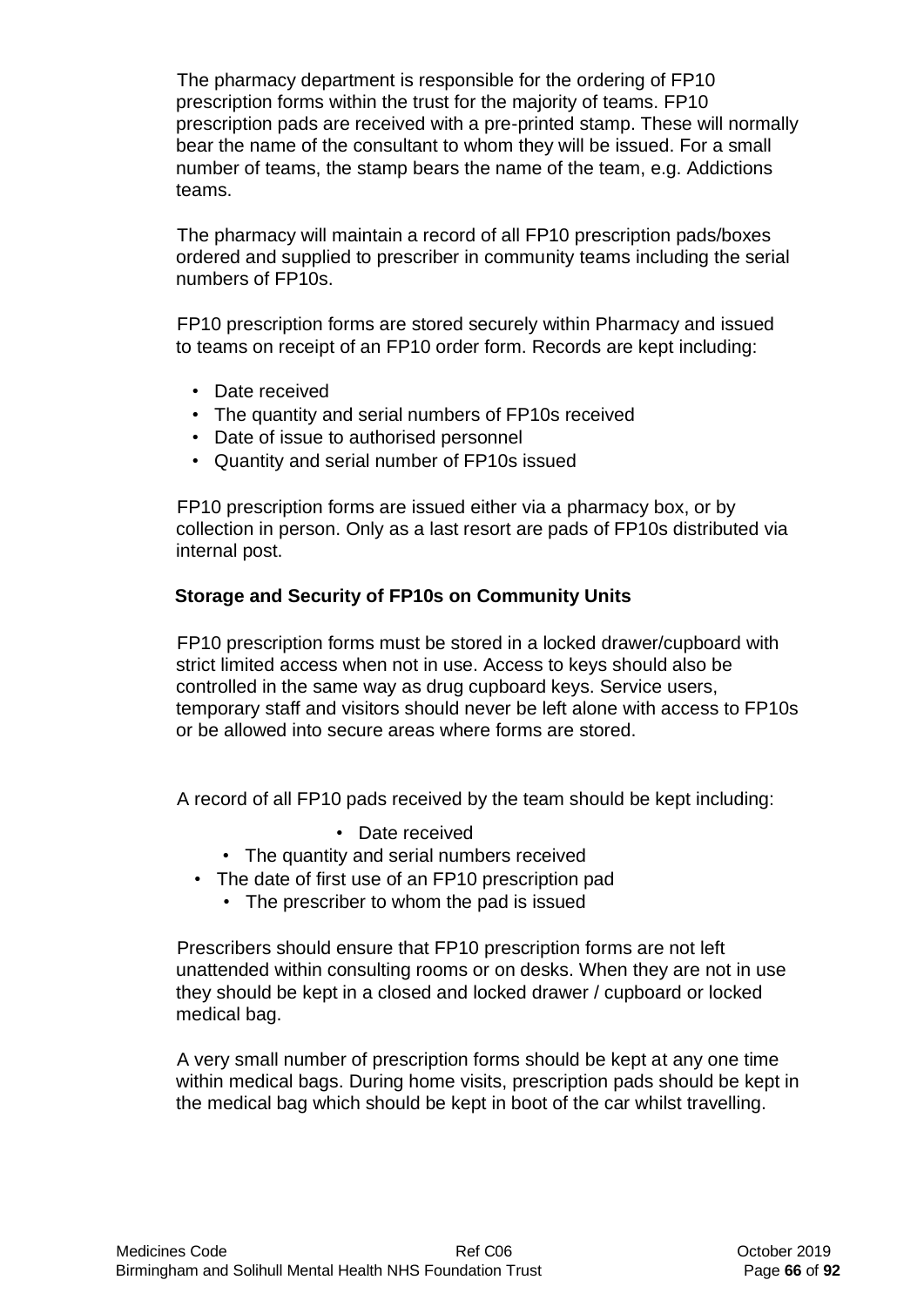The pharmacy department is responsible for the ordering of FP10 prescription forms within the trust for the majority of teams. FP10 prescription pads are received with a pre-printed stamp. These will normally bear the name of the consultant to whom they will be issued. For a small number of teams, the stamp bears the name of the team, e.g. Addictions teams.

The pharmacy will maintain a record of all FP10 prescription pads/boxes ordered and supplied to prescriber in community teams including the serial numbers of FP10s.

FP10 prescription forms are stored securely within Pharmacy and issued to teams on receipt of an FP10 order form. Records are kept including:

- Date received
- The quantity and serial numbers of FP10s received
- Date of issue to authorised personnel
- Quantity and serial number of FP10s issued

FP10 prescription forms are issued either via a pharmacy box, or by collection in person. Only as a last resort are pads of FP10s distributed via internal post.

**Storage and Security of FP10s on Community Units**

FP10 prescription forms must be stored in a locked drawer/cupboard with strict limited access when not in use. Access to keys should also be controlled in the same way as drug cupboard keys. Service users, temporary staff and visitors should never be left alone with access to FP10s or be allowed into secure areas where forms are stored.

A record of all FP10 pads received by the team should be kept including:

- Date received
- The quantity and serial numbers received
- The date of first use of an FP10 prescription pad
- The prescriber to whom the pad is issued

Prescribers should ensure that FP10 prescription forms are not left unattended within consulting rooms or on desks. When they are not in use they should be kept in a closed and locked drawer / cupboard or locked medical bag.

A very small number of prescription forms should be kept at any one time within medical bags. During home visits, prescription pads should be kept in the medical bag which should be kept in boot of the car whilst travelling.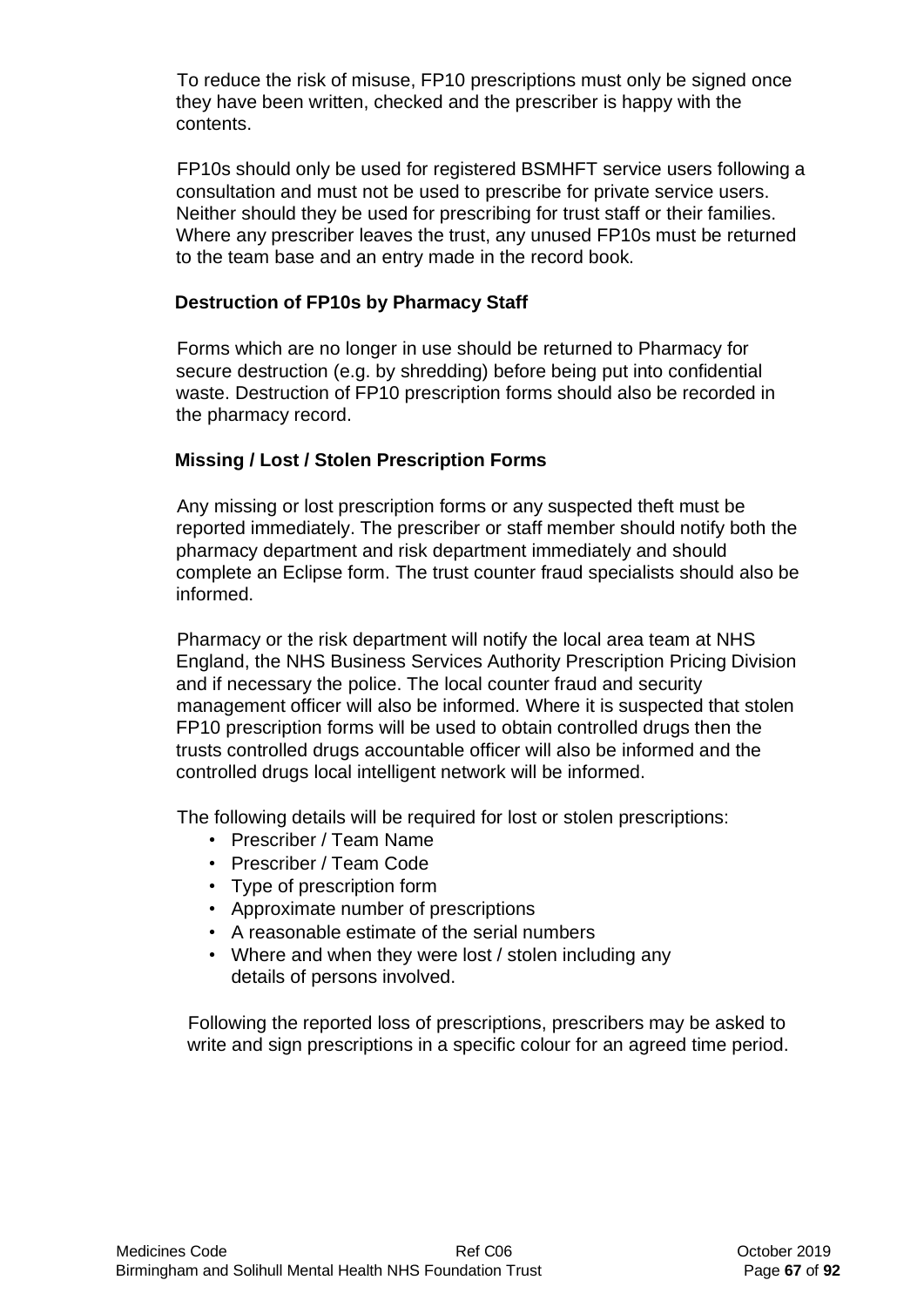To reduce the risk of misuse, FP10 prescriptions must only be signed once they have been written, checked and the prescriber is happy with the contents.

FP10s should only be used for registered BSMHFT service users following a consultation and must not be used to prescribe for private service users. Neither should they be used for prescribing for trust staff or their families. Where any prescriber leaves the trust, any unused FP10s must be returned to the team base and an entry made in the record book.

**Destruction of FP10s by Pharmacy Staff**

Forms which are no longer in use should be returned to Pharmacy for secure destruction (e.g. by shredding) before being put into confidential waste. Destruction of FP10 prescription forms should also be recorded in the pharmacy record.

**Missing / Lost / Stolen Prescription Forms**

Any missing or lost prescription forms or any suspected theft must be reported immediately. The prescriber or staff member should notify both the pharmacy department and risk department immediately and should complete an Eclipse form. The trust counter fraud specialists should also be informed.

Pharmacy or the risk department will notify the local area team at NHS England, the NHS Business Services Authority Prescription Pricing Division and if necessary the police. The local counter fraud and security management officer will also be informed. Where it is suspected that stolen FP10 prescription forms will be used to obtain controlled drugs then the trusts controlled drugs accountable officer will also be informed and the controlled drugs local intelligent network will be informed.

The following details will be required for lost or stolen prescriptions:

- Prescriber / Team Name
- Prescriber / Team Code
- Type of prescription form
- Approximate number of prescriptions
- A reasonable estimate of the serial numbers
- Where and when they were lost / stolen including any details of persons involved.

Following the reported loss of prescriptions, prescribers may be asked to write and sign prescriptions in a specific colour for an agreed time period.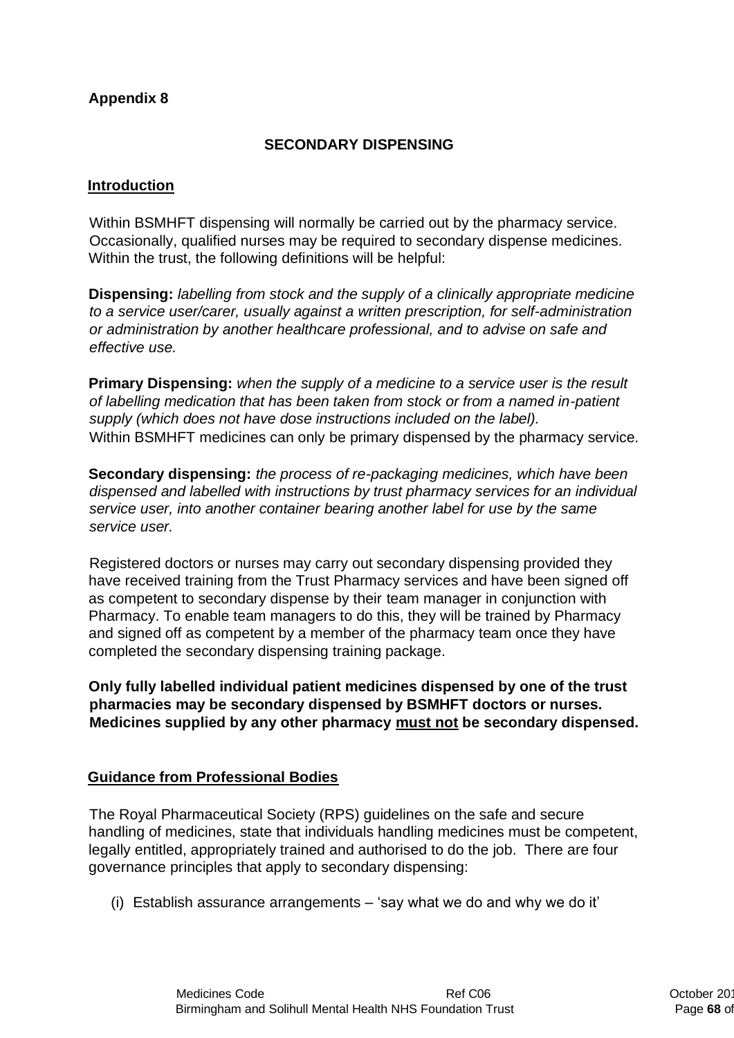## Appendix 8

# SECONDARY DISPENSING

## Introduction

Within BSMHFT dispensing will normally be carried out by the pharmacy service. Occasionally, qualified nurses may be required to secondary dispense medicines. Within the trust, the following definitions will be helpful:

**Dispensing:** *labelling from stock and the supply of a clinically appropriate medicine to a service user/carer, usually against a written prescription, for self-administration or administration by another healthcare professional, and to advise on safe and effective use.*

**Primary Dispensing:** *when the supply of a medicine to a service user is the result of labelling medication that has been taken from stock or from a named in-patient supply (which does not have dose instructions included on the label).*
Within BSMHFT medicines can only be primary dispensed by the pharmacy service.

**Secondary dispensing:** *the process of re-packaging medicines, which have been dispensed and labelled with instructions by trust pharmacy services for an individual service user, into another container bearing another label for use by the same service user.*

Registered doctors or nurses may carry out secondary dispensing provided they have received training from the Trust Pharmacy services and have been signed off as competent to secondary dispense by their team manager in conjunction with Pharmacy. To enable team managers to do this, they will be trained by Pharmacy and signed off as competent by a member of the pharmacy team once they have completed the secondary dispensing training package.

**Only fully labelled individual patient medicines dispensed by one of the trust pharmacies may be secondary dispensed by BSMHFT doctors or nurses. Medicines supplied by any other pharmacy <u>must not</u> be secondary dispensed.**

## Guidance from Professional Bodies

The Royal Pharmaceutical Society (RPS) guidelines on the safe and secure handling of medicines, state that individuals handling medicines must be competent, legally entitled, appropriately trained and authorised to do the job. There are four governance principles that apply to secondary dispensing:

(i) Establish assurance arrangements – 'say what we do and why we do it'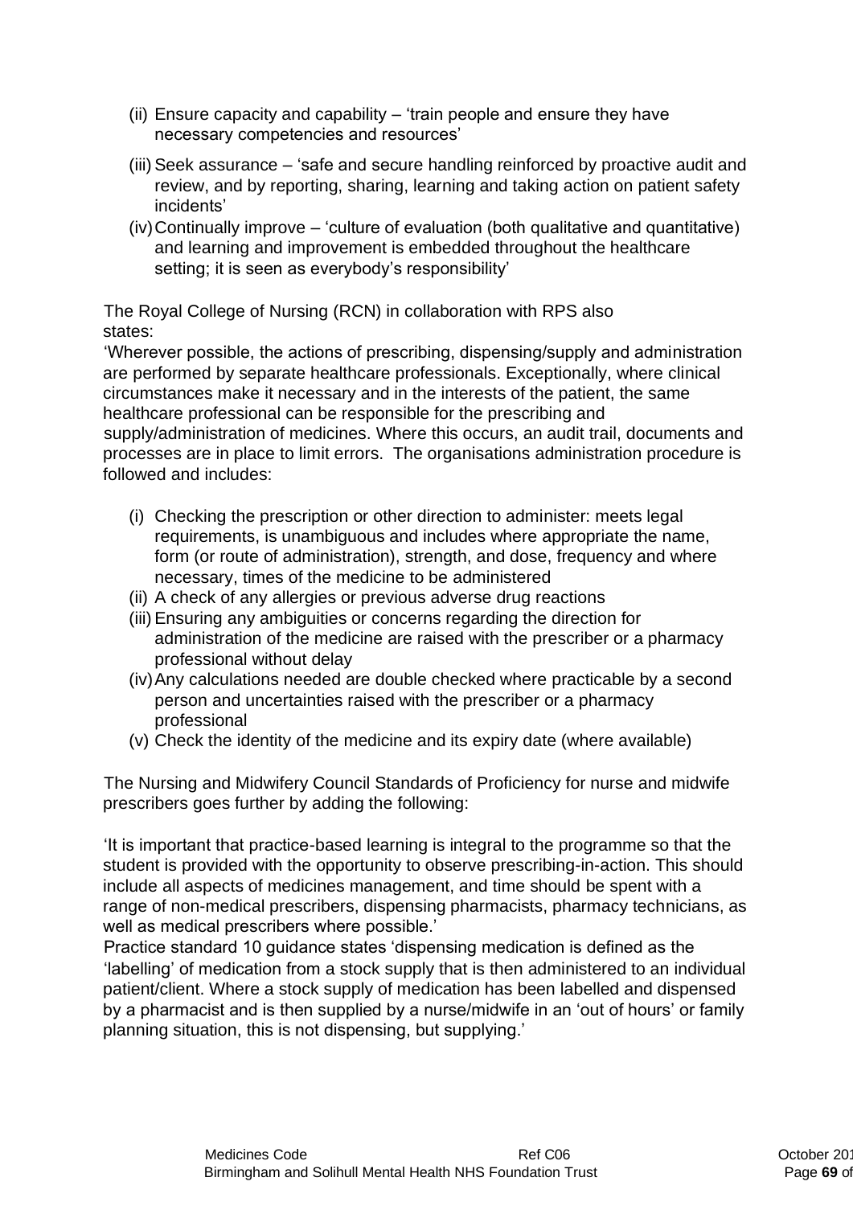(ii) Ensure capacity and capability – 'train people and ensure they have necessary competencies and resources'

(iii) Seek assurance – 'safe and secure handling reinforced by proactive audit and review, and by reporting, sharing, learning and taking action on patient safety incidents'

(iv) Continually improve – 'culture of evaluation (both qualitative and quantitative) and learning and improvement is embedded throughout the healthcare setting; it is seen as everybody's responsibility'

The Royal College of Nursing (RCN) in collaboration with RPS also states:

'Wherever possible, the actions of prescribing, dispensing/supply and administration are performed by separate healthcare professionals. Exceptionally, where clinical circumstances make it necessary and in the interests of the patient, the same healthcare professional can be responsible for the prescribing and supply/administration of medicines. Where this occurs, an audit trail, documents and processes are in place to limit errors. The organisations administration procedure is followed and includes:

(i) Checking the prescription or other direction to administer: meets legal requirements, is unambiguous and includes where appropriate the name, form (or route of administration), strength, and dose, frequency and where necessary, times of the medicine to be administered

(ii) A check of any allergies or previous adverse drug reactions

(iii) Ensuring any ambiguities or concerns regarding the direction for administration of the medicine are raised with the prescriber or a pharmacy professional without delay

(iv) Any calculations needed are double checked where practicable by a second person and uncertainties raised with the prescriber or a pharmacy professional

(v) Check the identity of the medicine and its expiry date (where available)

The Nursing and Midwifery Council Standards of Proficiency for nurse and midwife prescribers goes further by adding the following:

'It is important that practice-based learning is integral to the programme so that the student is provided with the opportunity to observe prescribing-in-action. This should include all aspects of medicines management, and time should be spent with a range of non-medical prescribers, dispensing pharmacists, pharmacy technicians, as well as medical prescribers where possible.'

Practice standard 10 guidance states 'dispensing medication is defined as the 'labelling' of medication from a stock supply that is then administered to an individual patient/client. Where a stock supply of medication has been labelled and dispensed by a pharmacist and is then supplied by a nurse/midwife in an 'out of hours' or family planning situation, this is not dispensing, but supplying.'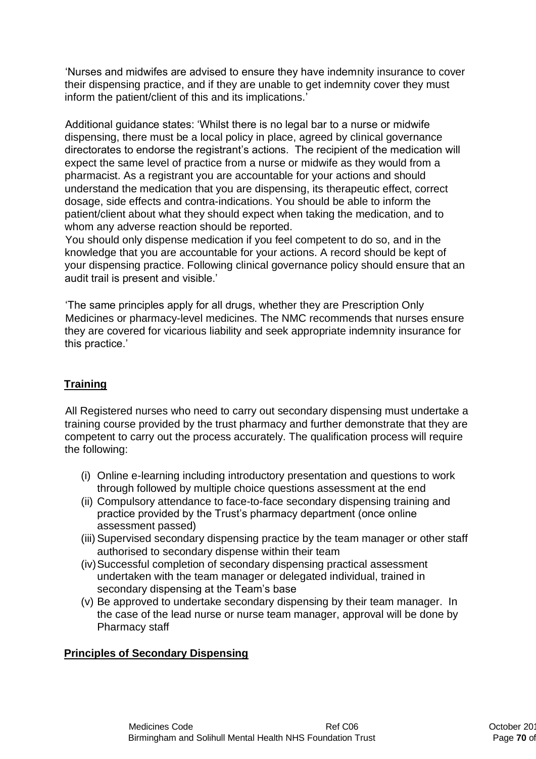'Nurses and midwifes are advised to ensure they have indemnity insurance to cover their dispensing practice, and if they are unable to get indemnity cover they must inform the patient/client of this and its implications.'

Additional guidance states: 'Whilst there is no legal bar to a nurse or midwife dispensing, there must be a local policy in place, agreed by clinical governance directorates to endorse the registrant's actions. The recipient of the medication will expect the same level of practice from a nurse or midwife as they would from a pharmacist. As a registrant you are accountable for your actions and should understand the medication that you are dispensing, its therapeutic effect, correct dosage, side effects and contra-indications. You should be able to inform the patient/client about what they should expect when taking the medication, and to whom any adverse reaction should be reported.
You should only dispense medication if you feel competent to do so, and in the knowledge that you are accountable for your actions. A record should be kept of your dispensing practice. Following clinical governance policy should ensure that an audit trail is present and visible.'

'The same principles apply for all drugs, whether they are Prescription Only Medicines or pharmacy-level medicines. The NMC recommends that nurses ensure they are covered for vicarious liability and seek appropriate indemnity insurance for this practice.'

## Training

All Registered nurses who need to carry out secondary dispensing must undertake a training course provided by the trust pharmacy and further demonstrate that they are competent to carry out the process accurately. The qualification process will require the following:

(i) Online e-learning including introductory presentation and questions to work through followed by multiple choice questions assessment at the end
(ii) Compulsory attendance to face-to-face secondary dispensing training and practice provided by the Trust's pharmacy department (once online assessment passed)
(iii) Supervised secondary dispensing practice by the team manager or other staff authorised to secondary dispense within their team
(iv) Successful completion of secondary dispensing practical assessment undertaken with the team manager or delegated individual, trained in secondary dispensing at the Team's base
(v) Be approved to undertake secondary dispensing by their team manager. In the case of the lead nurse or nurse team manager, approval will be done by Pharmacy staff

## Principles of Secondary Dispensing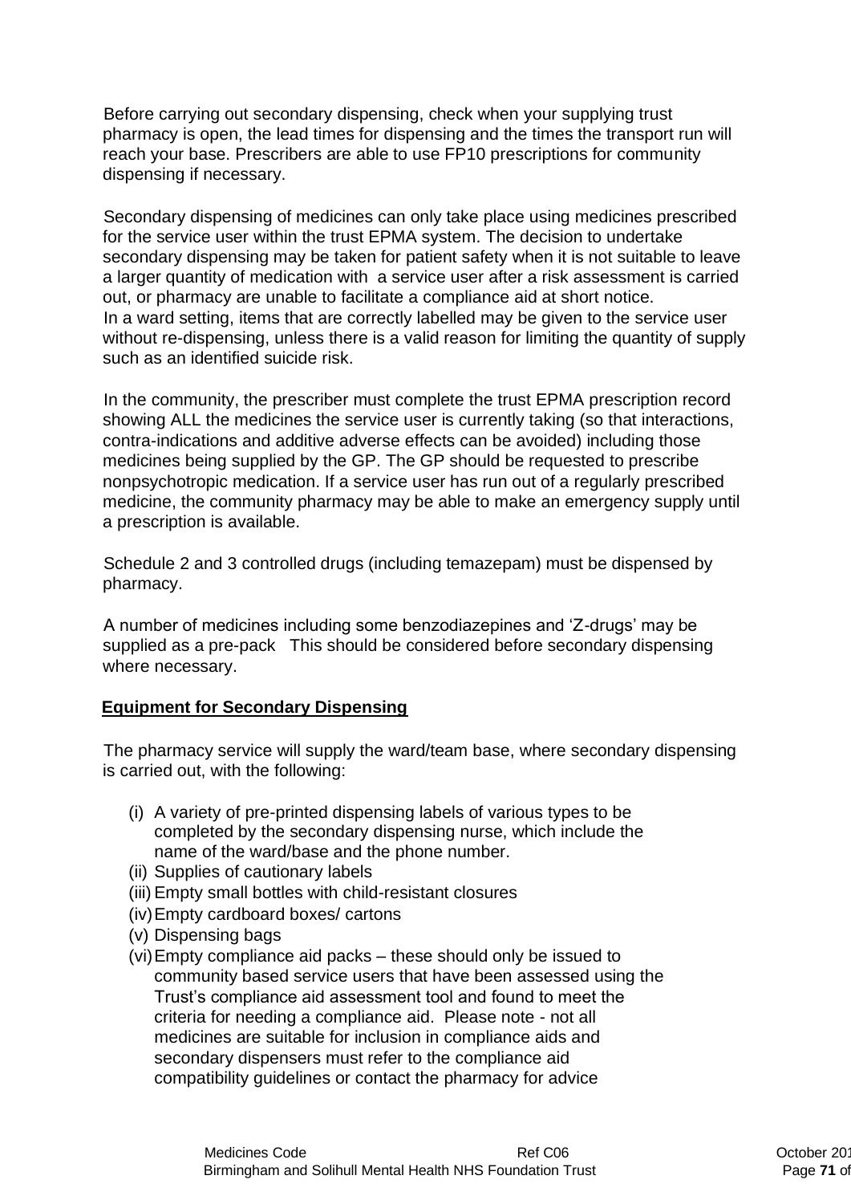Before carrying out secondary dispensing, check when your supplying trust pharmacy is open, the lead times for dispensing and the times the transport run will reach your base. Prescribers are able to use FP10 prescriptions for community dispensing if necessary.

Secondary dispensing of medicines can only take place using medicines prescribed for the service user within the trust EPMA system. The decision to undertake secondary dispensing may be taken for patient safety when it is not suitable to leave a larger quantity of medication with  a service user after a risk assessment is carried out, or pharmacy are unable to facilitate a compliance aid at short notice.
In a ward setting, items that are correctly labelled may be given to the service user without re-dispensing, unless there is a valid reason for limiting the quantity of supply such as an identified suicide risk.

In the community, the prescriber must complete the trust EPMA prescription record showing ALL the medicines the service user is currently taking (so that interactions, contra-indications and additive adverse effects can be avoided) including those medicines being supplied by the GP. The GP should be requested to prescribe nonpsychotropic medication. If a service user has run out of a regularly prescribed medicine, the community pharmacy may be able to make an emergency supply until a prescription is available.

Schedule 2 and 3 controlled drugs (including temazepam) must be dispensed by pharmacy.

A number of medicines including some benzodiazepines and ‘Z-drugs’ may be supplied as a pre-pack   This should be considered before secondary dispensing where necessary.

**Equipment for Secondary Dispensing**

The pharmacy service will supply the ward/team base, where secondary dispensing is carried out, with the following:

(i) A variety of pre-printed dispensing labels of various types to be completed by the secondary dispensing nurse, which include the name of the ward/base and the phone number.
(ii) Supplies of cautionary labels
(iii) Empty small bottles with child-resistant closures
(iv) Empty cardboard boxes/ cartons
(v) Dispensing bags
(vi) Empty compliance aid packs – these should only be issued to community based service users that have been assessed using the Trust’s compliance aid assessment tool and found to meet the criteria for needing a compliance aid.  Please note - not all medicines are suitable for inclusion in compliance aids and secondary dispensers must refer to the compliance aid compatibility guidelines or contact the pharmacy for advice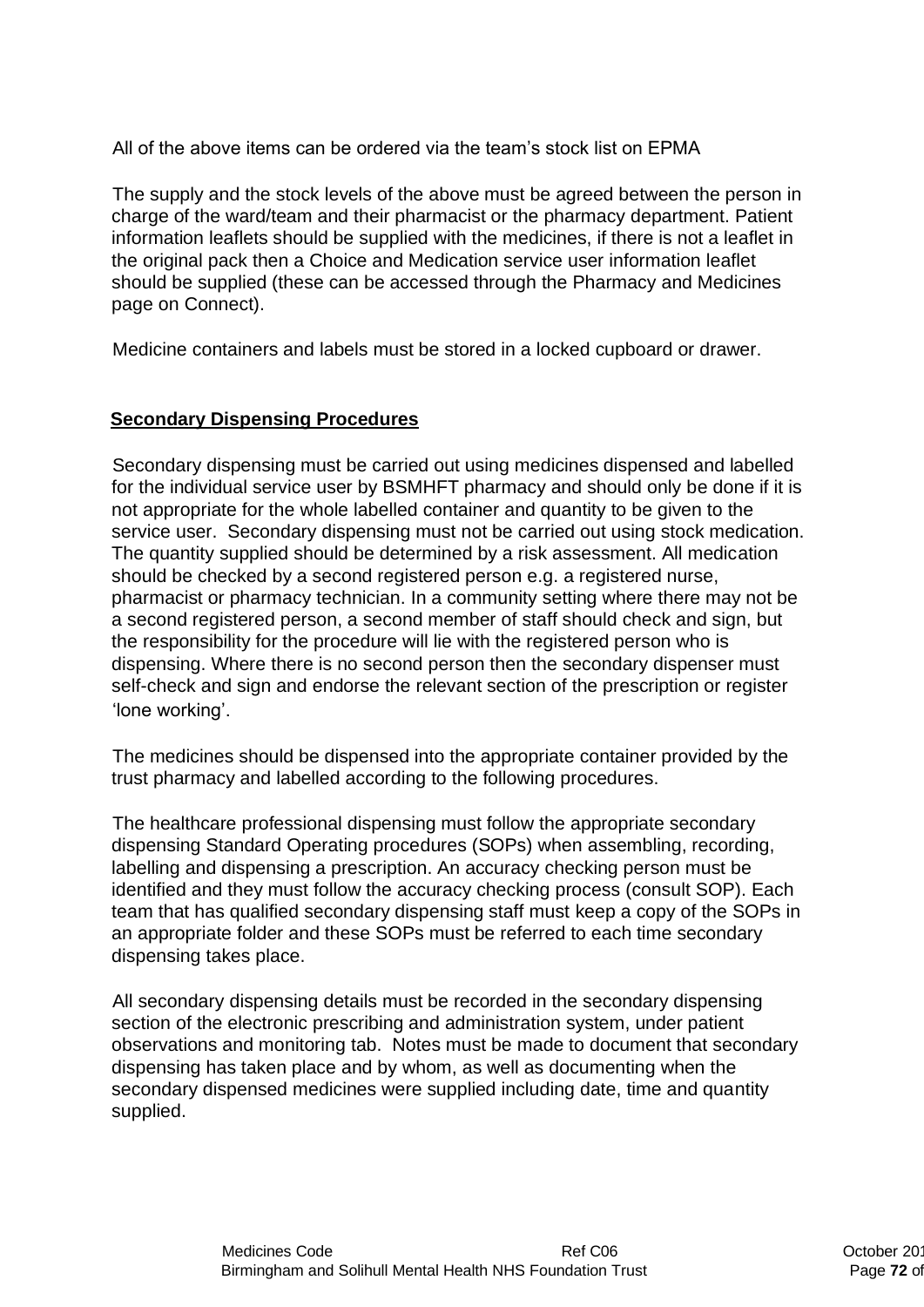All of the above items can be ordered via the team's stock list on EPMA

The supply and the stock levels of the above must be agreed between the person in charge of the ward/team and their pharmacist or the pharmacy department. Patient information leaflets should be supplied with the medicines, if there is not a leaflet in the original pack then a Choice and Medication service user information leaflet should be supplied (these can be accessed through the Pharmacy and Medicines page on Connect).

Medicine containers and labels must be stored in a locked cupboard or drawer.

**Secondary Dispensing Procedures**

Secondary dispensing must be carried out using medicines dispensed and labelled for the individual service user by BSMHFT pharmacy and should only be done if it is not appropriate for the whole labelled container and quantity to be given to the service user. Secondary dispensing must not be carried out using stock medication. The quantity supplied should be determined by a risk assessment. All medication should be checked by a second registered person e.g. a registered nurse, pharmacist or pharmacy technician. In a community setting where there may not be a second registered person, a second member of staff should check and sign, but the responsibility for the procedure will lie with the registered person who is dispensing. Where there is no second person then the secondary dispenser must self-check and sign and endorse the relevant section of the prescription or register 'lone working'.

The medicines should be dispensed into the appropriate container provided by the trust pharmacy and labelled according to the following procedures.

The healthcare professional dispensing must follow the appropriate secondary dispensing Standard Operating procedures (SOPs) when assembling, recording, labelling and dispensing a prescription. An accuracy checking person must be identified and they must follow the accuracy checking process (consult SOP). Each team that has qualified secondary dispensing staff must keep a copy of the SOPs in an appropriate folder and these SOPs must be referred to each time secondary dispensing takes place.

All secondary dispensing details must be recorded in the secondary dispensing section of the electronic prescribing and administration system, under patient observations and monitoring tab. Notes must be made to document that secondary dispensing has taken place and by whom, as well as documenting when the secondary dispensed medicines were supplied including date, time and quantity supplied.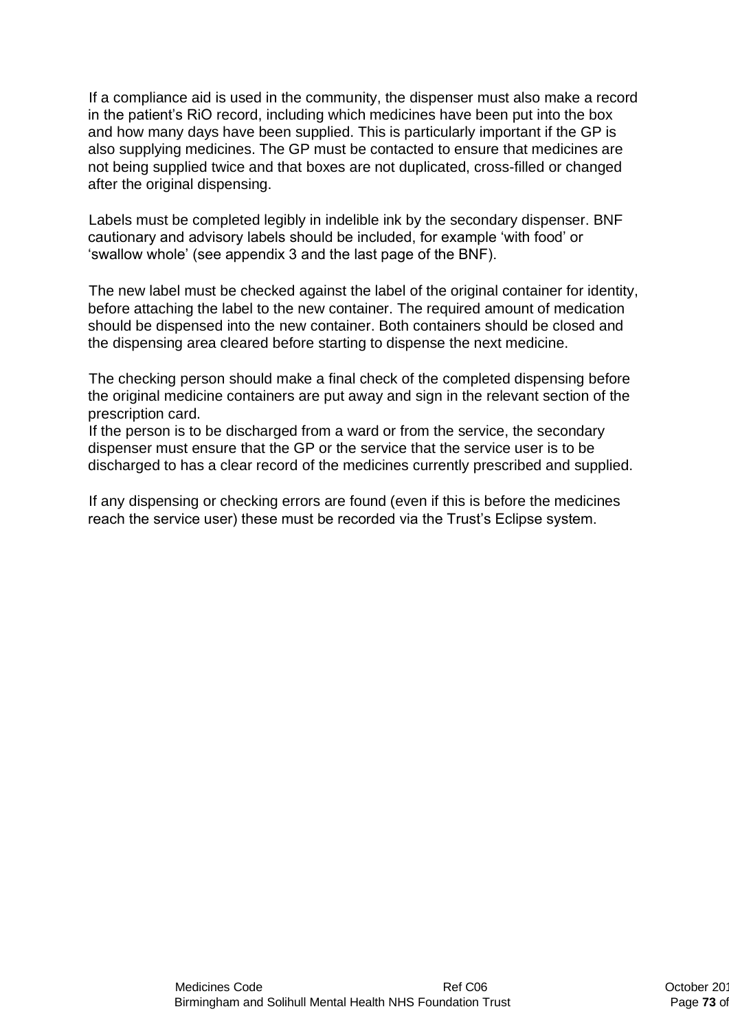If a compliance aid is used in the community, the dispenser must also make a record in the patient's RiO record, including which medicines have been put into the box and how many days have been supplied. This is particularly important if the GP is also supplying medicines. The GP must be contacted to ensure that medicines are not being supplied twice and that boxes are not duplicated, cross-filled or changed after the original dispensing.

Labels must be completed legibly in indelible ink by the secondary dispenser. BNF cautionary and advisory labels should be included, for example 'with food' or 'swallow whole' (see appendix 3 and the last page of the BNF).

The new label must be checked against the label of the original container for identity, before attaching the label to the new container. The required amount of medication should be dispensed into the new container. Both containers should be closed and the dispensing area cleared before starting to dispense the next medicine.

The checking person should make a final check of the completed dispensing before the original medicine containers are put away and sign in the relevant section of the prescription card.

If the person is to be discharged from a ward or from the service, the secondary dispenser must ensure that the GP or the service that the service user is to be discharged to has a clear record of the medicines currently prescribed and supplied.

If any dispensing or checking errors are found (even if this is before the medicines reach the service user) these must be recorded via the Trust's Eclipse system.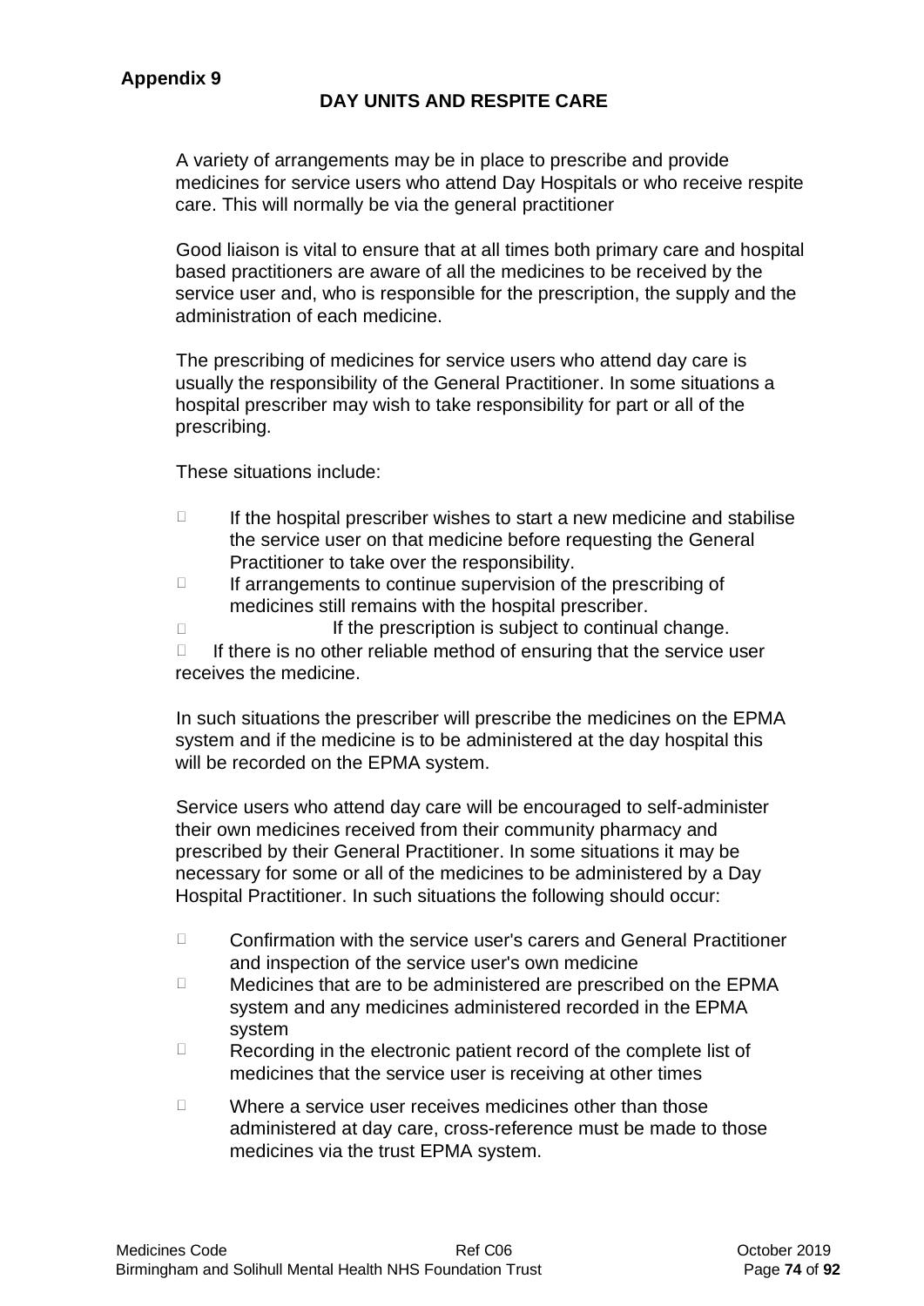**Appendix 9**

## DAY UNITS AND RESPITE CARE

A variety of arrangements may be in place to prescribe and provide medicines for service users who attend Day Hospitals or who receive respite care. This will normally be via the general practitioner

Good liaison is vital to ensure that at all times both primary care and hospital based practitioners are aware of all the medicines to be received by the service user and, who is responsible for the prescription, the supply and the administration of each medicine.

The prescribing of medicines for service users who attend day care is usually the responsibility of the General Practitioner. In some situations a hospital prescriber may wish to take responsibility for part or all of the prescribing.

These situations include:

- If the hospital prescriber wishes to start a new medicine and stabilise the service user on that medicine before requesting the General Practitioner to take over the responsibility.
- If arrangements to continue supervision of the prescribing of medicines still remains with the hospital prescriber.
- If the prescription is subject to continual change.
- If there is no other reliable method of ensuring that the service user receives the medicine.

In such situations the prescriber will prescribe the medicines on the EPMA system and if the medicine is to be administered at the day hospital this will be recorded on the EPMA system.

Service users who attend day care will be encouraged to self-administer their own medicines received from their community pharmacy and prescribed by their General Practitioner. In some situations it may be necessary for some or all of the medicines to be administered by a Day Hospital Practitioner. In such situations the following should occur:

- Confirmation with the service user's carers and General Practitioner and inspection of the service user's own medicine
- Medicines that are to be administered are prescribed on the EPMA system and any medicines administered recorded in the EPMA system
- Recording in the electronic patient record of the complete list of medicines that the service user is receiving at other times
- Where a service user receives medicines other than those administered at day care, cross-reference must be made to those medicines via the trust EPMA system.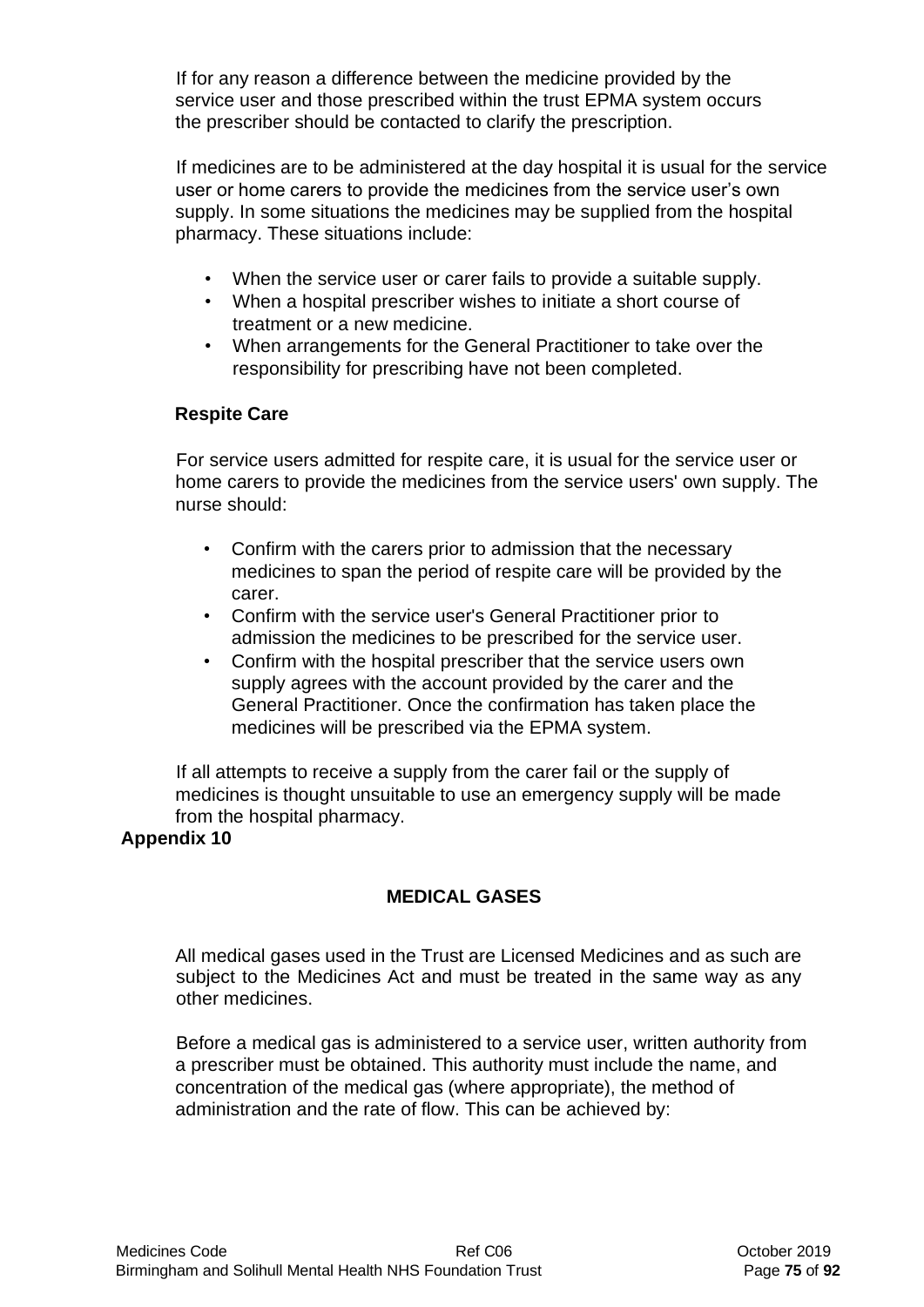If for any reason a difference between the medicine provided by the service user and those prescribed within the trust EPMA system occurs the prescriber should be contacted to clarify the prescription.

If medicines are to be administered at the day hospital it is usual for the service user or home carers to provide the medicines from the service user's own supply. In some situations the medicines may be supplied from the hospital pharmacy. These situations include:

- When the service user or carer fails to provide a suitable supply.
- When a hospital prescriber wishes to initiate a short course of treatment or a new medicine.
- When arrangements for the General Practitioner to take over the responsibility for prescribing have not been completed.

**Respite Care**

For service users admitted for respite care, it is usual for the service user or home carers to provide the medicines from the service users' own supply. The nurse should:

- Confirm with the carers prior to admission that the necessary medicines to span the period of respite care will be provided by the carer.
- Confirm with the service user's General Practitioner prior to admission the medicines to be prescribed for the service user.
- Confirm with the hospital prescriber that the service users own supply agrees with the account provided by the carer and the General Practitioner. Once the confirmation has taken place the medicines will be prescribed via the EPMA system.

If all attempts to receive a supply from the carer fail or the supply of medicines is thought unsuitable to use an emergency supply will be made from the hospital pharmacy.

**Appendix 10**

## MEDICAL GASES

All medical gases used in the Trust are Licensed Medicines and as such are subject to the Medicines Act and must be treated in the same way as any other medicines.

Before a medical gas is administered to a service user, written authority from a prescriber must be obtained. This authority must include the name, and concentration of the medical gas (where appropriate), the method of administration and the rate of flow. This can be achieved by: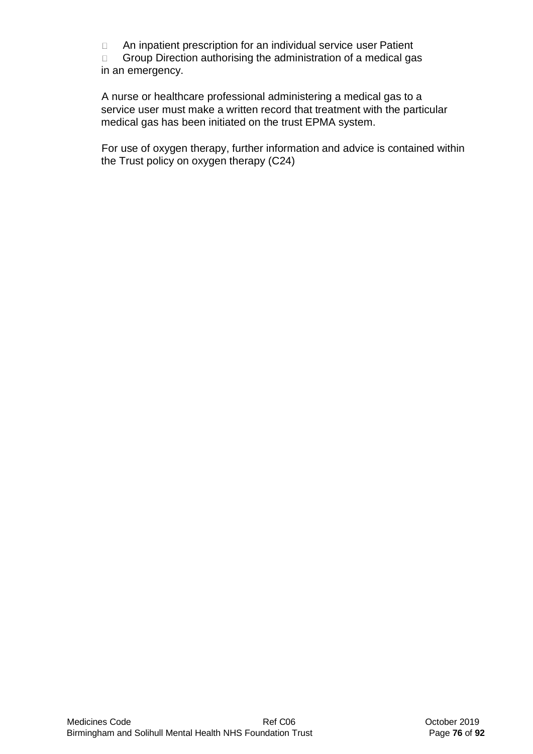- An inpatient prescription for an individual service user Patient
- Group Direction authorising the administration of a medical gas in an emergency.

A nurse or healthcare professional administering a medical gas to a service user must make a written record that treatment with the particular medical gas has been initiated on the trust EPMA system.

For use of oxygen therapy, further information and advice is contained within the Trust policy on oxygen therapy (C24)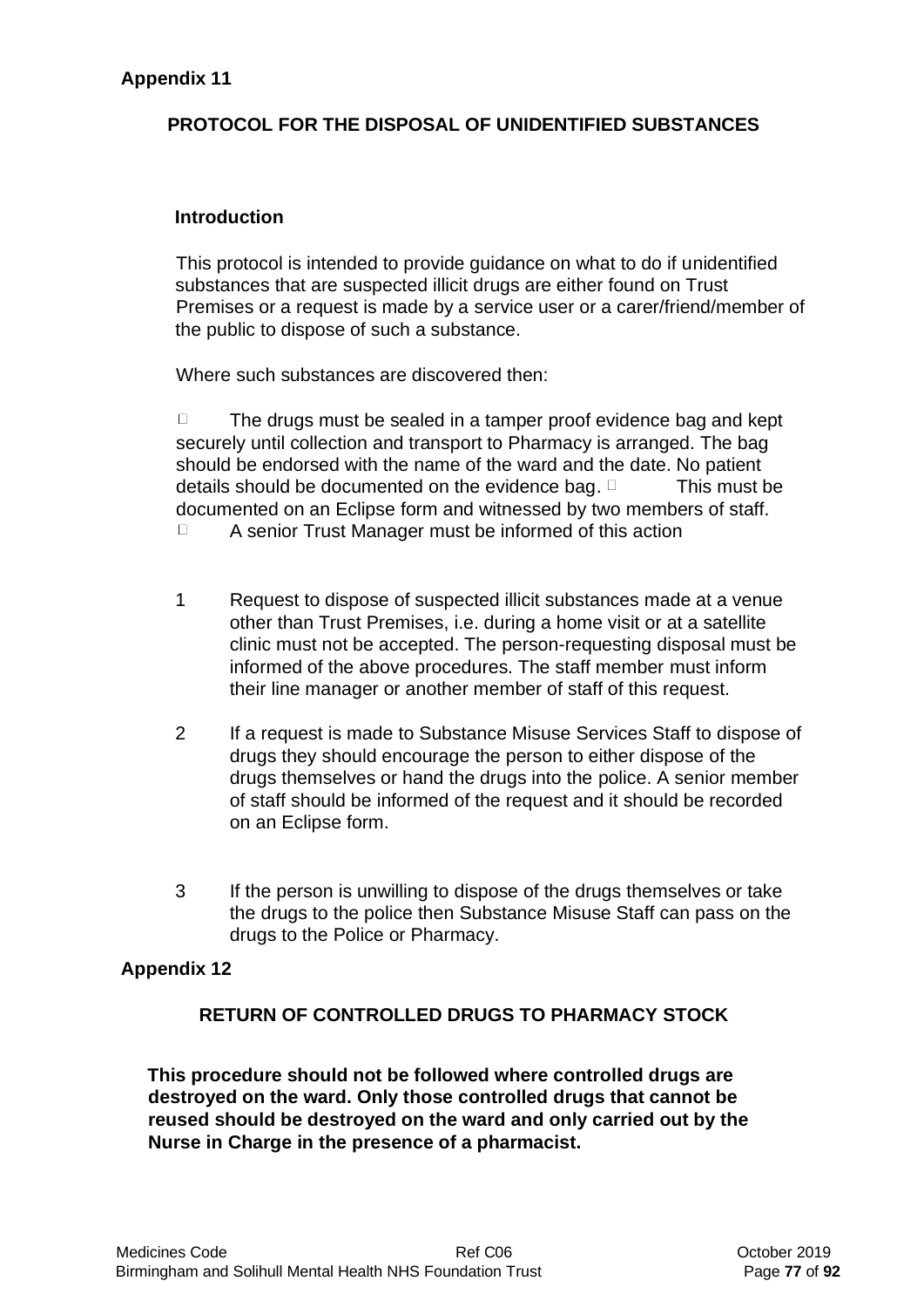**Appendix 11**

## PROTOCOL FOR THE DISPOSAL OF UNIDENTIFIED SUBSTANCES

### Introduction

This protocol is intended to provide guidance on what to do if unidentified substances that are suspected illicit drugs are either found on Trust Premises or a request is made by a service user or a carer/friend/member of the public to dispose of such a substance.

Where such substances are discovered then:

- The drugs must be sealed in a tamper proof evidence bag and kept securely until collection and transport to Pharmacy is arranged. The bag should be endorsed with the name of the ward and the date. No patient details should be documented on the evidence bag.
- This must be documented on an Eclipse form and witnessed by two members of staff.
- A senior Trust Manager must be informed of this action

1. Request to dispose of suspected illicit substances made at a venue other than Trust Premises, i.e. during a home visit or at a satellite clinic must not be accepted. The person-requesting disposal must be informed of the above procedures. The staff member must inform their line manager or another member of staff of this request.

2. If a request is made to Substance Misuse Services Staff to dispose of drugs they should encourage the person to either dispose of the drugs themselves or hand the drugs into the police. A senior member of staff should be informed of the request and it should be recorded on an Eclipse form.

3. If the person is unwilling to dispose of the drugs themselves or take the drugs to the police then Substance Misuse Staff can pass on the drugs to the Police or Pharmacy.

**Appendix 12**

## RETURN OF CONTROLLED DRUGS TO PHARMACY STOCK

**This procedure should not be followed where controlled drugs are destroyed on the ward. Only those controlled drugs that cannot be reused should be destroyed on the ward and only carried out by the Nurse in Charge in the presence of a pharmacist.**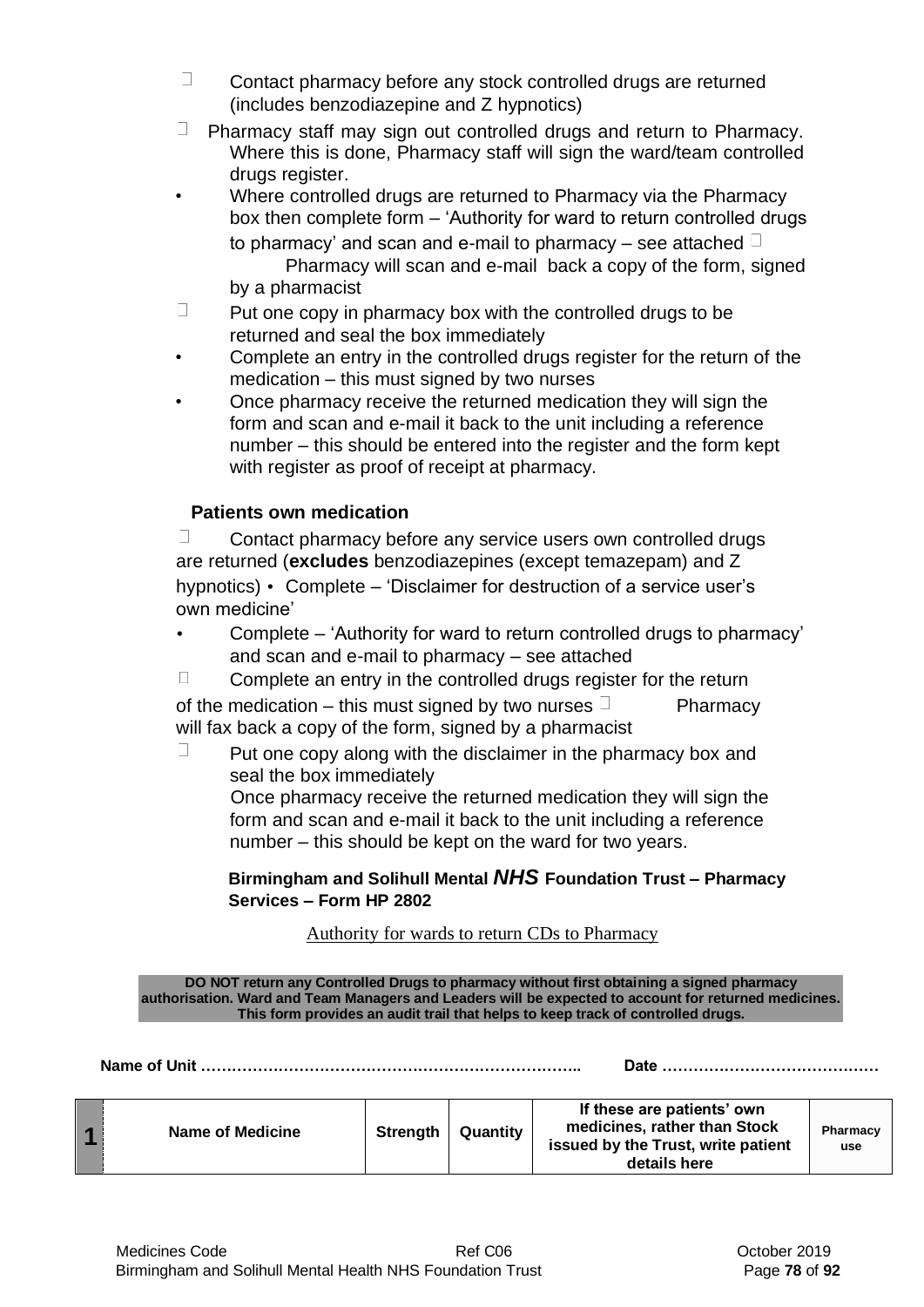- Contact pharmacy before any stock controlled drugs are returned (includes benzodiazepine and Z hypnotics)
- Pharmacy staff may sign out controlled drugs and return to Pharmacy. Where this is done, Pharmacy staff will sign the ward/team controlled drugs register.
- Where controlled drugs are returned to Pharmacy via the Pharmacy box then complete form – 'Authority for ward to return controlled drugs to pharmacy' and scan and e-mail to pharmacy – see attached
- Pharmacy will scan and e-mail back a copy of the form, signed by a pharmacist
- Put one copy in pharmacy box with the controlled drugs to be returned and seal the box immediately
- Complete an entry in the controlled drugs register for the return of the medication – this must signed by two nurses
- Once pharmacy receive the returned medication they will sign the form and scan and e-mail it back to the unit including a reference number – this should be entered into the register and the form kept with register as proof of receipt at pharmacy.

**Patients own medication**

- Contact pharmacy before any service users own controlled drugs are returned (**excludes** benzodiazepines (except temazepam) and Z hypnotics)
- Complete – 'Disclaimer for destruction of a service user's own medicine'
- Complete – 'Authority for ward to return controlled drugs to pharmacy' and scan and e-mail to pharmacy – see attached
- Complete an entry in the controlled drugs register for the return of the medication – this must signed by two nurses
- Pharmacy will fax back a copy of the form, signed by a pharmacist
- Put one copy along with the disclaimer in the pharmacy box and seal the box immediately
- Once pharmacy receive the returned medication they will sign the form and scan and e-mail it back to the unit including a reference number – this should be kept on the ward for two years.

**Birmingham and Solihull Mental *NHS* Foundation Trust – Pharmacy Services – Form HP 2802**

Authority for wards to return CDs to Pharmacy

**DO NOT return any Controlled Drugs to pharmacy without first obtaining a signed pharmacy authorisation. Ward and Team Managers and Leaders will be expected to account for returned medicines. This form provides an audit trail that helps to keep track of controlled drugs.**

**Name of Unit ………………………………………………………………..** **Date ……………………………………**

| 1 | Name of Medicine | Strength | Quantity | If these are patients' own medicines, rather than Stock issued by the Trust, write patient details here | Pharmacy use |
|---|---|---|---|---|---|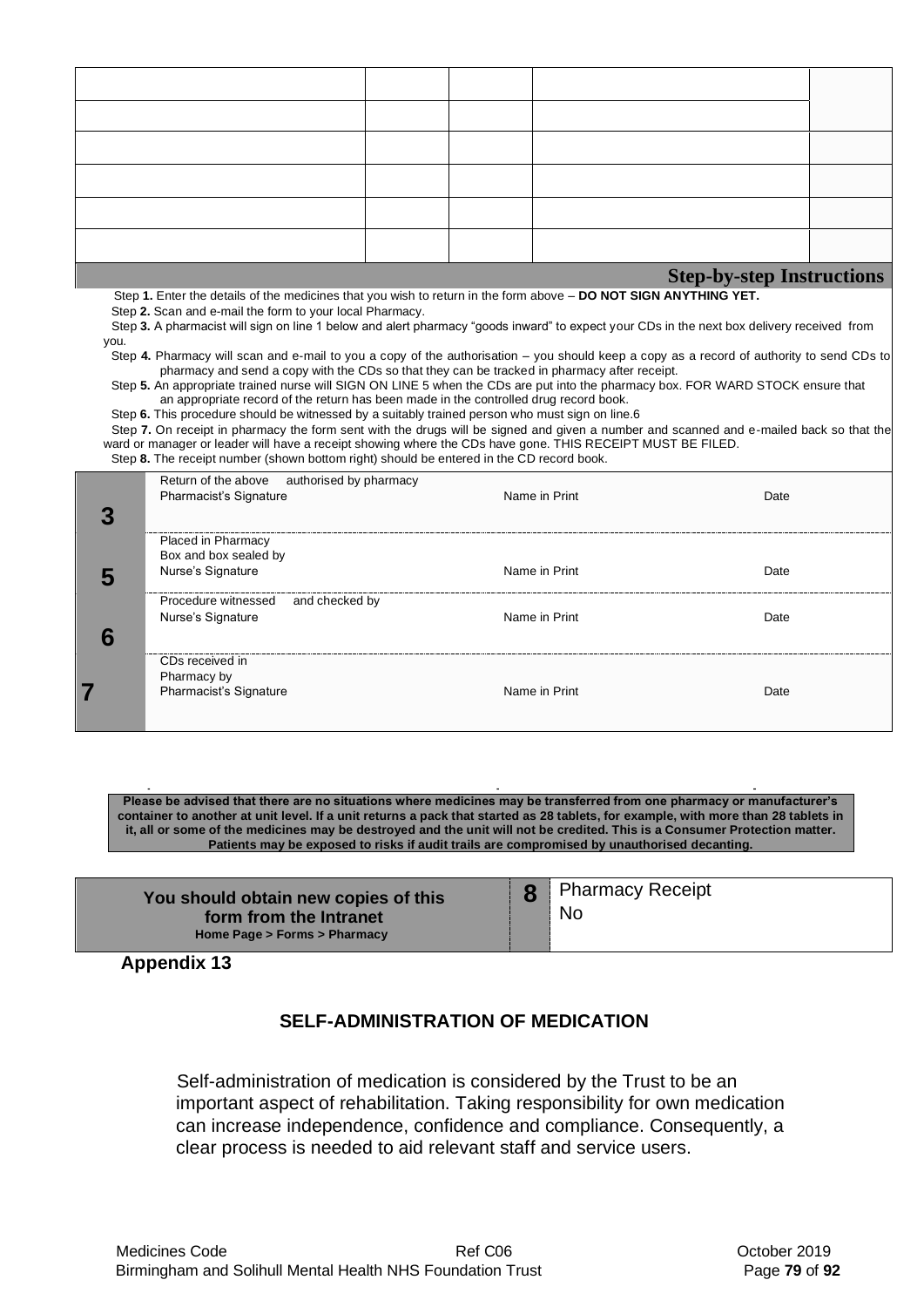| | | | | |
|---|---|---|---|---|
| | | | | |
| | | | | |
| | | | | |
| | | | | |
| | | | | |
| | | | | |

**Step-by-step Instructions**

Step **1.** Enter the details of the medicines that you wish to return in the form above – **DO NOT SIGN ANYTHING YET.**

Step **2.** Scan and e-mail the form to your local Pharmacy.

Step **3.** A pharmacist will sign on line 1 below and alert pharmacy "goods inward" to expect your CDs in the next box delivery received from you.

Step **4.** Pharmacy will scan and e-mail to you a copy of the authorisation – you should keep a copy as a record of authority to send CDs to pharmacy and send a copy with the CDs so that they can be tracked in pharmacy after receipt.

Step **5.** An appropriate trained nurse will SIGN ON LINE 5 when the CDs are put into the pharmacy box. FOR WARD STOCK ensure that an appropriate record of the return has been made in the controlled drug record book.

Step **6.** This procedure should be witnessed by a suitably trained person who must sign on line.6

Step **7.** On receipt in pharmacy the form sent with the drugs will be signed and given a number and scanned and e-mailed back so that the ward or manager or leader will have a receipt showing where the CDs have gone. THIS RECEIPT MUST BE FILED.

Step **8.** The receipt number (shown bottom right) should be entered in the CD record book.

| | | | |
|---|---|---|---|
| **3** | Return of the above authorised by pharmacy<br>Pharmacist's Signature | Name in Print | Date |
| **5** | Placed in Pharmacy Box and box sealed by<br>Nurse's Signature | Name in Print | Date |
| **6** | Procedure witnessed and checked by<br>Nurse's Signature | Name in Print | Date |
| **7** | CDs received in Pharmacy by<br>Pharmacist's Signature | Name in Print | Date |

**Please be advised that there are no situations where medicines may be transferred from one pharmacy or manufacturer's container to another at unit level. If a unit returns a pack that started as 28 tablets, for example, with more than 28 tablets in it, all or some of the medicines may be destroyed and the unit will not be credited. This is a Consumer Protection matter. Patients may be exposed to risks if audit trails are compromised by unauthorised decanting.**

| | | |
|---|---|---|
| **You should obtain new copies of this form from the Intranet**<br>**Home Page > Forms > Pharmacy** | **8** | Pharmacy Receipt No |

**Appendix 13**

## SELF-ADMINISTRATION OF MEDICATION

Self-administration of medication is considered by the Trust to be an important aspect of rehabilitation. Taking responsibility for own medication can increase independence, confidence and compliance. Consequently, a clear process is needed to aid relevant staff and service users.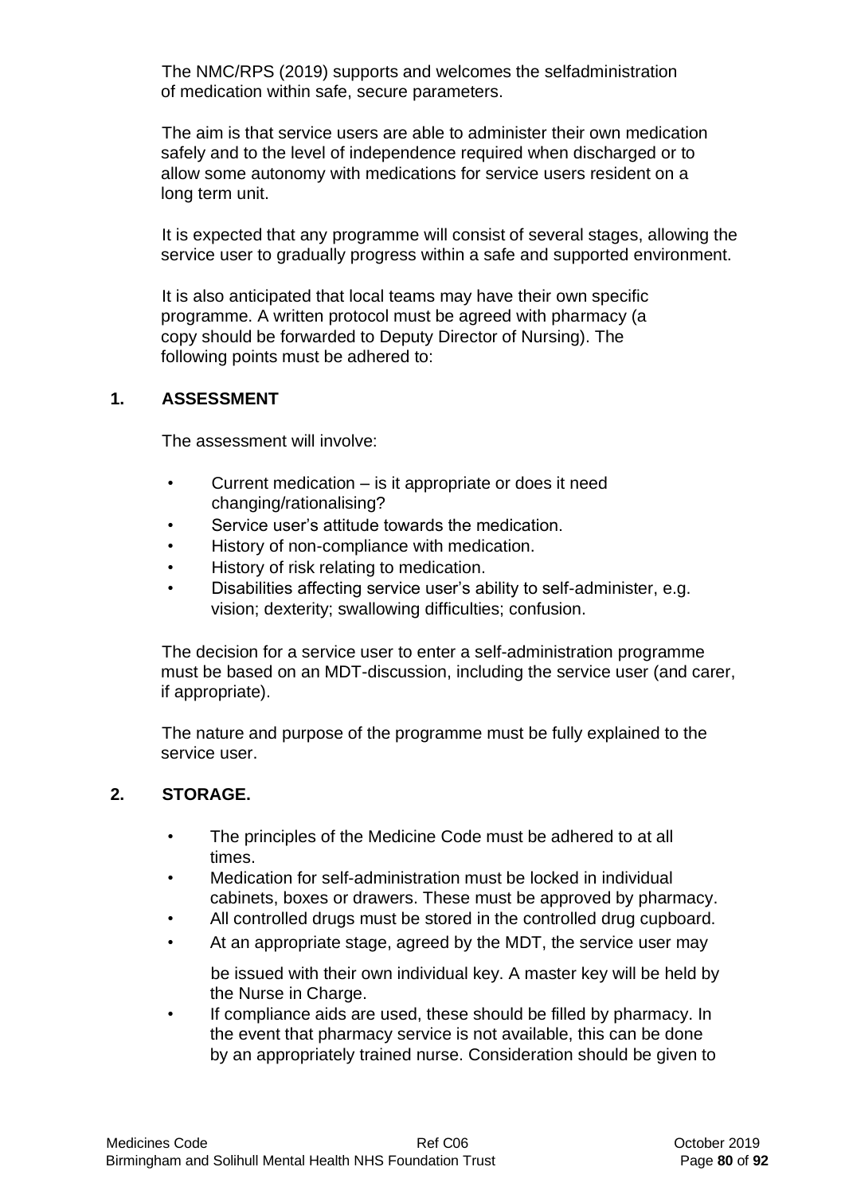The NMC/RPS (2019) supports and welcomes the selfadministration of medication within safe, secure parameters.

The aim is that service users are able to administer their own medication safely and to the level of independence required when discharged or to allow some autonomy with medications for service users resident on a long term unit.

It is expected that any programme will consist of several stages, allowing the service user to gradually progress within a safe and supported environment.

It is also anticipated that local teams may have their own specific programme. A written protocol must be agreed with pharmacy (a copy should be forwarded to Deputy Director of Nursing). The following points must be adhered to:

## 1. ASSESSMENT

The assessment will involve:

- Current medication – is it appropriate or does it need changing/rationalising?
- Service user's attitude towards the medication.
- History of non-compliance with medication.
- History of risk relating to medication.
- Disabilities affecting service user's ability to self-administer, e.g. vision; dexterity; swallowing difficulties; confusion.

The decision for a service user to enter a self-administration programme must be based on an MDT-discussion, including the service user (and carer, if appropriate).

The nature and purpose of the programme must be fully explained to the service user.

## 2. STORAGE.

- The principles of the Medicine Code must be adhered to at all times.
- Medication for self-administration must be locked in individual cabinets, boxes or drawers. These must be approved by pharmacy.
- All controlled drugs must be stored in the controlled drug cupboard.
- At an appropriate stage, agreed by the MDT, the service user may be issued with their own individual key. A master key will be held by the Nurse in Charge.
- If compliance aids are used, these should be filled by pharmacy. In the event that pharmacy service is not available, this can be done by an appropriately trained nurse. Consideration should be given to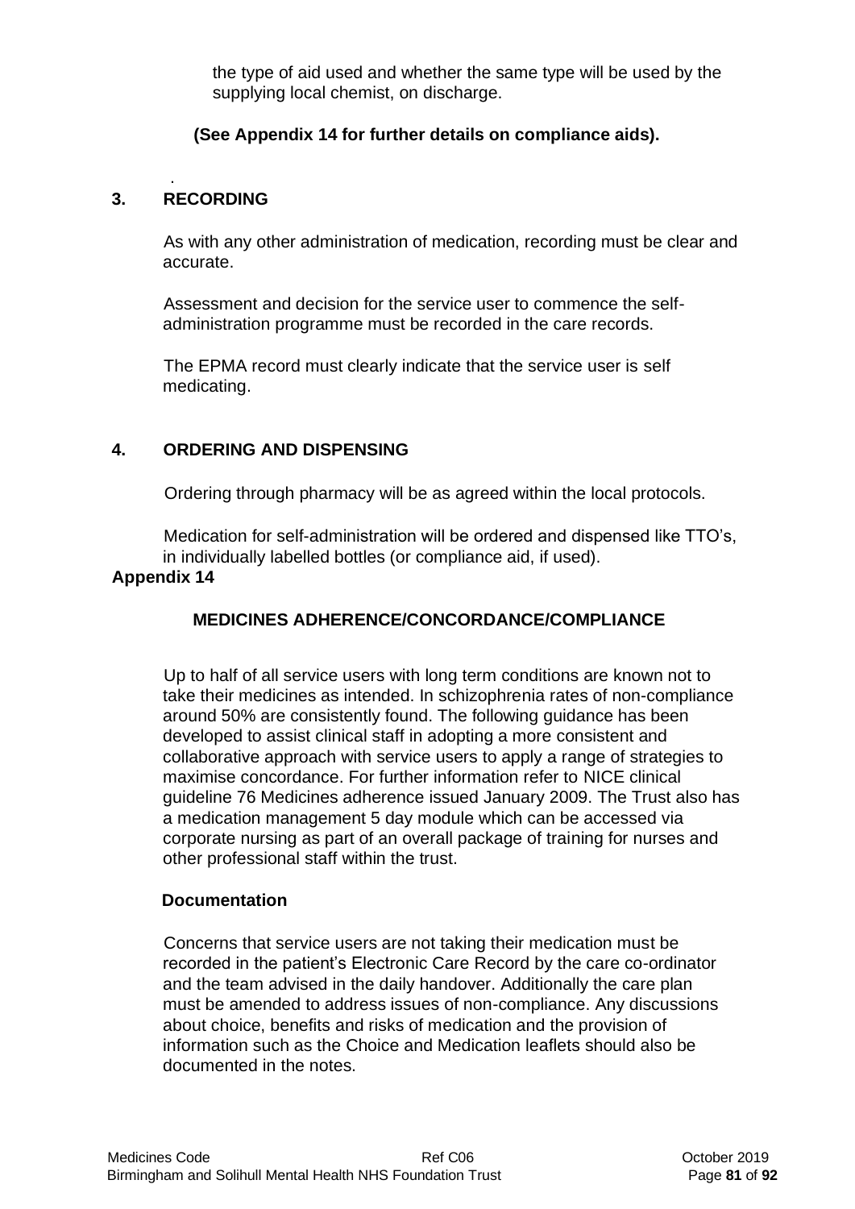the type of aid used and whether the same type will be used by the supplying local chemist, on discharge.

**(See Appendix 14 for further details on compliance aids).**

## 3. RECORDING

As with any other administration of medication, recording must be clear and accurate.

Assessment and decision for the service user to commence the self-administration programme must be recorded in the care records.

The EPMA record must clearly indicate that the service user is self medicating.

## 4. ORDERING AND DISPENSING

Ordering through pharmacy will be as agreed within the local protocols.

Medication for self-administration will be ordered and dispensed like TTO's, in individually labelled bottles (or compliance aid, if used).

# Appendix 14

## MEDICINES ADHERENCE/CONCORDANCE/COMPLIANCE

Up to half of all service users with long term conditions are known not to take their medicines as intended. In schizophrenia rates of non-compliance around 50% are consistently found. The following guidance has been developed to assist clinical staff in adopting a more consistent and collaborative approach with service users to apply a range of strategies to maximise concordance. For further information refer to NICE clinical guideline 76 Medicines adherence issued January 2009. The Trust also has a medication management 5 day module which can be accessed via corporate nursing as part of an overall package of training for nurses and other professional staff within the trust.

### Documentation

Concerns that service users are not taking their medication must be recorded in the patient's Electronic Care Record by the care co-ordinator and the team advised in the daily handover. Additionally the care plan must be amended to address issues of non-compliance. Any discussions about choice, benefits and risks of medication and the provision of information such as the Choice and Medication leaflets should also be documented in the notes.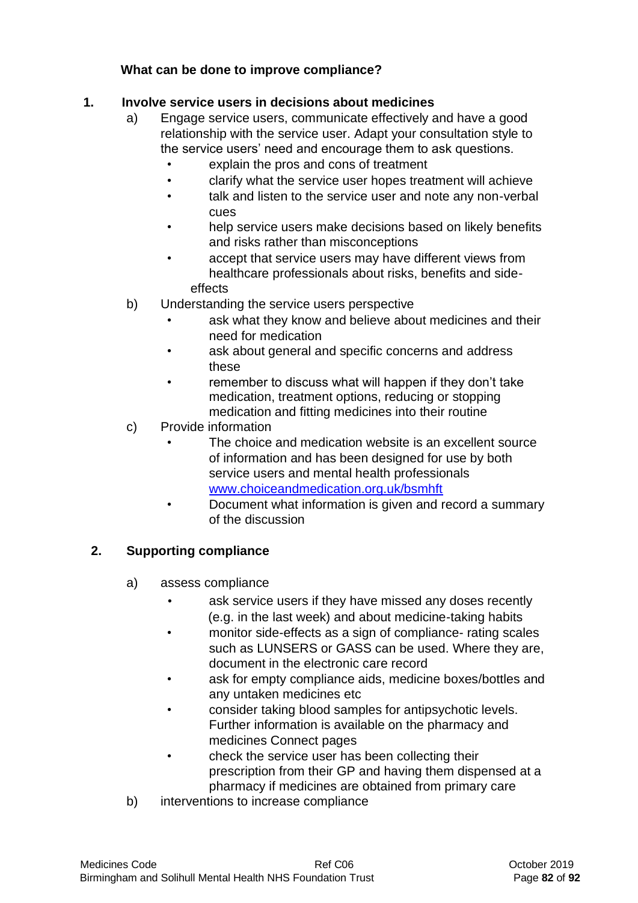**What can be done to improve compliance?**

1. **Involve service users in decisions about medicines**

   a) Engage service users, communicate effectively and have a good relationship with the service user. Adapt your consultation style to the service users' need and encourage them to ask questions.

   - explain the pros and cons of treatment
   - clarify what the service user hopes treatment will achieve
   - talk and listen to the service user and note any non-verbal cues
   - help service users make decisions based on likely benefits and risks rather than misconceptions
   - accept that service users may have different views from healthcare professionals about risks, benefits and side-effects

   b) Understanding the service users perspective

   - ask what they know and believe about medicines and their need for medication
   - ask about general and specific concerns and address these
   - remember to discuss what will happen if they don't take medication, treatment options, reducing or stopping medication and fitting medicines into their routine

   c) Provide information

   - The choice and medication website is an excellent source of information and has been designed for use by both service users and mental health professionals [www.choiceandmedication.org.uk/bsmhft](http://www.choiceandmedication.org.uk/bsmhft)
   - Document what information is given and record a summary of the discussion

2. **Supporting compliance**

   a) assess compliance

   - ask service users if they have missed any doses recently (e.g. in the last week) and about medicine-taking habits
   - monitor side-effects as a sign of compliance- rating scales such as LUNSERS or GASS can be used. Where they are, document in the electronic care record
   - ask for empty compliance aids, medicine boxes/bottles and any untaken medicines etc
   - consider taking blood samples for antipsychotic levels. Further information is available on the pharmacy and medicines Connect pages
   - check the service user has been collecting their prescription from their GP and having them dispensed at a pharmacy if medicines are obtained from primary care

   b) interventions to increase compliance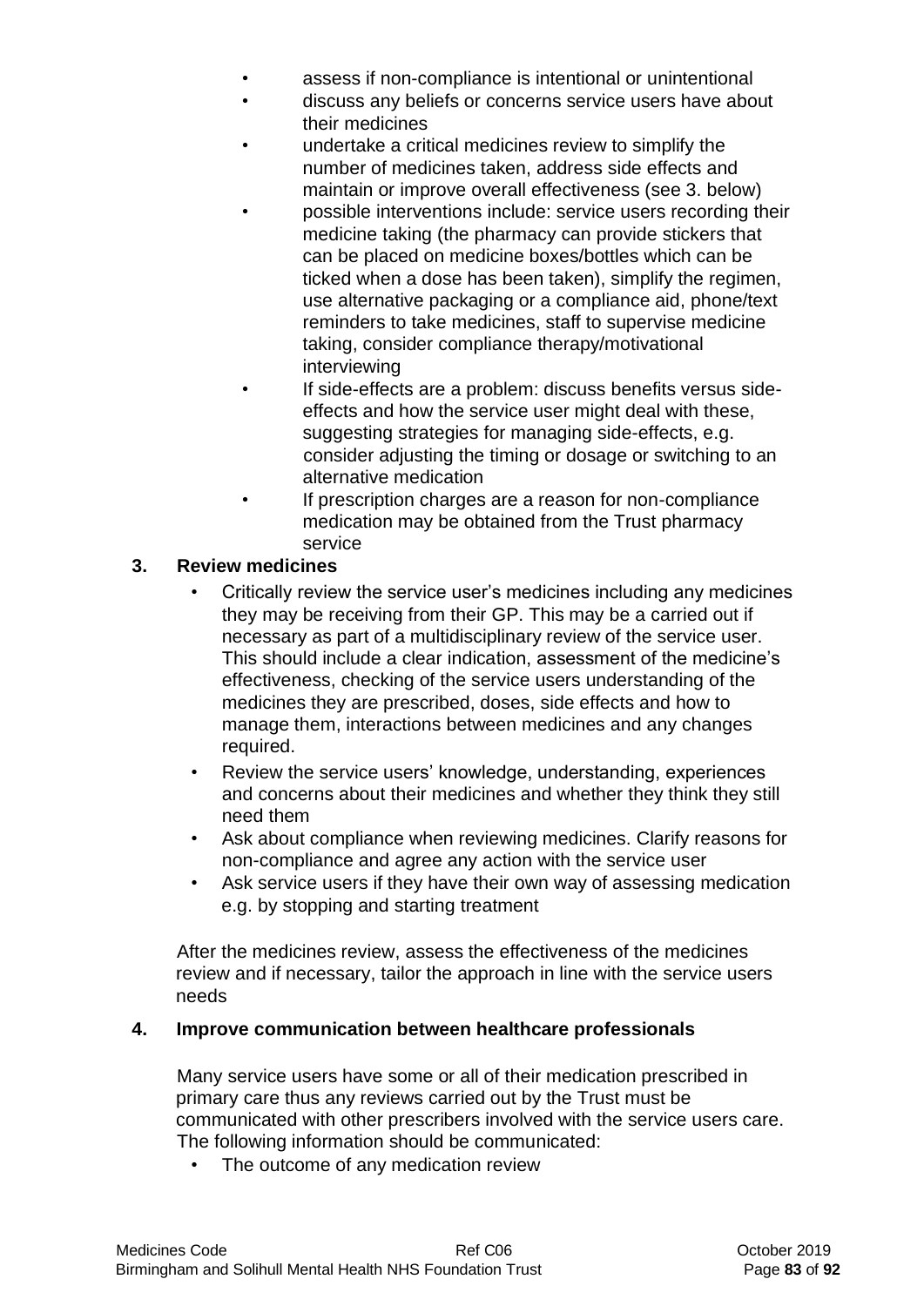- assess if non-compliance is intentional or unintentional
- discuss any beliefs or concerns service users have about their medicines
- undertake a critical medicines review to simplify the number of medicines taken, address side effects and maintain or improve overall effectiveness (see 3. below)
- possible interventions include: service users recording their medicine taking (the pharmacy can provide stickers that can be placed on medicine boxes/bottles which can be ticked when a dose has been taken), simplify the regimen, use alternative packaging or a compliance aid, phone/text reminders to take medicines, staff to supervise medicine taking, consider compliance therapy/motivational interviewing
- If side-effects are a problem: discuss benefits versus side-effects and how the service user might deal with these, suggesting strategies for managing side-effects, e.g. consider adjusting the timing or dosage or switching to an alternative medication
- If prescription charges are a reason for non-compliance medication may be obtained from the Trust pharmacy service

**3. Review medicines**

- Critically review the service user's medicines including any medicines they may be receiving from their GP. This may be a carried out if necessary as part of a multidisciplinary review of the service user. This should include a clear indication, assessment of the medicine's effectiveness, checking of the service users understanding of the medicines they are prescribed, doses, side effects and how to manage them, interactions between medicines and any changes required.
- Review the service users' knowledge, understanding, experiences and concerns about their medicines and whether they think they still need them
- Ask about compliance when reviewing medicines. Clarify reasons for non-compliance and agree any action with the service user
- Ask service users if they have their own way of assessing medication e.g. by stopping and starting treatment

After the medicines review, assess the effectiveness of the medicines review and if necessary, tailor the approach in line with the service users needs

**4. Improve communication between healthcare professionals**

Many service users have some or all of their medication prescribed in primary care thus any reviews carried out by the Trust must be communicated with other prescribers involved with the service users care. The following information should be communicated:

- The outcome of any medication review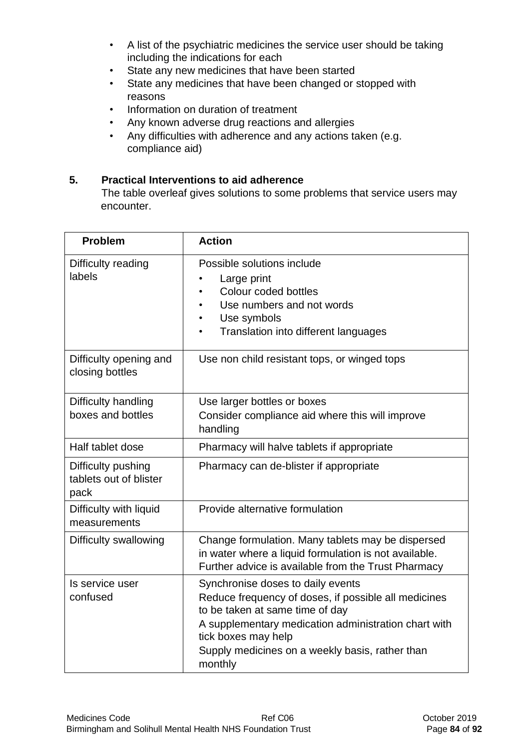- A list of the psychiatric medicines the service user should be taking including the indications for each
- State any new medicines that have been started
- State any medicines that have been changed or stopped with reasons
- Information on duration of treatment
- Any known adverse drug reactions and allergies
- Any difficulties with adherence and any actions taken (e.g. compliance aid)

## 5. Practical Interventions to aid adherence

The table overleaf gives solutions to some problems that service users may encounter.

| Problem | Action |
| --- | --- |
| Difficulty reading labels | Possible solutions include<br>• Large print<br>• Colour coded bottles<br>• Use numbers and not words<br>• Use symbols<br>• Translation into different languages |
| Difficulty opening and closing bottles | Use non child resistant tops, or winged tops |
| Difficulty handling boxes and bottles | Use larger bottles or boxes<br>Consider compliance aid where this will improve handling |
| Half tablet dose | Pharmacy will halve tablets if appropriate |
| Difficulty pushing tablets out of blister pack | Pharmacy can de-blister if appropriate |
| Difficulty with liquid measurements | Provide alternative formulation |
| Difficulty swallowing | Change formulation. Many tablets may be dispersed in water where a liquid formulation is not available. Further advice is available from the Trust Pharmacy |
| Is service user confused | Synchronise doses to daily events<br>Reduce frequency of doses, if possible all medicines to be taken at same time of day<br>A supplementary medication administration chart with tick boxes may help<br>Supply medicines on a weekly basis, rather than monthly |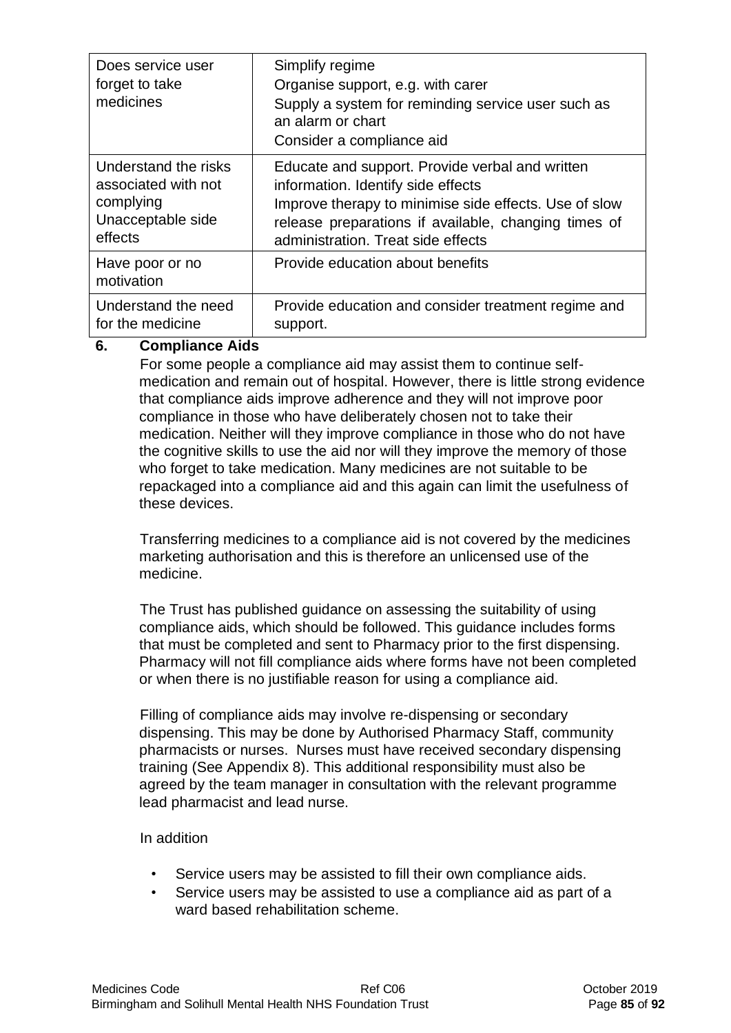| Does service user forget to take medicines | Simplify regime<br>Organise support, e.g. with carer<br>Supply a system for reminding service user such as an alarm or chart<br>Consider a compliance aid |
|---|---|
| Understand the risks associated with not complying<br>Unacceptable side effects | Educate and support. Provide verbal and written information. Identify side effects<br>Improve therapy to minimise side effects. Use of slow release preparations if available, changing times of administration. Treat side effects |
| Have poor or no motivation | Provide education about benefits |
| Understand the need for the medicine | Provide education and consider treatment regime and support. |

## 6. Compliance Aids

For some people a compliance aid may assist them to continue self-medication and remain out of hospital. However, there is little strong evidence that compliance aids improve adherence and they will not improve poor compliance in those who have deliberately chosen not to take their medication. Neither will they improve compliance in those who do not have the cognitive skills to use the aid nor will they improve the memory of those who forget to take medication. Many medicines are not suitable to be repackaged into a compliance aid and this again can limit the usefulness of these devices.

Transferring medicines to a compliance aid is not covered by the medicines marketing authorisation and this is therefore an unlicensed use of the medicine.

The Trust has published guidance on assessing the suitability of using compliance aids, which should be followed. This guidance includes forms that must be completed and sent to Pharmacy prior to the first dispensing. Pharmacy will not fill compliance aids where forms have not been completed or when there is no justifiable reason for using a compliance aid.

Filling of compliance aids may involve re-dispensing or secondary dispensing. This may be done by Authorised Pharmacy Staff, community pharmacists or nurses. Nurses must have received secondary dispensing training (See Appendix 8). This additional responsibility must also be agreed by the team manager in consultation with the relevant programme lead pharmacist and lead nurse.

In addition

- Service users may be assisted to fill their own compliance aids.
- Service users may be assisted to use a compliance aid as part of a ward based rehabilitation scheme.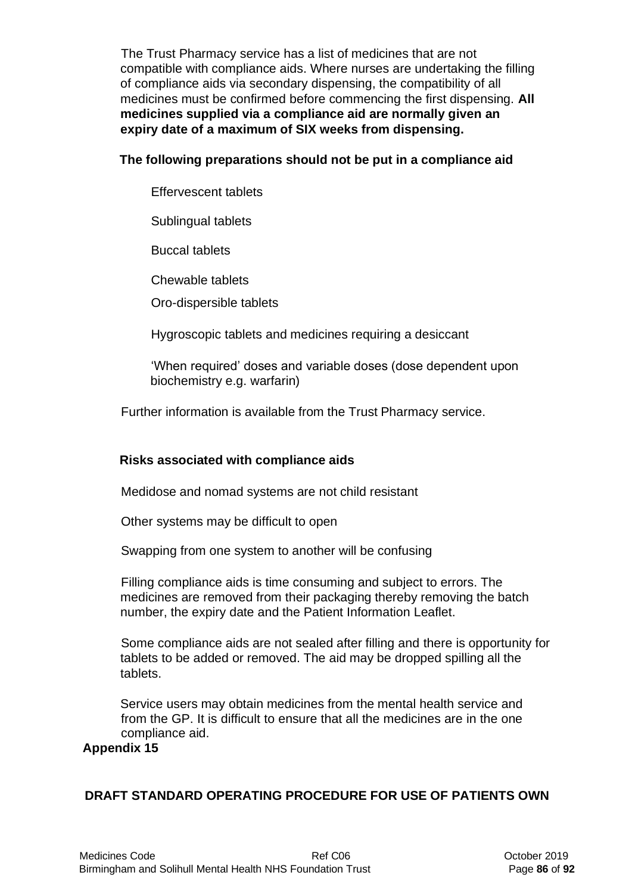The Trust Pharmacy service has a list of medicines that are not compatible with compliance aids. Where nurses are undertaking the filling of compliance aids via secondary dispensing, the compatibility of all medicines must be confirmed before commencing the first dispensing. **All medicines supplied via a compliance aid are normally given an expiry date of a maximum of SIX weeks from dispensing.**

**The following preparations should not be put in a compliance aid**

- Effervescent tablets
- Sublingual tablets
- Buccal tablets
- Chewable tablets
- Oro-dispersible tablets
- Hygroscopic tablets and medicines requiring a desiccant
- 'When required' doses and variable doses (dose dependent upon biochemistry e.g. warfarin)

Further information is available from the Trust Pharmacy service.

**Risks associated with compliance aids**

Medidose and nomad systems are not child resistant

Other systems may be difficult to open

Swapping from one system to another will be confusing

Filling compliance aids is time consuming and subject to errors. The medicines are removed from their packaging thereby removing the batch number, the expiry date and the Patient Information Leaflet.

Some compliance aids are not sealed after filling and there is opportunity for tablets to be added or removed. The aid may be dropped spilling all the tablets.

Service users may obtain medicines from the mental health service and from the GP. It is difficult to ensure that all the medicines are in the one compliance aid.

## Appendix 15

## DRAFT STANDARD OPERATING PROCEDURE FOR USE OF PATIENTS OWN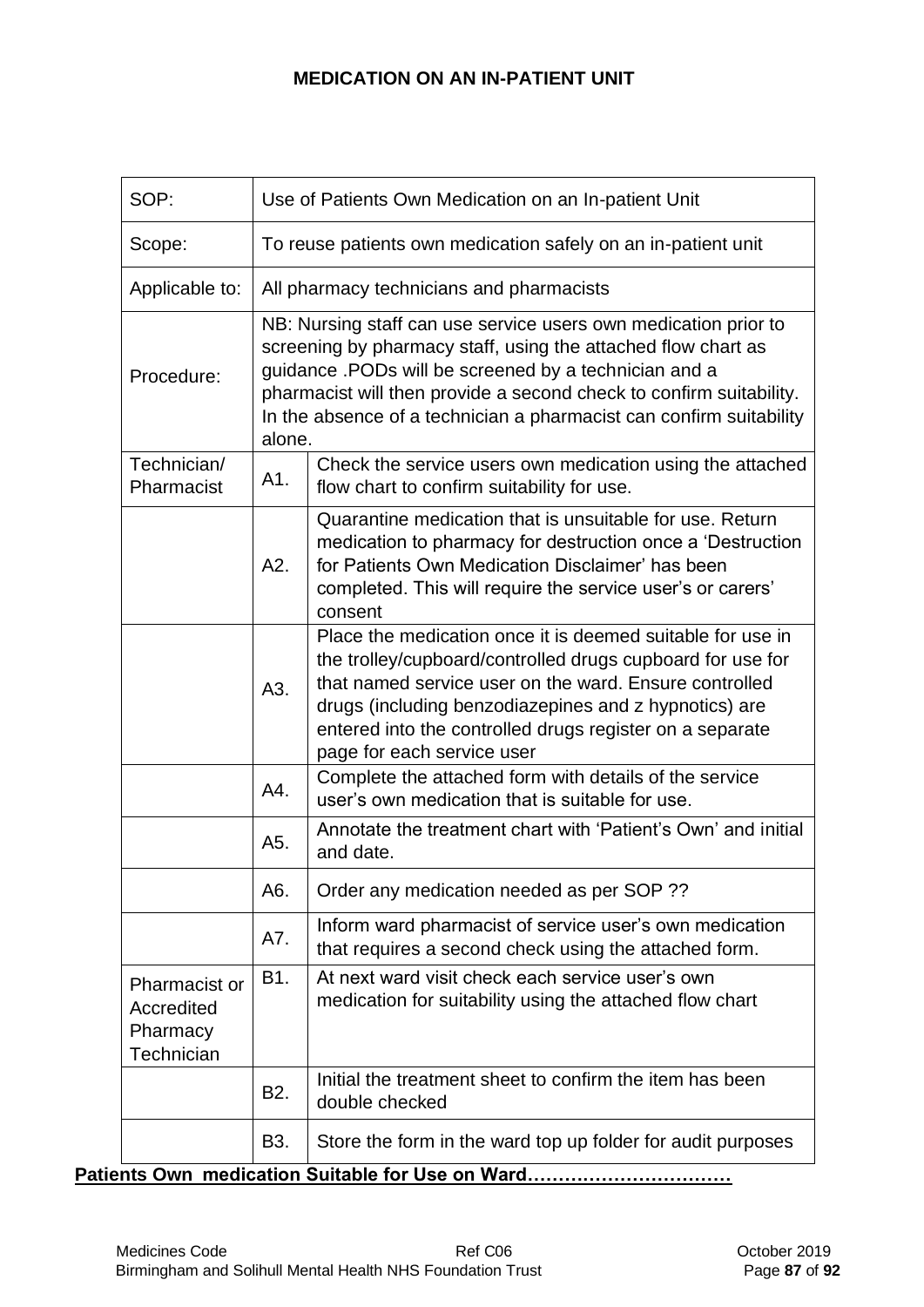**MEDICATION ON AN IN-PATIENT UNIT**

| SOP: | Use of Patients Own Medication on an In-patient Unit | |
|---|---|---|
| Scope: | To reuse patients own medication safely on an in-patient unit | |
| Applicable to: | All pharmacy technicians and pharmacists | |
| Procedure: | NB: Nursing staff can use service users own medication prior to screening by pharmacy staff, using the attached flow chart as guidance .PODs will be screened by a technician and a pharmacist will then provide a second check to confirm suitability. In the absence of a technician a pharmacist can confirm suitability alone. | |
| Technician/ Pharmacist | A1. | Check the service users own medication using the attached flow chart to confirm suitability for use. |
| | A2. | Quarantine medication that is unsuitable for use. Return medication to pharmacy for destruction once a 'Destruction for Patients Own Medication Disclaimer' has been completed. This will require the service user's or carers' consent |
| | A3. | Place the medication once it is deemed suitable for use in the trolley/cupboard/controlled drugs cupboard for use for that named service user on the ward. Ensure controlled drugs (including benzodiazepines and z hypnotics) are entered into the controlled drugs register on a separate page for each service user |
| | A4. | Complete the attached form with details of the service user's own medication that is suitable for use. |
| | A5. | Annotate the treatment chart with 'Patient's Own' and initial and date. |
| | A6. | Order any medication needed as per SOP ?? |
| | A7. | Inform ward pharmacist of service user's own medication that requires a second check using the attached form. |
| Pharmacist or Accredited Pharmacy Technician | B1. | At next ward visit check each service user's own medication for suitability using the attached flow chart |
| | B2. | Initial the treatment sheet to confirm the item has been double checked |
| | B3. | Store the form in the ward top up folder for audit purposes |

**Patients Own medication Suitable for Use on Ward……………………………**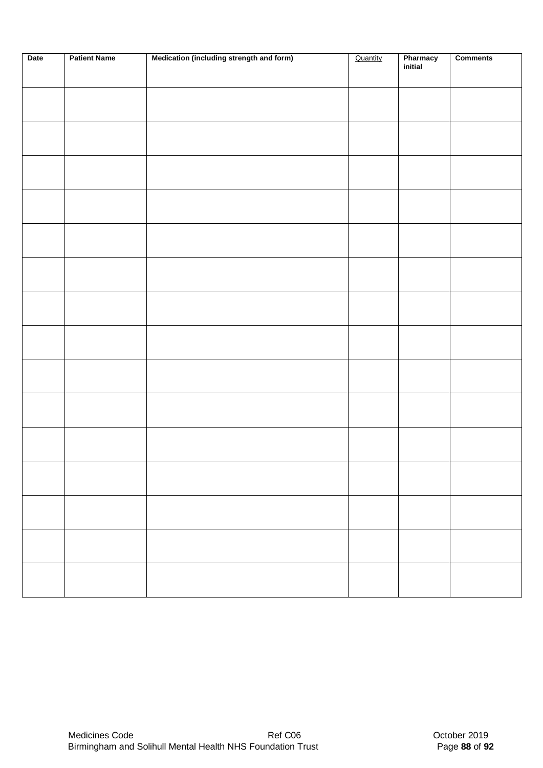| Date | Patient Name | Medication (including strength and form) | Quantity | Pharmacy initial | Comments |
|---|---|---|---|---|---|
| | | | | | |
| | | | | | |
| | | | | | |
| | | | | | |
| | | | | | |
| | | | | | |
| | | | | | |
| | | | | | |
| | | | | | |
| | | | | | |
| | | | | | |
| | | | | | |
| | | | | | |
| | | | | | |
| | | | | | |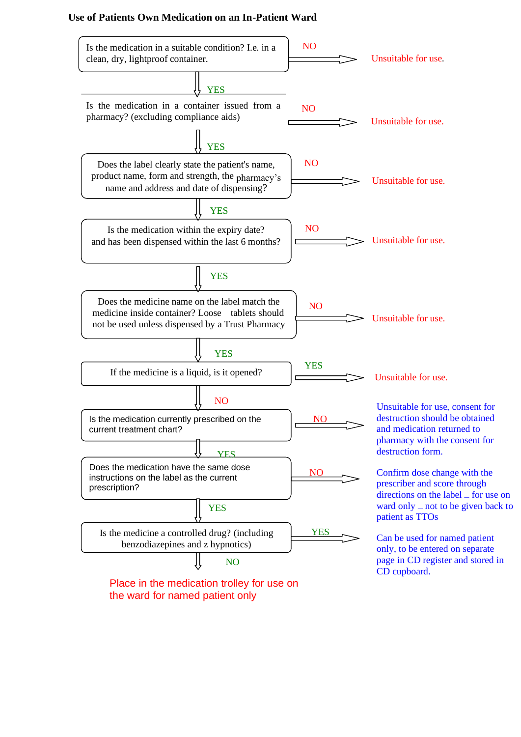# Use of Patients Own Medication on an In-Patient Ward

1. **Is the medication in a suitable condition? I.e. in a clean, dry, lightproof container.**
   - NO → Unsuitable for use.
   - YES → continue

2. **Is the medication in a container issued from a pharmacy? (excluding compliance aids)**
   - NO → Unsuitable for use.
   - YES → continue

3. **Does the label clearly state the patient's name, product name, form and strength, the pharmacy's name and address and date of dispensing?**
   - NO → Unsuitable for use.
   - YES → continue

4. **Is the medication within the expiry date? and has been dispensed within the last 6 months?**
   - NO → Unsuitable for use.
   - YES → continue

5. **Does the medicine name on the label match the medicine inside container? Loose tablets should not be used unless dispensed by a Trust Pharmacy**
   - NO → Unsuitable for use.
   - YES → continue

6. **If the medicine is a liquid, is it opened?**
   - YES → Unsuitable for use.
   - NO → continue

7. **Is the medication currently prescribed on the current treatment chart?**
   - NO → Unsuitable for use, consent for destruction should be obtained and medication returned to pharmacy with the consent for destruction form.
   - YES → continue

8. **Does the medication have the same dose instructions on the label as the current prescription?**
   - NO → Confirm dose change with the prescriber and score through directions on the label – for use on ward only – not to be given back to patient as TTOs
   - YES → continue

9. **Is the medicine a controlled drug? (including benzodiazepines and z hypnotics)**
   - YES → Can be used for named patient only, to be entered on separate page in CD register and stored in CD cupboard.
   - NO → Place in the medication trolley for use on the ward for named patient only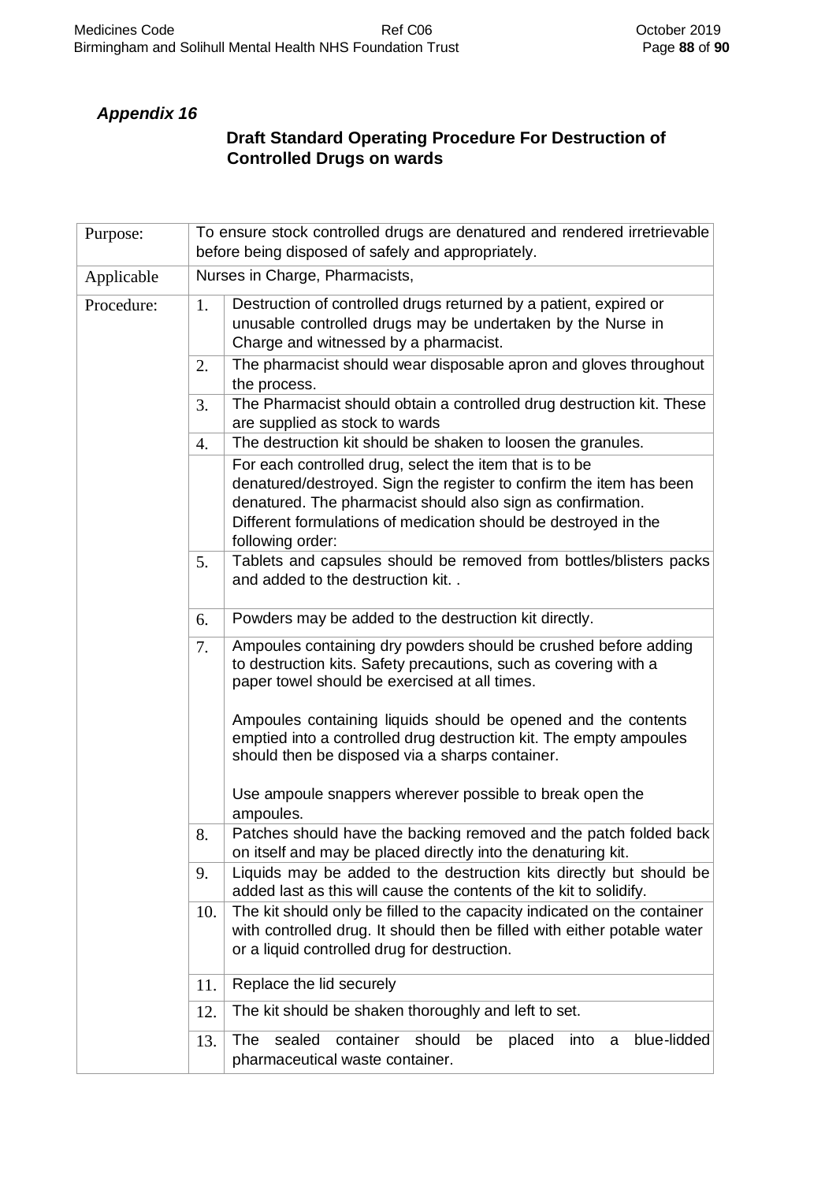*Appendix 16*

## Draft Standard Operating Procedure For Destruction of Controlled Drugs on wards

| | | |
|---|---|---|
| Purpose: | To ensure stock controlled drugs are denatured and rendered irretrievable before being disposed of safely and appropriately. | |
| Applicable | Nurses in Charge, Pharmacists, | |
| Procedure: | 1. | Destruction of controlled drugs returned by a patient, expired or unusable controlled drugs may be undertaken by the Nurse in Charge and witnessed by a pharmacist. |
| | 2. | The pharmacist should wear disposable apron and gloves throughout the process. |
| | 3. | The Pharmacist should obtain a controlled drug destruction kit. These are supplied as stock to wards |
| | 4. | The destruction kit should be shaken to loosen the granules. |
| | | For each controlled drug, select the item that is to be denatured/destroyed. Sign the register to confirm the item has been denatured. The pharmacist should also sign as confirmation. Different formulations of medication should be destroyed in the following order: |
| | 5. | Tablets and capsules should be removed from bottles/blisters packs and added to the destruction kit. . |
| | 6. | Powders may be added to the destruction kit directly. |
| | 7. | Ampoules containing dry powders should be crushed before adding to destruction kits. Safety precautions, such as covering with a paper towel should be exercised at all times.<br><br>Ampoules containing liquids should be opened and the contents emptied into a controlled drug destruction kit. The empty ampoules should then be disposed via a sharps container.<br><br>Use ampoule snappers wherever possible to break open the ampoules. |
| | 8. | Patches should have the backing removed and the patch folded back on itself and may be placed directly into the denaturing kit. |
| | 9. | Liquids may be added to the destruction kits directly but should be added last as this will cause the contents of the kit to solidify. |
| | 10. | The kit should only be filled to the capacity indicated on the container with controlled drug. It should then be filled with either potable water or a liquid controlled drug for destruction. |
| | 11. | Replace the lid securely |
| | 12. | The kit should be shaken thoroughly and left to set. |
| | 13. | The sealed container should be placed into a blue-lidded pharmaceutical waste container. |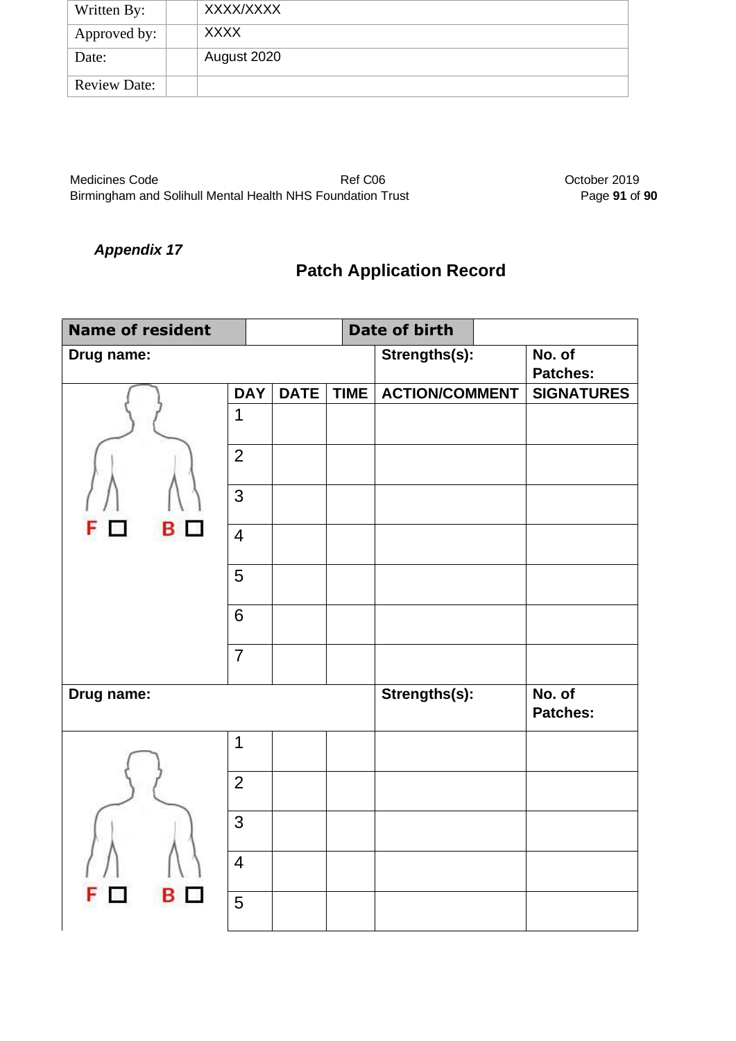| Written By: | | XXXX/XXXX |
|---|---|---|
| Approved by: | | XXXX |
| Date: | | August 2020 |
| Review Date: | | |

*Appendix 17*

## Patch Application Record

| Name of resident | | Date of birth | | | |
|---|---|---|---|---|---|
| **Drug name:** | | | | **Strengths(s):** | **No. of Patches:** |
| F ☐ B ☐ | **DAY** | **DATE** | **TIME** | **ACTION/COMMENT** | **SIGNATURES** |
| | 1 | | | | |
| | 2 | | | | |
| | 3 | | | | |
| | 4 | | | | |
| | 5 | | | | |
| | 6 | | | | |
| | 7 | | | | |
| **Drug name:** | | | | **Strengths(s):** | **No. of Patches:** |
| F ☐ B ☐ | 1 | | | | |
| | 2 | | | | |
| | 3 | | | | |
| | 4 | | | | |
| | 5 | | | | |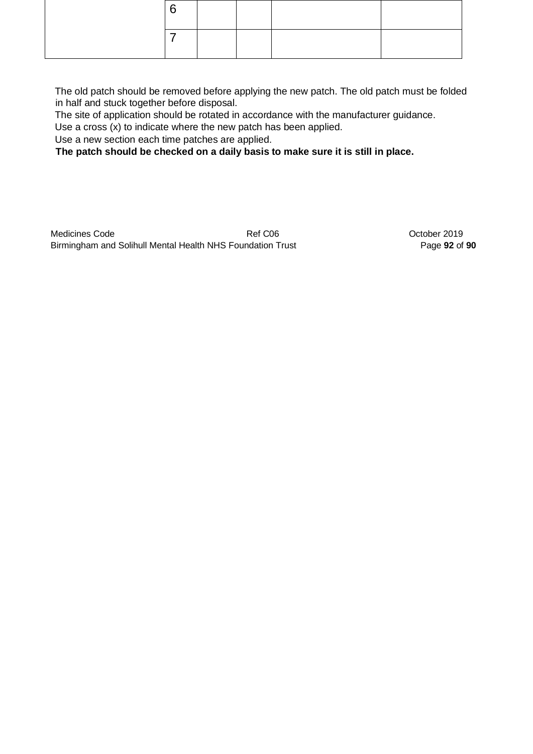| | | | | | |
|---|---|---|---|---|---|
| | 6 | | | | |
| | 7 | | | | |

The old patch should be removed before applying the new patch. The old patch must be folded in half and stuck together before disposal.

The site of application should be rotated in accordance with the manufacturer guidance.

Use a cross (x) to indicate where the new patch has been applied.

Use a new section each time patches are applied.

**The patch should be checked on a daily basis to make sure it is still in place.**